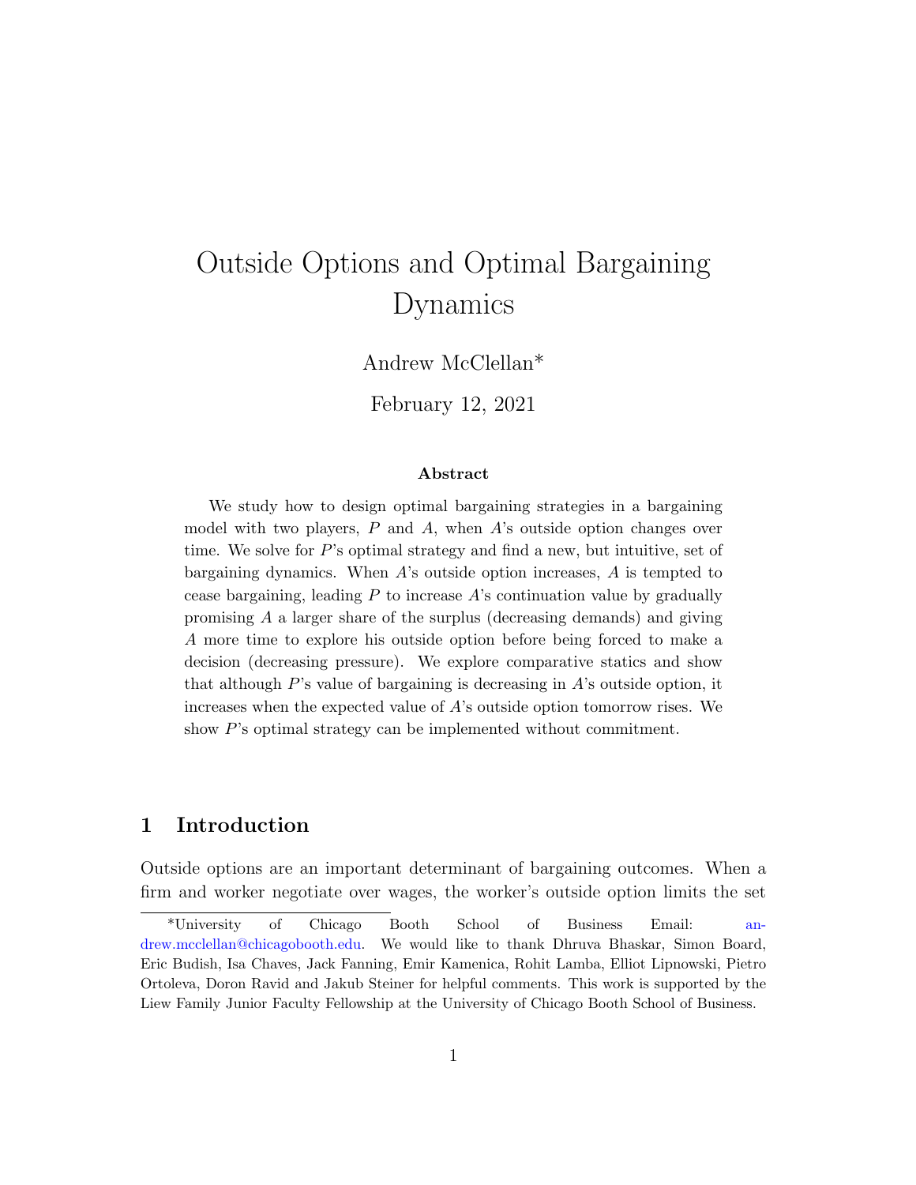# Outside Options and Optimal Bargaining Dynamics

Andrew McClellan*

February 12, 2021

### Abstract

We study how to design optimal bargaining strategies in a bargaining model with two players, $P$ and $A$, when $A$'s outside option changes over time. We solve for $P$'s optimal strategy and find a new, but intuitive, set of bargaining dynamics. When $A$'s outside option increases, $A$ is tempted to cease bargaining, leading $P$ to increase $A$'s continuation value by gradually promising $A$ a larger share of the surplus (decreasing demands) and giving $A$ more time to explore his outside option before being forced to make a decision (decreasing pressure). We explore comparative statics and show that although $P$'s value of bargaining is decreasing in $A$'s outside option, it increases when the expected value of $A$'s outside option tomorrow rises. We show $P$'s optimal strategy can be implemented without commitment.

## 1 Introduction

Outside options are an important determinant of bargaining outcomes. When a firm and worker negotiate over wages, the worker's outside option limits the set

*University of Chicago Booth School of Business Email: andrew.mcclellan@chicagobooth.edu. We would like to thank Dhruva Bhaskar, Simon Board, Eric Budish, Isa Chaves, Jack Fanning, Emir Kamenica, Rohit Lamba, Elliot Lipnowski, Pietro Ortoleva, Doron Ravid and Jakub Steiner for helpful comments. This work is supported by the Liew Family Junior Faculty Fellowship at the University of Chicago Booth School of Business.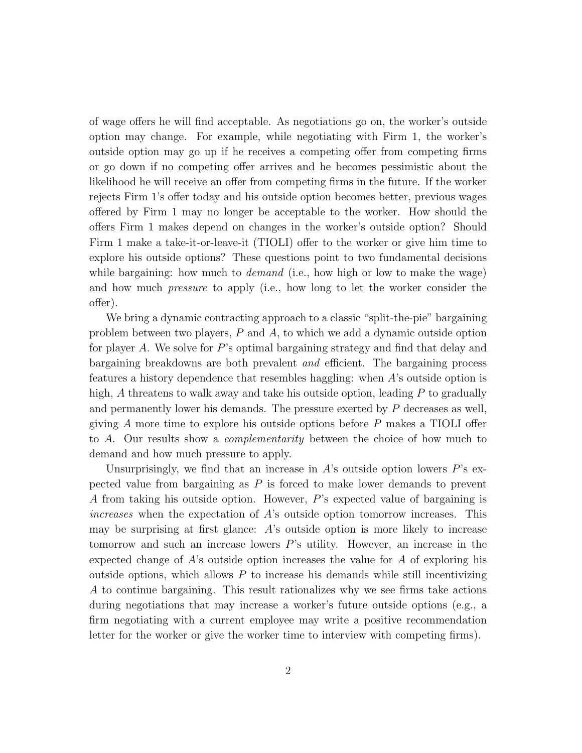of wage offers he will find acceptable. As negotiations go on, the worker's outside option may change. For example, while negotiating with Firm 1, the worker's outside option may go up if he receives a competing offer from competing firms or go down if no competing offer arrives and he becomes pessimistic about the likelihood he will receive an offer from competing firms in the future. If the worker rejects Firm 1's offer today and his outside option becomes better, previous wages offered by Firm 1 may no longer be acceptable to the worker. How should the offers Firm 1 makes depend on changes in the worker's outside option? Should Firm 1 make a take-it-or-leave-it (TIOLI) offer to the worker or give him time to explore his outside options? These questions point to two fundamental decisions while bargaining: how much to *demand* (i.e., how high or low to make the wage) and how much *pressure* to apply (i.e., how long to let the worker consider the offer).

We bring a dynamic contracting approach to a classic "split-the-pie" bargaining problem between two players, $P$ and $A$, to which we add a dynamic outside option for player $A$. We solve for $P$'s optimal bargaining strategy and find that delay and bargaining breakdowns are both prevalent *and* efficient. The bargaining process features a history dependence that resembles haggling: when $A$'s outside option is high, $A$ threatens to walk away and take his outside option, leading $P$ to gradually and permanently lower his demands. The pressure exerted by $P$ decreases as well, giving $A$ more time to explore his outside options before $P$ makes a TIOLI offer to $A$. Our results show a *complementarity* between the choice of how much to demand and how much pressure to apply.

Unsurprisingly, we find that an increase in $A$'s outside option lowers $P$'s expected value from bargaining as $P$ is forced to make lower demands to prevent $A$ from taking his outside option. However, $P$'s expected value of bargaining is *increases* when the expectation of $A$'s outside option tomorrow increases. This may be surprising at first glance: $A$'s outside option is more likely to increase tomorrow and such an increase lowers $P$'s utility. However, an increase in the expected change of $A$'s outside option increases the value for $A$ of exploring his outside options, which allows $P$ to increase his demands while still incentivizing $A$ to continue bargaining. This result rationalizes why we see firms take actions during negotiations that may increase a worker's future outside options (e.g., a firm negotiating with a current employee may write a positive recommendation letter for the worker or give the worker time to interview with competing firms).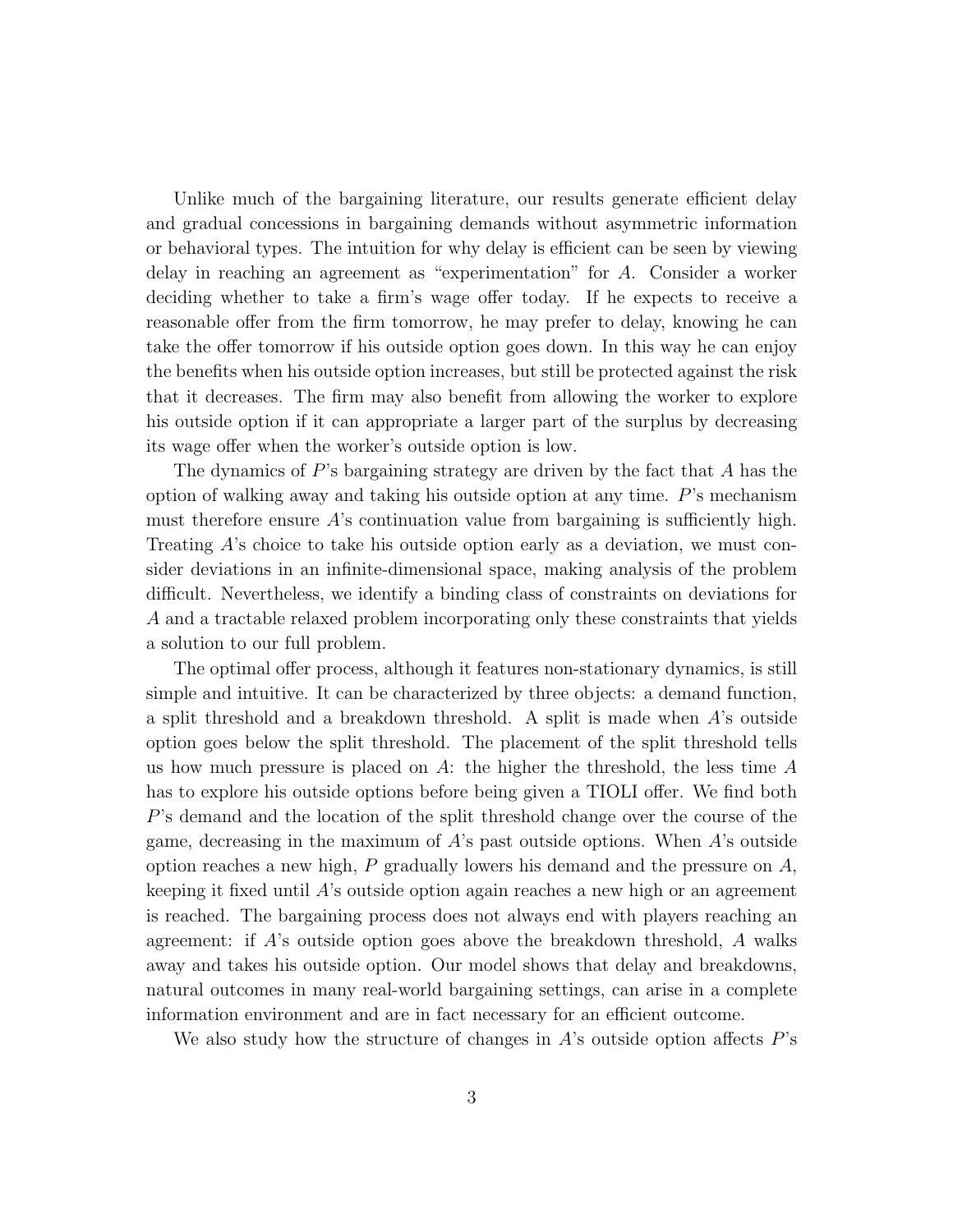Unlike much of the bargaining literature, our results generate efficient delay and gradual concessions in bargaining demands without asymmetric information or behavioral types. The intuition for why delay is efficient can be seen by viewing delay in reaching an agreement as "experimentation" for $A$. Consider a worker deciding whether to take a firm's wage offer today. If he expects to receive a reasonable offer from the firm tomorrow, he may prefer to delay, knowing he can take the offer tomorrow if his outside option goes down. In this way he can enjoy the benefits when his outside option increases, but still be protected against the risk that it decreases. The firm may also benefit from allowing the worker to explore his outside option if it can appropriate a larger part of the surplus by decreasing its wage offer when the worker's outside option is low.

The dynamics of $P$'s bargaining strategy are driven by the fact that $A$ has the option of walking away and taking his outside option at any time. $P$'s mechanism must therefore ensure $A$'s continuation value from bargaining is sufficiently high. Treating $A$'s choice to take his outside option early as a deviation, we must consider deviations in an infinite-dimensional space, making analysis of the problem difficult. Nevertheless, we identify a binding class of constraints on deviations for $A$ and a tractable relaxed problem incorporating only these constraints that yields a solution to our full problem.

The optimal offer process, although it features non-stationary dynamics, is still simple and intuitive. It can be characterized by three objects: a demand function, a split threshold and a breakdown threshold. A split is made when $A$'s outside option goes below the split threshold. The placement of the split threshold tells us how much pressure is placed on $A$: the higher the threshold, the less time $A$ has to explore his outside options before being given a TIOLI offer. We find both $P$'s demand and the location of the split threshold change over the course of the game, decreasing in the maximum of $A$'s past outside options. When $A$'s outside option reaches a new high, $P$ gradually lowers his demand and the pressure on $A$, keeping it fixed until $A$'s outside option again reaches a new high or an agreement is reached. The bargaining process does not always end with players reaching an agreement: if $A$'s outside option goes above the breakdown threshold, $A$ walks away and takes his outside option. Our model shows that delay and breakdowns, natural outcomes in many real-world bargaining settings, can arise in a complete information environment and are in fact necessary for an efficient outcome.

We also study how the structure of changes in $A$'s outside option affects $P$'s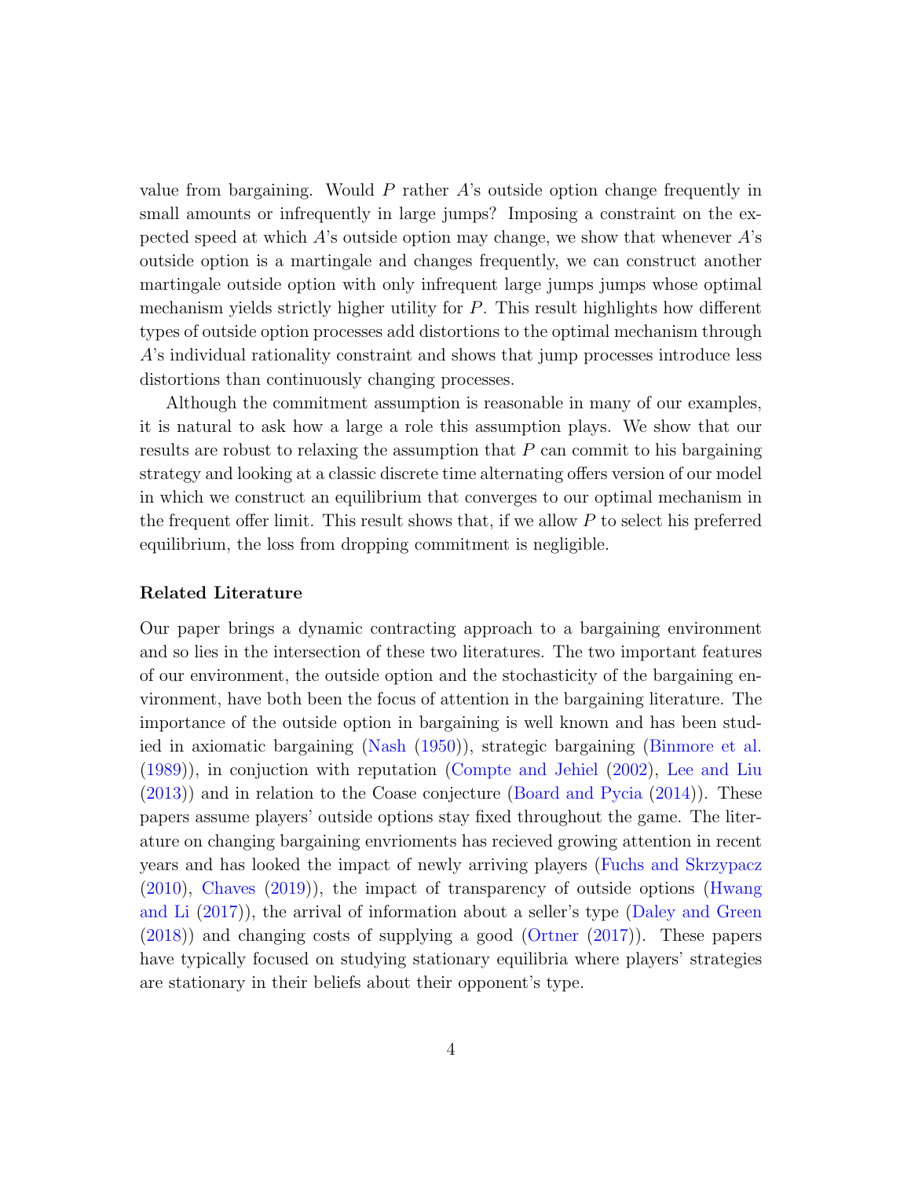value from bargaining. Would $P$ rather $A$'s outside option change frequently in small amounts or infrequently in large jumps? Imposing a constraint on the expected speed at which $A$'s outside option may change, we show that whenever $A$'s outside option is a martingale and changes frequently, we can construct another martingale outside option with only infrequent large jumps jumps whose optimal mechanism yields strictly higher utility for $P$. This result highlights how different types of outside option processes add distortions to the optimal mechanism through $A$'s individual rationality constraint and shows that jump processes introduce less distortions than continuously changing processes.

Although the commitment assumption is reasonable in many of our examples, it is natural to ask how a large a role this assumption plays. We show that our results are robust to relaxing the assumption that $P$ can commit to his bargaining strategy and looking at a classic discrete time alternating offers version of our model in which we construct an equilibrium that converges to our optimal mechanism in the frequent offer limit. This result shows that, if we allow $P$ to select his preferred equilibrium, the loss from dropping commitment is negligible.

**Related Literature**

Our paper brings a dynamic contracting approach to a bargaining environment and so lies in the intersection of these two literatures. The two important features of our environment, the outside option and the stochasticity of the bargaining environment, have both been the focus of attention in the bargaining literature. The importance of the outside option in bargaining is well known and has been studied in axiomatic bargaining (Nash (1950)), strategic bargaining (Binmore et al. (1989)), in conjuction with reputation (Compte and Jehiel (2002), Lee and Liu (2013)) and in relation to the Coase conjecture (Board and Pycia (2014)). These papers assume players' outside options stay fixed throughout the game. The literature on changing bargaining envrioments has recieved growing attention in recent years and has looked the impact of newly arriving players (Fuchs and Skrzypacz (2010), Chaves (2019)), the impact of transparency of outside options (Hwang and Li (2017)), the arrival of information about a seller's type (Daley and Green (2018)) and changing costs of supplying a good (Ortner (2017)). These papers have typically focused on studying stationary equilibria where players' strategies are stationary in their beliefs about their opponent's type.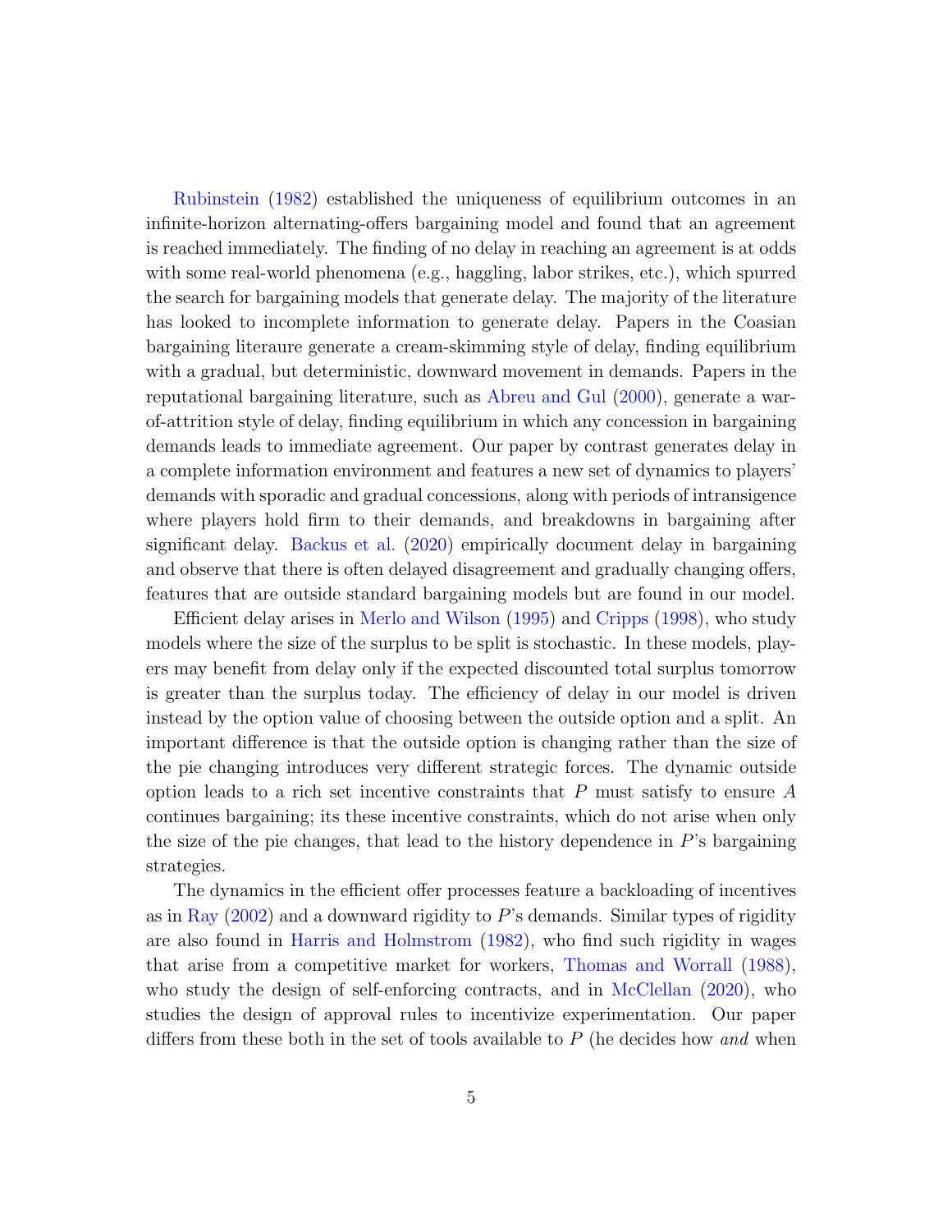Rubinstein (1982) established the uniqueness of equilibrium outcomes in an infinite-horizon alternating-offers bargaining model and found that an agreement is reached immediately. The finding of no delay in reaching an agreement is at odds with some real-world phenomena (e.g., haggling, labor strikes, etc.), which spurred the search for bargaining models that generate delay. The majority of the literature has looked to incomplete information to generate delay. Papers in the Coasian bargaining literaure generate a cream-skimming style of delay, finding equilibrium with a gradual, but deterministic, downward movement in demands. Papers in the reputational bargaining literature, such as Abreu and Gul (2000), generate a war-of-attrition style of delay, finding equilibrium in which any concession in bargaining demands leads to immediate agreement. Our paper by contrast generates delay in a complete information environment and features a new set of dynamics to players' demands with sporadic and gradual concessions, along with periods of intransigence where players hold firm to their demands, and breakdowns in bargaining after significant delay. Backus et al. (2020) empirically document delay in bargaining and observe that there is often delayed disagreement and gradually changing offers, features that are outside standard bargaining models but are found in our model.

Efficient delay arises in Merlo and Wilson (1995) and Cripps (1998), who study models where the size of the surplus to be split is stochastic. In these models, players may benefit from delay only if the expected discounted total surplus tomorrow is greater than the surplus today. The efficiency of delay in our model is driven instead by the option value of choosing between the outside option and a split. An important difference is that the outside option is changing rather than the size of the pie changing introduces very different strategic forces. The dynamic outside option leads to a rich set incentive constraints that $P$ must satisfy to ensure $A$ continues bargaining; its these incentive constraints, which do not arise when only the size of the pie changes, that lead to the history dependence in $P$'s bargaining strategies.

The dynamics in the efficient offer processes feature a backloading of incentives as in Ray (2002) and a downward rigidity to $P$'s demands. Similar types of rigidity are also found in Harris and Holmstrom (1982), who find such rigidity in wages that arise from a competitive market for workers, Thomas and Worrall (1988), who study the design of self-enforcing contracts, and in McClellan (2020), who studies the design of approval rules to incentivize experimentation. Our paper differs from these both in the set of tools available to $P$ (he decides how *and* when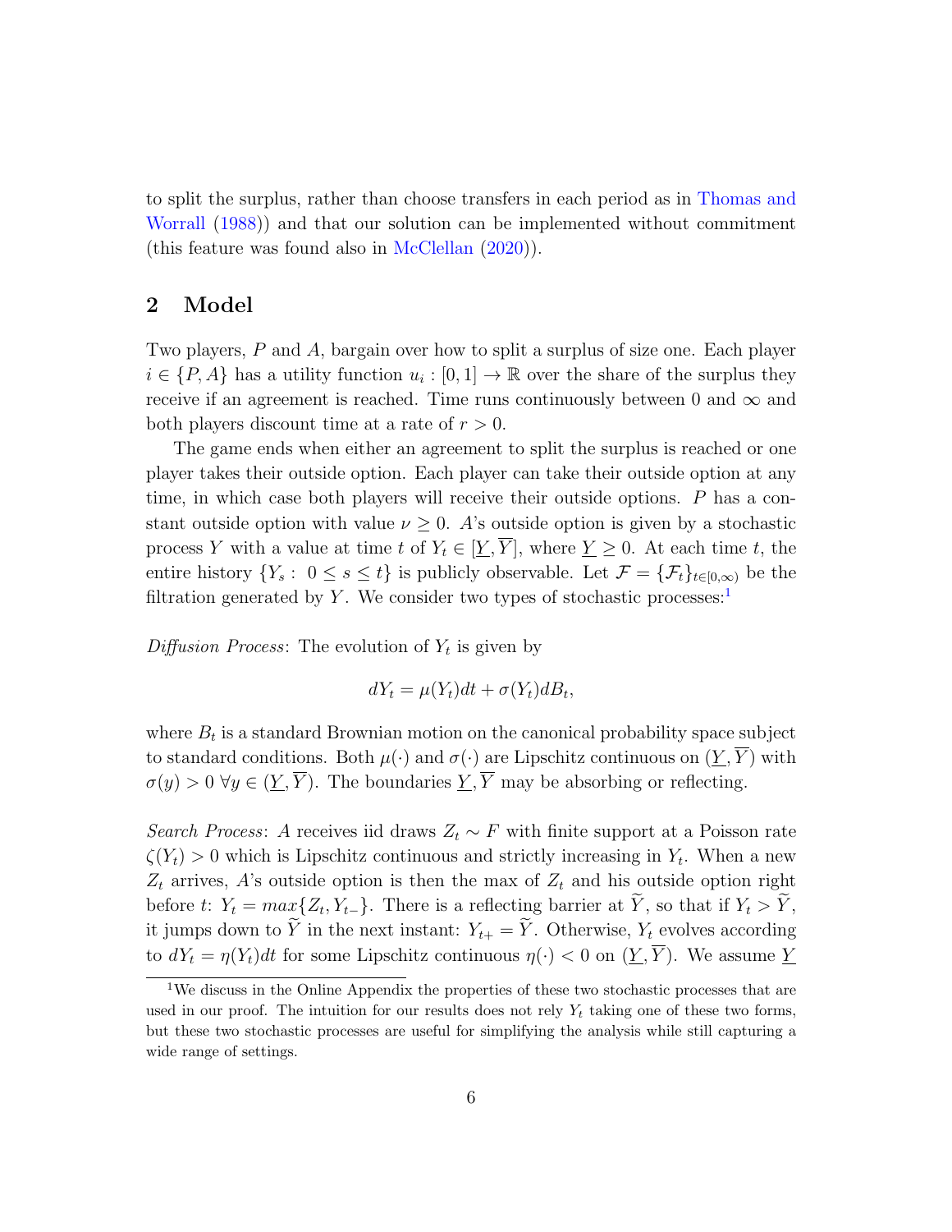to split the surplus, rather than choose transfers in each period as in Thomas and Worrall (1988)) and that our solution can be implemented without commitment (this feature was found also in McClellan (2020)).

## 2 Model

Two players, $P$ and $A$, bargain over how to split a surplus of size one. Each player $i \in \{P, A\}$ has a utility function $u_i : [0, 1] \to \mathbb{R}$ over the share of the surplus they receive if an agreement is reached. Time runs continuously between 0 and $\infty$ and both players discount time at a rate of $r > 0$.

The game ends when either an agreement to split the surplus is reached or one player takes their outside option. Each player can take their outside option at any time, in which case both players will receive their outside options. $P$ has a constant outside option with value $\nu \geq 0$. $A$'s outside option is given by a stochastic process $Y$ with a value at time $t$ of $Y_t \in [\underline{Y}, \overline{Y}]$, where $\underline{Y} \geq 0$. At each time $t$, the entire history $\{Y_s : 0 \leq s \leq t\}$ is publicly observable. Let $\mathcal{F} = \{\mathcal{F}_t\}_{t \in [0,\infty)}$ be the filtration generated by $Y$. We consider two types of stochastic processes:[1]

*Diffusion Process*: The evolution of $Y_t$ is given by

$$dY_t = \mu(Y_t)dt + \sigma(Y_t)dB_t,$$

where $B_t$ is a standard Brownian motion on the canonical probability space subject to standard conditions. Both $\mu(\cdot)$ and $\sigma(\cdot)$ are Lipschitz continuous on $(\underline{Y}, \overline{Y})$ with $\sigma(y) > 0 \; \forall y \in (\underline{Y}, \overline{Y})$. The boundaries $\underline{Y}, \overline{Y}$ may be absorbing or reflecting.

*Search Process*: $A$ receives iid draws $Z_t \sim F$ with finite support at a Poisson rate $\zeta(Y_t) > 0$ which is Lipschitz continuous and strictly increasing in $Y_t$. When a new $Z_t$ arrives, $A$'s outside option is then the max of $Z_t$ and his outside option right before $t$: $Y_t = max\{Z_t, Y_{t-}\}$. There is a reflecting barrier at $\widetilde{Y}$, so that if $Y_t > \widetilde{Y}$, it jumps down to $\widetilde{Y}$ in the next instant: $Y_{t+} = \widetilde{Y}$. Otherwise, $Y_t$ evolves according to $dY_t = \eta(Y_t)dt$ for some Lipschitz continuous $\eta(\cdot) < 0$ on $(\underline{Y}, \overline{Y})$. We assume $\underline{Y}$

[1] We discuss in the Online Appendix the properties of these two stochastic processes that are used in our proof. The intuition for our results does not rely $Y_t$ taking one of these two forms, but these two stochastic processes are useful for simplifying the analysis while still capturing a wide range of settings.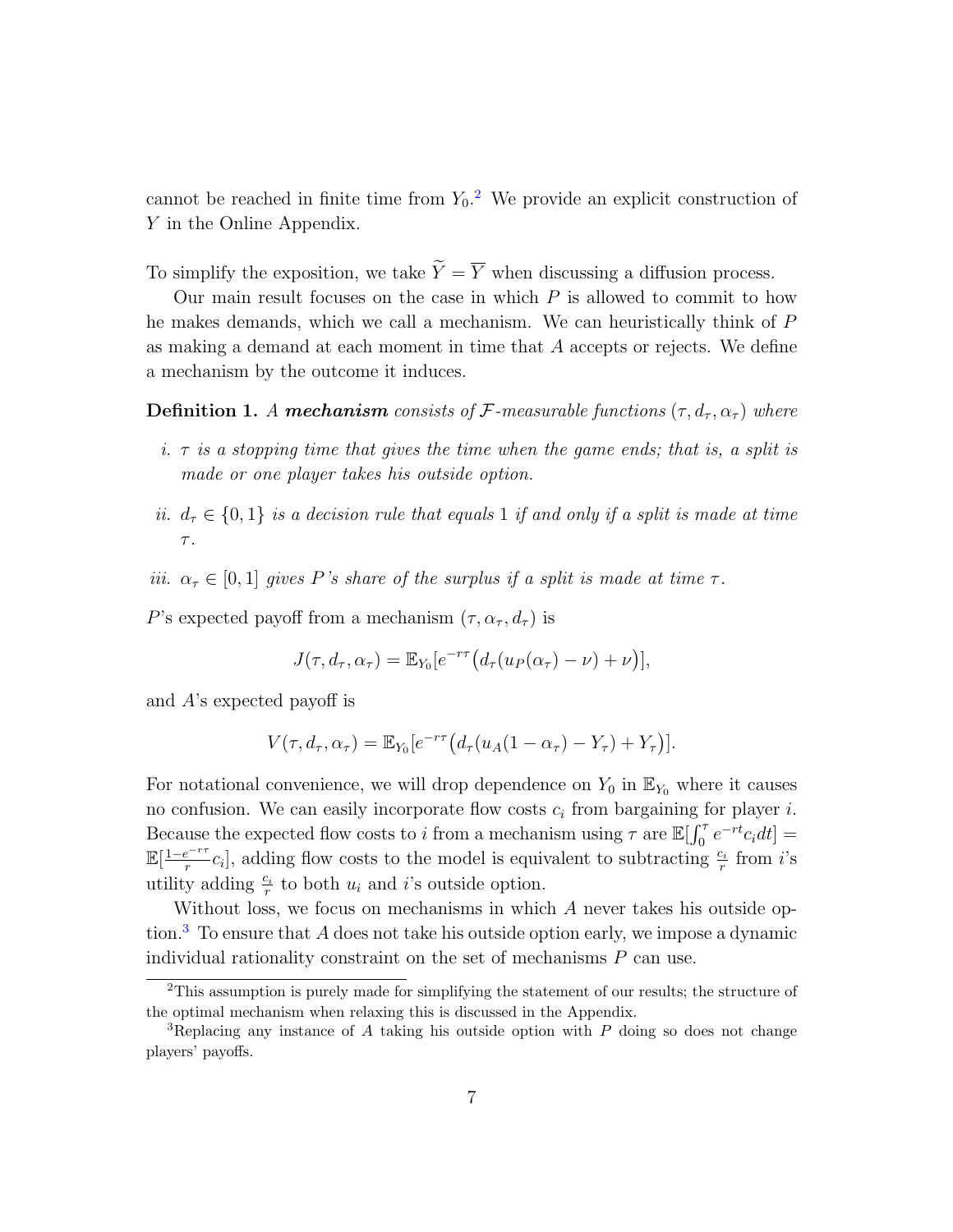cannot be reached in finite time from $Y_0$.[2] We provide an explicit construction of $Y$ in the Online Appendix.

To simplify the exposition, we take $\widetilde{Y} = \overline{Y}$ when discussing a diffusion process.

Our main result focuses on the case in which $P$ is allowed to commit to how he makes demands, which we call a mechanism. We can heuristically think of $P$ as making a demand at each moment in time that $A$ accepts or rejects. We define a mechanism by the outcome it induces.

**Definition 1.** *A* ***mechanism*** *consists of $\mathcal{F}$-measurable functions $(\tau, d_\tau, \alpha_\tau)$ where*

- *i. $\tau$ is a stopping time that gives the time when the game ends; that is, a split is made or one player takes his outside option.*
- *ii. $d_\tau \in \{0, 1\}$ is a decision rule that equals 1 if and only if a split is made at time $\tau$.*
- *iii. $\alpha_\tau \in [0, 1]$ gives $P$'s share of the surplus if a split is made at time $\tau$.*

$P$'s expected payoff from a mechanism $(\tau, \alpha_\tau, d_\tau)$ is

$$J(\tau, d_\tau, \alpha_\tau) = \mathbb{E}_{Y_0}[e^{-r\tau}\big(d_\tau(u_P(\alpha_\tau) - \nu) + \nu\big)],$$

and $A$'s expected payoff is

$$V(\tau, d_\tau, \alpha_\tau) = \mathbb{E}_{Y_0}[e^{-r\tau}\big(d_\tau(u_A(1 - \alpha_\tau) - Y_\tau) + Y_\tau\big)].$$

For notational convenience, we will drop dependence on $Y_0$ in $\mathbb{E}_{Y_0}$ where it causes no confusion. We can easily incorporate flow costs $c_i$ from bargaining for player $i$. Because the expected flow costs to $i$ from a mechanism using $\tau$ are $\mathbb{E}[\int_0^\tau e^{-rt} c_i dt] = \mathbb{E}[\frac{1-e^{-r\tau}}{r} c_i]$, adding flow costs to the model is equivalent to subtracting $\frac{c_i}{r}$ from $i$'s utility adding $\frac{c_i}{r}$ to both $u_i$ and $i$'s outside option.

Without loss, we focus on mechanisms in which $A$ never takes his outside option.[3] To ensure that $A$ does not take his outside option early, we impose a dynamic individual rationality constraint on the set of mechanisms $P$ can use.

[2] This assumption is purely made for simplifying the statement of our results; the structure of the optimal mechanism when relaxing this is discussed in the Appendix.

[3] Replacing any instance of $A$ taking his outside option with $P$ doing so does not change players' payoffs.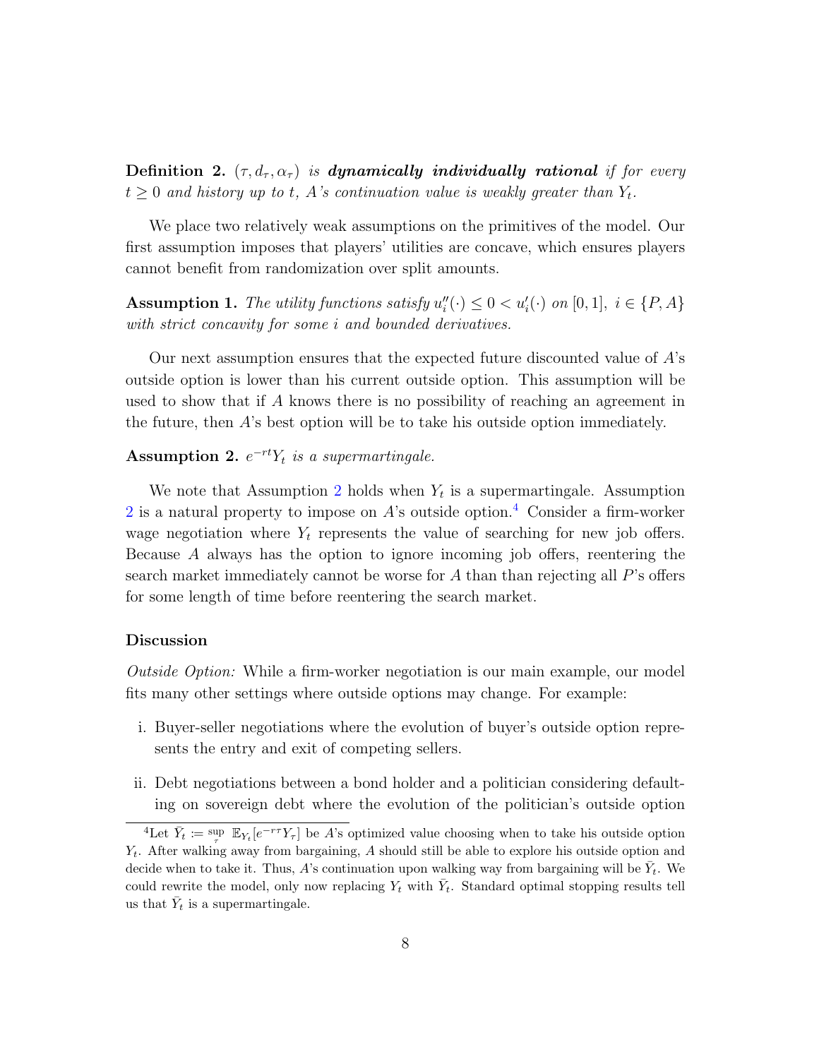**Definition 2.** $(\tau, d_\tau, \alpha_\tau)$ *is* ***dynamically individually rational*** *if for every $t \geq 0$ and history up to $t$, $A$'s continuation value is weakly greater than $Y_t$.*

We place two relatively weak assumptions on the primitives of the model. Our first assumption imposes that players' utilities are concave, which ensures players cannot benefit from randomization over split amounts.

**Assumption 1.** *The utility functions satisfy $u_i''(\cdot) \leq 0 < u_i'(\cdot)$ on $[0, 1]$, $i \in \{P, A\}$ with strict concavity for some $i$ and bounded derivatives.*

Our next assumption ensures that the expected future discounted value of $A$'s outside option is lower than his current outside option. This assumption will be used to show that if $A$ knows there is no possibility of reaching an agreement in the future, then $A$'s best option will be to take his outside option immediately.

**Assumption 2.** *$e^{-rt}Y_t$ is a supermartingale.*

We note that Assumption 2 holds when $Y_t$ is a supermartingale. Assumption 2 is a natural property to impose on $A$'s outside option.[4] Consider a firm-worker wage negotiation where $Y_t$ represents the value of searching for new job offers. Because $A$ always has the option to ignore incoming job offers, reentering the search market immediately cannot be worse for $A$ than than rejecting all $P$'s offers for some length of time before reentering the search market.

### Discussion

*Outside Option:* While a firm-worker negotiation is our main example, our model fits many other settings where outside options may change. For example:

i. Buyer-seller negotiations where the evolution of buyer's outside option represents the entry and exit of competing sellers.

ii. Debt negotiations between a bond holder and a politician considering defaulting on sovereign debt where the evolution of the politician's outside option

---

[4] Let $\bar{Y}_t := \sup_{\tau} \mathbb{E}_{Y_t}[e^{-r\tau}Y_\tau]$ be $A$'s optimized value choosing when to take his outside option $Y_t$. After walking away from bargaining, $A$ should still be able to explore his outside option and decide when to take it. Thus, $A$'s continuation upon walking way from bargaining will be $\bar{Y}_t$. We could rewrite the model, only now replacing $Y_t$ with $\bar{Y}_t$. Standard optimal stopping results tell us that $\bar{Y}_t$ is a supermartingale.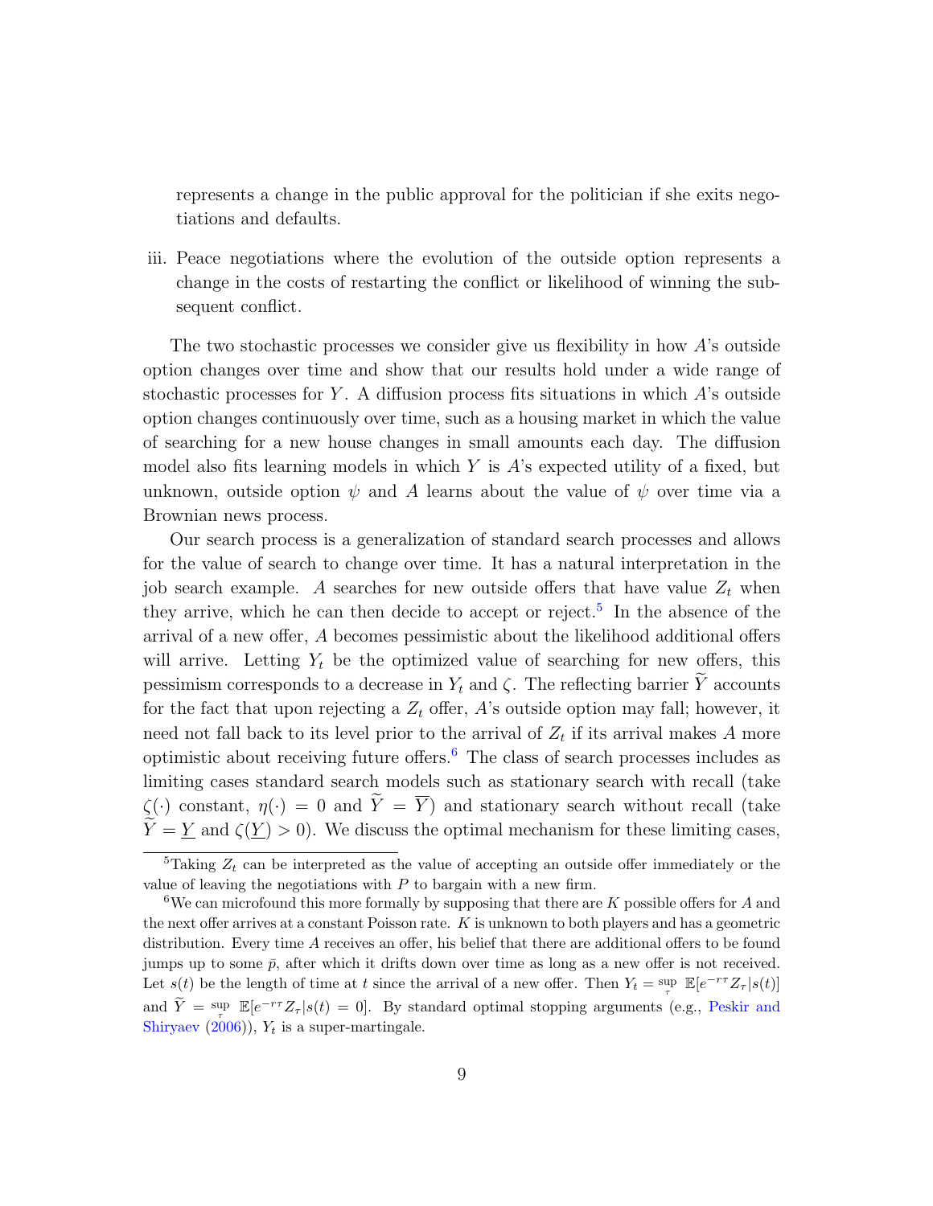represents a change in the public approval for the politician if she exits negotiations and defaults.

iii. Peace negotiations where the evolution of the outside option represents a change in the costs of restarting the conflict or likelihood of winning the subsequent conflict.

The two stochastic processes we consider give us flexibility in how $A$'s outside option changes over time and show that our results hold under a wide range of stochastic processes for $Y$. A diffusion process fits situations in which $A$'s outside option changes continuously over time, such as a housing market in which the value of searching for a new house changes in small amounts each day. The diffusion model also fits learning models in which $Y$ is $A$'s expected utility of a fixed, but unknown, outside option $\psi$ and $A$ learns about the value of $\psi$ over time via a Brownian news process.

Our search process is a generalization of standard search processes and allows for the value of search to change over time. It has a natural interpretation in the job search example. $A$ searches for new outside offers that have value $Z_t$ when they arrive, which he can then decide to accept or reject.[5] In the absence of the arrival of a new offer, $A$ becomes pessimistic about the likelihood additional offers will arrive. Letting $Y_t$ be the optimized value of searching for new offers, this pessimism corresponds to a decrease in $Y_t$ and $\zeta$. The reflecting barrier $\widetilde{Y}$ accounts for the fact that upon rejecting a $Z_t$ offer, $A$'s outside option may fall; however, it need not fall back to its level prior to the arrival of $Z_t$ if its arrival makes $A$ more optimistic about receiving future offers.[6] The class of search processes includes as limiting cases standard search models such as stationary search with recall (take $\zeta(\cdot)$ constant, $\eta(\cdot) = 0$ and $\widetilde{Y} = \overline{Y}$) and stationary search without recall (take $\widetilde{Y} = \underline{Y}$ and $\zeta(\underline{Y}) > 0$). We discuss the optimal mechanism for these limiting cases,

[5] Taking $Z_t$ can be interpreted as the value of accepting an outside offer immediately or the value of leaving the negotiations with $P$ to bargain with a new firm.

[6] We can microfound this more formally by supposing that there are $K$ possible offers for $A$ and the next offer arrives at a constant Poisson rate. $K$ is unknown to both players and has a geometric distribution. Every time $A$ receives an offer, his belief that there are additional offers to be found jumps up to some $\bar{p}$, after which it drifts down over time as long as a new offer is not received. Let $s(t)$ be the length of time at $t$ since the arrival of a new offer. Then $Y_t = \sup_{\tau} \mathbb{E}[e^{-r\tau} Z_\tau | s(t)]$ and $\widetilde{Y} = \sup_{\tau} \mathbb{E}[e^{-r\tau} Z_\tau | s(t) = 0]$. By standard optimal stopping arguments (e.g., Peskir and Shiryaev (2006)), $Y_t$ is a super-martingale.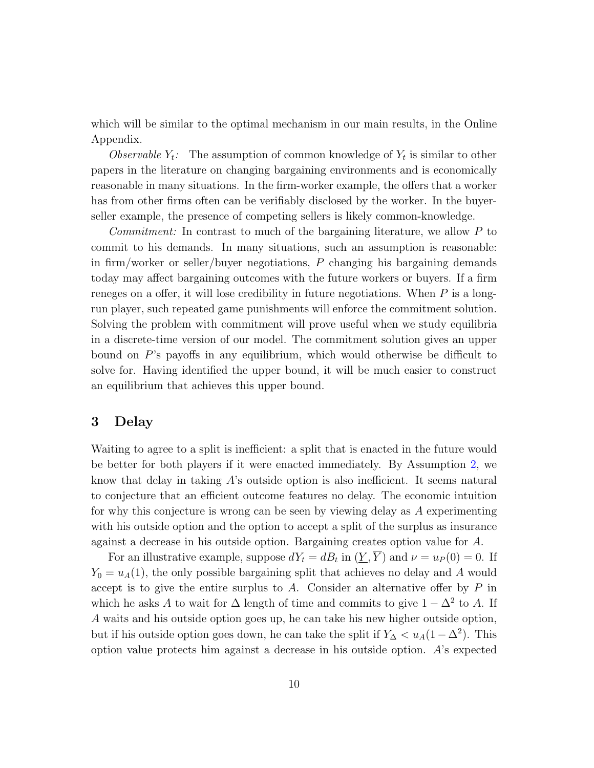which will be similar to the optimal mechanism in our main results, in the Online Appendix.

*Observable $Y_t$:* The assumption of common knowledge of $Y_t$ is similar to other papers in the literature on changing bargaining environments and is economically reasonable in many situations. In the firm-worker example, the offers that a worker has from other firms often can be verifiably disclosed by the worker. In the buyer-seller example, the presence of competing sellers is likely common-knowledge.

*Commitment:* In contrast to much of the bargaining literature, we allow $P$ to commit to his demands. In many situations, such an assumption is reasonable: in firm/worker or seller/buyer negotiations, $P$ changing his bargaining demands today may affect bargaining outcomes with the future workers or buyers. If a firm reneges on a offer, it will lose credibility in future negotiations. When $P$ is a long-run player, such repeated game punishments will enforce the commitment solution. Solving the problem with commitment will prove useful when we study equilibria in a discrete-time version of our model. The commitment solution gives an upper bound on $P$'s payoffs in any equilibrium, which would otherwise be difficult to solve for. Having identified the upper bound, it will be much easier to construct an equilibrium that achieves this upper bound.

# 3 Delay

Waiting to agree to a split is inefficient: a split that is enacted in the future would be better for both players if it were enacted immediately. By Assumption 2, we know that delay in taking $A$'s outside option is also inefficient. It seems natural to conjecture that an efficient outcome features no delay. The economic intuition for why this conjecture is wrong can be seen by viewing delay as $A$ experimenting with his outside option and the option to accept a split of the surplus as insurance against a decrease in his outside option. Bargaining creates option value for $A$.

For an illustrative example, suppose $dY_t = dB_t$ in $(\underline{Y}, \overline{Y})$ and $\nu = u_P(0) = 0$. If $Y_0 = u_A(1)$, the only possible bargaining split that achieves no delay and $A$ would accept is to give the entire surplus to $A$. Consider an alternative offer by $P$ in which he asks $A$ to wait for $\Delta$ length of time and commits to give $1 - \Delta^2$ to $A$. If $A$ waits and his outside option goes up, he can take his new higher outside option, but if his outside option goes down, he can take the split if $Y_\Delta < u_A(1 - \Delta^2)$. This option value protects him against a decrease in his outside option. $A$'s expected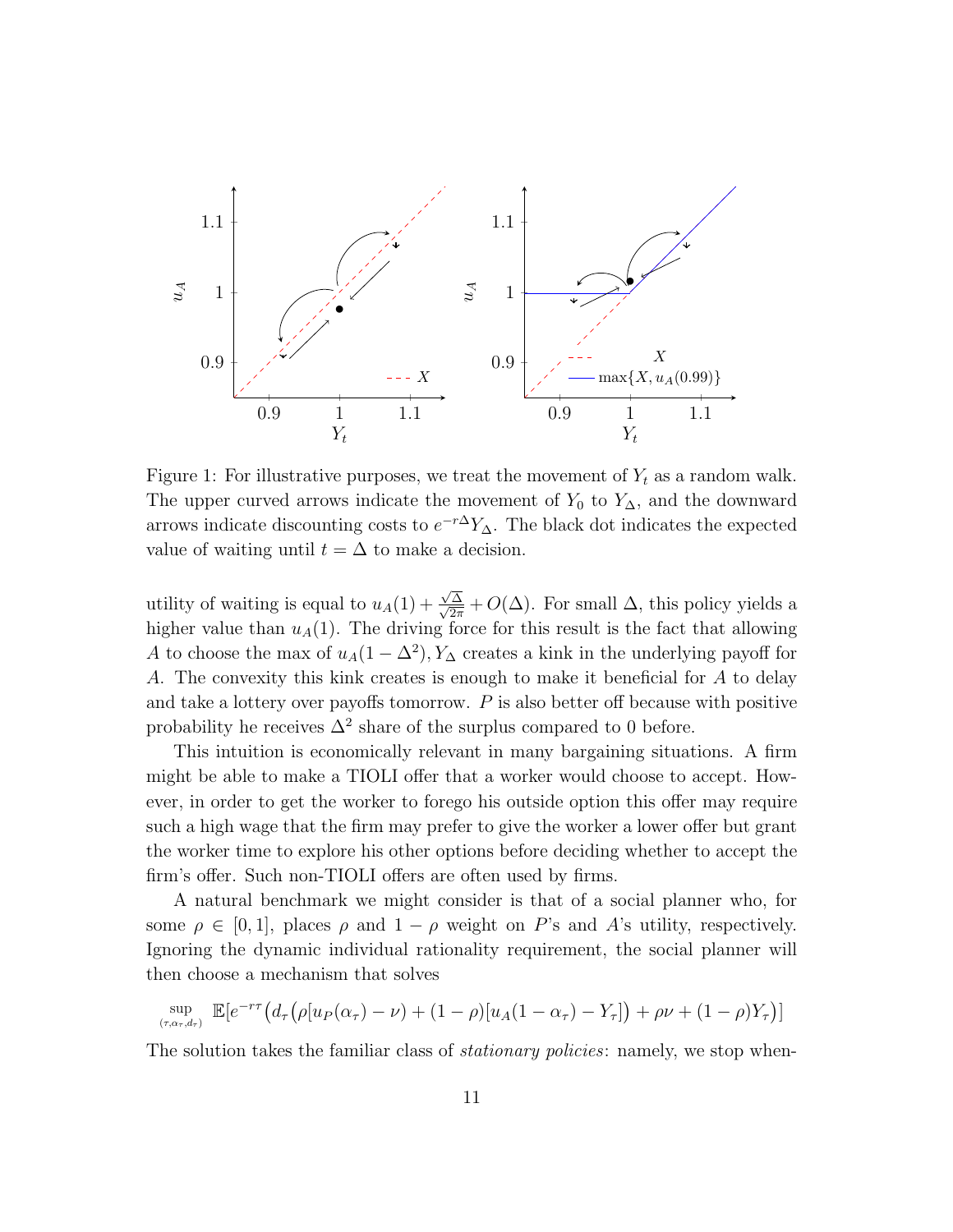Figure 1: For illustrative purposes, we treat the movement of $Y_t$ as a random walk. The upper curved arrows indicate the movement of $Y_0$ to $Y_\Delta$, and the downward arrows indicate discounting costs to $e^{-r\Delta}Y_\Delta$. The black dot indicates the expected value of waiting until $t = \Delta$ to make a decision.

utility of waiting is equal to $u_A(1) + \frac{\sqrt{\Delta}}{\sqrt{2\pi}} + O(\Delta)$. For small $\Delta$, this policy yields a higher value than $u_A(1)$. The driving force for this result is the fact that allowing $A$ to choose the max of $u_A(1-\Delta^2), Y_\Delta$ creates a kink in the underlying payoff for $A$. The convexity this kink creates is enough to make it beneficial for $A$ to delay and take a lottery over payoffs tomorrow. $P$ is also better off because with positive probability he receives $\Delta^2$ share of the surplus compared to 0 before.

This intuition is economically relevant in many bargaining situations. A firm might be able to make a TIOLI offer that a worker would choose to accept. However, in order to get the worker to forego his outside option this offer may require such a high wage that the firm may prefer to give the worker a lower offer but grant the worker time to explore his other options before deciding whether to accept the firm's offer. Such non-TIOLI offers are often used by firms.

A natural benchmark we might consider is that of a social planner who, for some $\rho \in [0,1]$, places $\rho$ and $1-\rho$ weight on $P$'s and $A$'s utility, respectively. Ignoring the dynamic individual rationality requirement, the social planner will then choose a mechanism that solves

$$\sup_{(\tau,\alpha_\tau,d_\tau)} \mathbb{E}[e^{-r\tau}\big(d_\tau\big(\rho[u_P(\alpha_\tau)-\nu)+(1-\rho)[u_A(1-\alpha_\tau)-Y_\tau]\big)+\rho\nu+(1-\rho)Y_\tau\big)]$$

The solution takes the familiar class of *stationary policies*: namely, we stop when-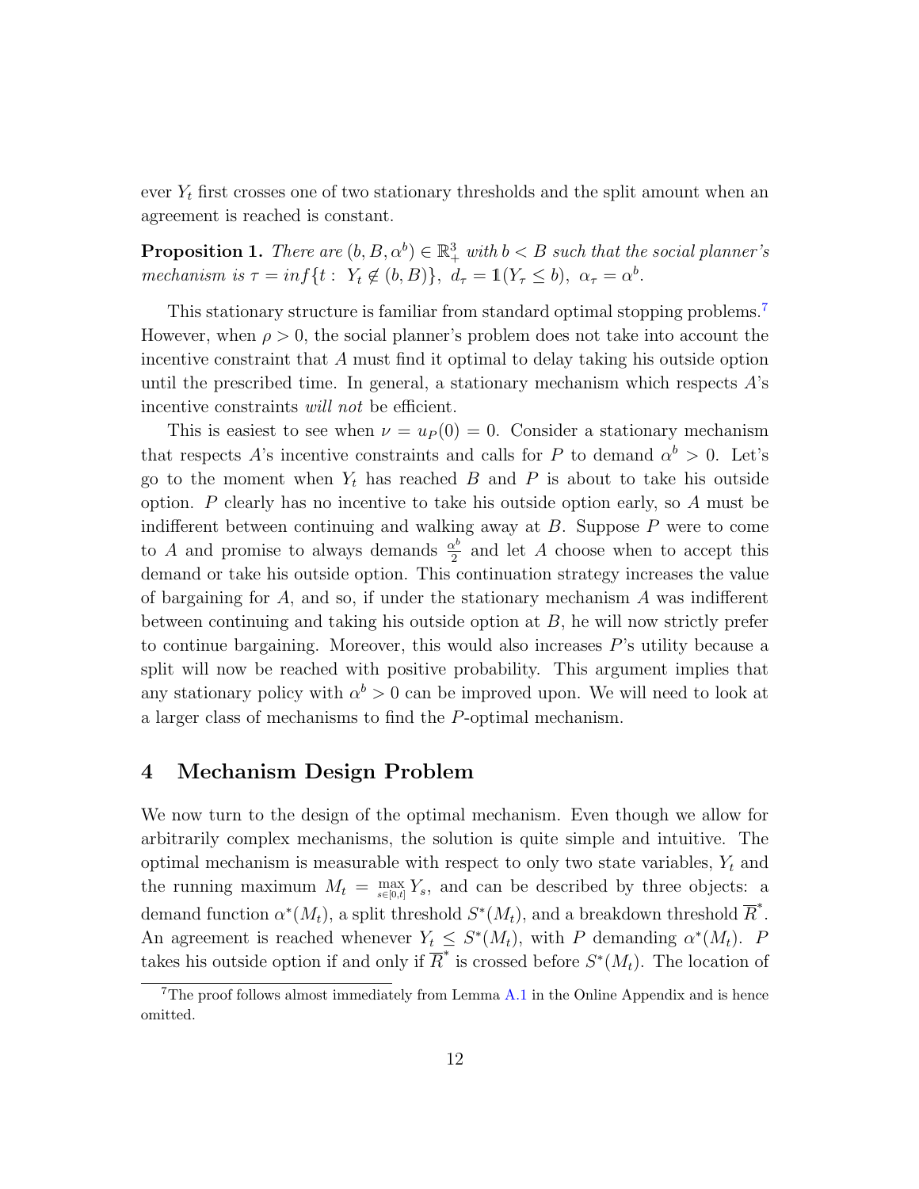ever $Y_t$ first crosses one of two stationary thresholds and the split amount when an agreement is reached is constant.

**Proposition 1.** *There are $(b, B, \alpha^b) \in \mathbb{R}^3_+$ with $b < B$ such that the social planner's mechanism is $\tau = inf\{t : \; Y_t \notin (b, B)\}$, $d_\tau = \mathbb{1}(Y_\tau \leq b)$, $\alpha_\tau = \alpha^b$.*

This stationary structure is familiar from standard optimal stopping problems.[7] However, when $\rho > 0$, the social planner's problem does not take into account the incentive constraint that $A$ must find it optimal to delay taking his outside option until the prescribed time. In general, a stationary mechanism which respects $A$'s incentive constraints *will not* be efficient.

This is easiest to see when $\nu = u_P(0) = 0$. Consider a stationary mechanism that respects $A$'s incentive constraints and calls for $P$ to demand $\alpha^b > 0$. Let's go to the moment when $Y_t$ has reached $B$ and $P$ is about to take his outside option. $P$ clearly has no incentive to take his outside option early, so $A$ must be indifferent between continuing and walking away at $B$. Suppose $P$ were to come to $A$ and promise to always demands $\frac{\alpha^b}{2}$ and let $A$ choose when to accept this demand or take his outside option. This continuation strategy increases the value of bargaining for $A$, and so, if under the stationary mechanism $A$ was indifferent between continuing and taking his outside option at $B$, he will now strictly prefer to continue bargaining. Moreover, this would also increases $P$'s utility because a split will now be reached with positive probability. This argument implies that any stationary policy with $\alpha^b > 0$ can be improved upon. We will need to look at a larger class of mechanisms to find the $P$-optimal mechanism.

## 4 Mechanism Design Problem

We now turn to the design of the optimal mechanism. Even though we allow for arbitrarily complex mechanisms, the solution is quite simple and intuitive. The optimal mechanism is measurable with respect to only two state variables, $Y_t$ and the running maximum $M_t = \max_{s \in [0,t]} Y_s$, and can be described by three objects: a demand function $\alpha^*(M_t)$, a split threshold $S^*(M_t)$, and a breakdown threshold $\overline{R}^*$. An agreement is reached whenever $Y_t \leq S^*(M_t)$, with $P$ demanding $\alpha^*(M_t)$. $P$ takes his outside option if and only if $\overline{R}^*$ is crossed before $S^*(M_t)$. The location of

[7] The proof follows almost immediately from Lemma A.1 in the Online Appendix and is hence omitted.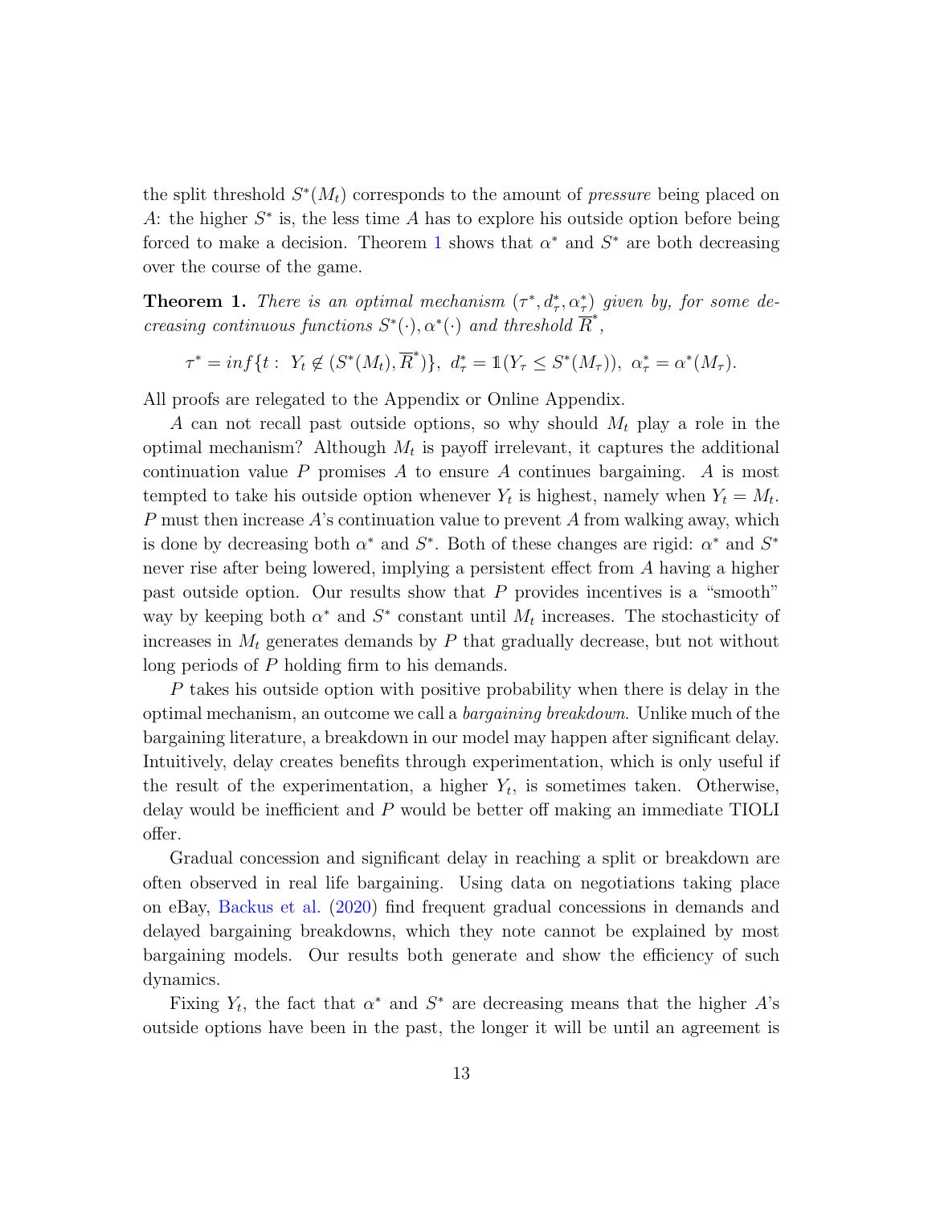the split threshold $S^*(M_t)$ corresponds to the amount of *pressure* being placed on $A$: the higher $S^*$ is, the less time $A$ has to explore his outside option before being forced to make a decision. Theorem 1 shows that $\alpha^*$ and $S^*$ are both decreasing over the course of the game.

**Theorem 1.** *There is an optimal mechanism $(\tau^*, d^*_\tau, \alpha^*_\tau)$ given by, for some decreasing continuous functions $S^*(\cdot), \alpha^*(\cdot)$ and threshold $\overline{R}^*$,*

$$\tau^* = inf\{t: \; Y_t \notin (S^*(M_t), \overline{R}^*)\}, \; d^*_\tau = \mathbb{1}(Y_\tau \leq S^*(M_\tau)), \; \alpha^*_\tau = \alpha^*(M_\tau).$$

All proofs are relegated to the Appendix or Online Appendix.

$A$ can not recall past outside options, so why should $M_t$ play a role in the optimal mechanism? Although $M_t$ is payoff irrelevant, it captures the additional continuation value $P$ promises $A$ to ensure $A$ continues bargaining. $A$ is most tempted to take his outside option whenever $Y_t$ is highest, namely when $Y_t = M_t$. $P$ must then increase $A$'s continuation value to prevent $A$ from walking away, which is done by decreasing both $\alpha^*$ and $S^*$. Both of these changes are rigid: $\alpha^*$ and $S^*$ never rise after being lowered, implying a persistent effect from $A$ having a higher past outside option. Our results show that $P$ provides incentives is a "smooth" way by keeping both $\alpha^*$ and $S^*$ constant until $M_t$ increases. The stochasticity of increases in $M_t$ generates demands by $P$ that gradually decrease, but not without long periods of $P$ holding firm to his demands.

$P$ takes his outside option with positive probability when there is delay in the optimal mechanism, an outcome we call a *bargaining breakdown*. Unlike much of the bargaining literature, a breakdown in our model may happen after significant delay. Intuitively, delay creates benefits through experimentation, which is only useful if the result of the experimentation, a higher $Y_t$, is sometimes taken. Otherwise, delay would be inefficient and $P$ would be better off making an immediate TIOLI offer.

Gradual concession and significant delay in reaching a split or breakdown are often observed in real life bargaining. Using data on negotiations taking place on eBay, Backus et al. (2020) find frequent gradual concessions in demands and delayed bargaining breakdowns, which they note cannot be explained by most bargaining models. Our results both generate and show the efficiency of such dynamics.

Fixing $Y_t$, the fact that $\alpha^*$ and $S^*$ are decreasing means that the higher $A$'s outside options have been in the past, the longer it will be until an agreement is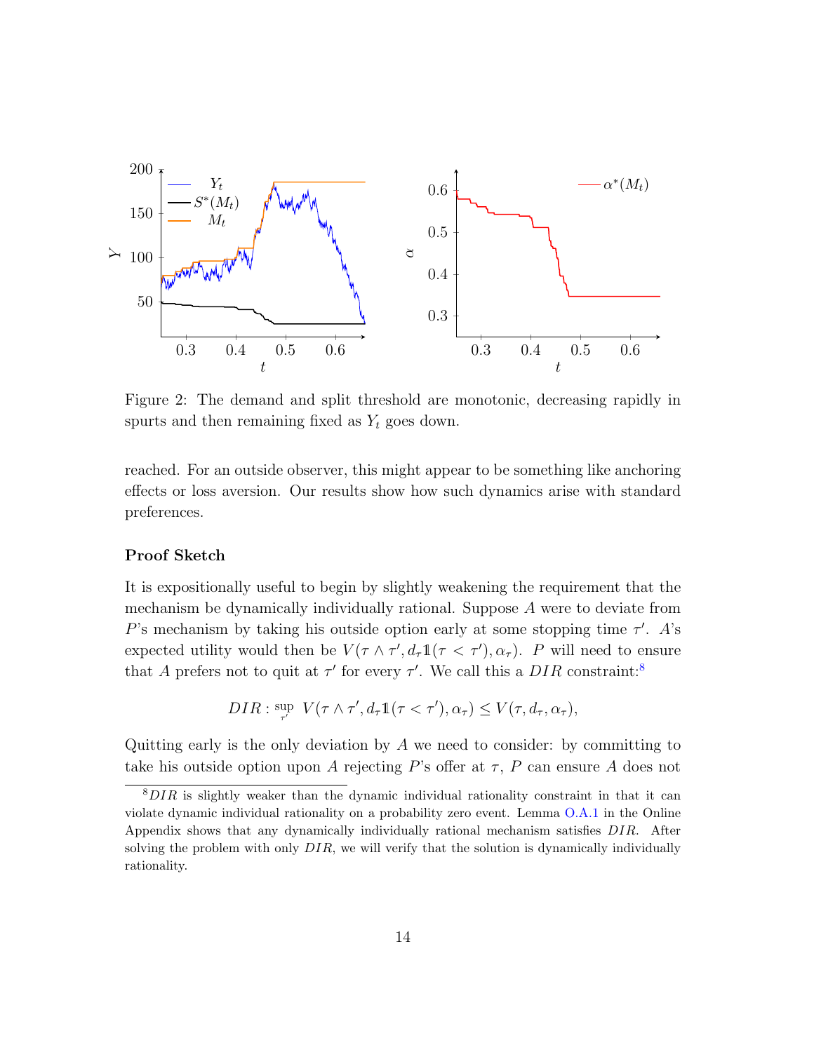Figure 2: The demand and split threshold are monotonic, decreasing rapidly in spurts and then remaining fixed as $Y_t$ goes down.

reached. For an outside observer, this might appear to be something like anchoring effects or loss aversion. Our results show how such dynamics arise with standard preferences.

**Proof Sketch**

It is expositionally useful to begin by slightly weakening the requirement that the mechanism be dynamically individually rational. Suppose $A$ were to deviate from $P$'s mechanism by taking his outside option early at some stopping time $\tau'$. $A$'s expected utility would then be $V(\tau \wedge \tau', d_\tau \mathbb{1}(\tau < \tau'), \alpha_\tau)$. $P$ will need to ensure that $A$ prefers not to quit at $\tau'$ for every $\tau'$. We call this a $DIR$ constraint:[8]

$$DIR : \sup_{\tau'} \; V(\tau \wedge \tau', d_\tau \mathbb{1}(\tau < \tau'), \alpha_\tau) \leq V(\tau, d_\tau, \alpha_\tau),$$

Quitting early is the only deviation by $A$ we need to consider: by committing to take his outside option upon $A$ rejecting $P$'s offer at $\tau$, $P$ can ensure $A$ does not

[8] $DIR$ is slightly weaker than the dynamic individual rationality constraint in that it can violate dynamic individual rationality on a probability zero event. Lemma O.A.1 in the Online Appendix shows that any dynamically individually rational mechanism satisfies $DIR$. After solving the problem with only $DIR$, we will verify that the solution is dynamically individually rationality.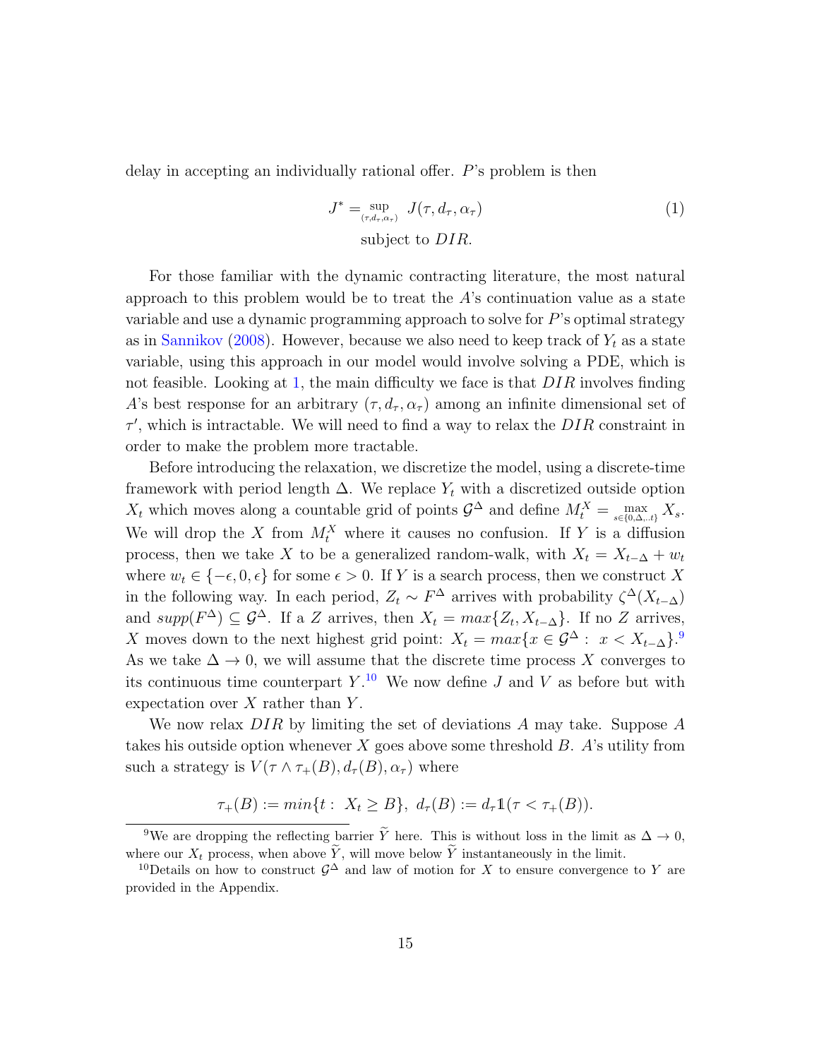delay in accepting an individually rational offer. $P$'s problem is then

$$J^* = \sup_{(\tau, d_\tau, \alpha_\tau)} J(\tau, d_\tau, \alpha_\tau) \quad (1)$$
$$\text{subject to } DIR.$$

For those familiar with the dynamic contracting literature, the most natural approach to this problem would be to treat the $A$'s continuation value as a state variable and use a dynamic programming approach to solve for $P$'s optimal strategy as in Sannikov (2008). However, because we also need to keep track of $Y_t$ as a state variable, using this approach in our model would involve solving a PDE, which is not feasible. Looking at 1, the main difficulty we face is that $DIR$ involves finding $A$'s best response for an arbitrary $(\tau, d_\tau, \alpha_\tau)$ among an infinite dimensional set of $\tau'$, which is intractable. We will need to find a way to relax the $DIR$ constraint in order to make the problem more tractable.

Before introducing the relaxation, we discretize the model, using a discrete-time framework with period length $\Delta$. We replace $Y_t$ with a discretized outside option $X_t$ which moves along a countable grid of points $\mathcal{G}^\Delta$ and define $M_t^X = \max_{s \in \{0, \Delta, ..t\}} X_s$. We will drop the $X$ from $M_t^X$ where it causes no confusion. If $Y$ is a diffusion process, then we take $X$ to be a generalized random-walk, with $X_t = X_{t-\Delta} + w_t$ where $w_t \in \{-\epsilon, 0, \epsilon\}$ for some $\epsilon > 0$. If $Y$ is a search process, then we construct $X$ in the following way. In each period, $Z_t \sim F^\Delta$ arrives with probability $\zeta^\Delta(X_{t-\Delta})$ and $supp(F^\Delta) \subseteq \mathcal{G}^\Delta$. If a $Z$ arrives, then $X_t = max\{Z_t, X_{t-\Delta}\}$. If no $Z$ arrives, $X$ moves down to the next highest grid point: $X_t = max\{x \in \mathcal{G}^\Delta : \; x < X_{t-\Delta}\}$.[9] As we take $\Delta \to 0$, we will assume that the discrete time process $X$ converges to its continuous time counterpart $Y$.[10] We now define $J$ and $V$ as before but with expectation over $X$ rather than $Y$.

We now relax $DIR$ by limiting the set of deviations $A$ may take. Suppose $A$ takes his outside option whenever $X$ goes above some threshold $B$. $A$'s utility from such a strategy is $V(\tau \wedge \tau_+(B), d_\tau(B), \alpha_\tau)$ where

$$\tau_+(B) := min\{t : \; X_t \geq B\}, \; d_\tau(B) := d_\tau \mathbb{1}(\tau < \tau_+(B)).$$

[9] We are dropping the reflecting barrier $\widetilde{Y}$ here. This is without loss in the limit as $\Delta \to 0$, where our $X_t$ process, when above $\widetilde{Y}$, will move below $\widetilde{Y}$ instantaneously in the limit.

[10] Details on how to construct $\mathcal{G}^\Delta$ and law of motion for $X$ to ensure convergence to $Y$ are provided in the Appendix.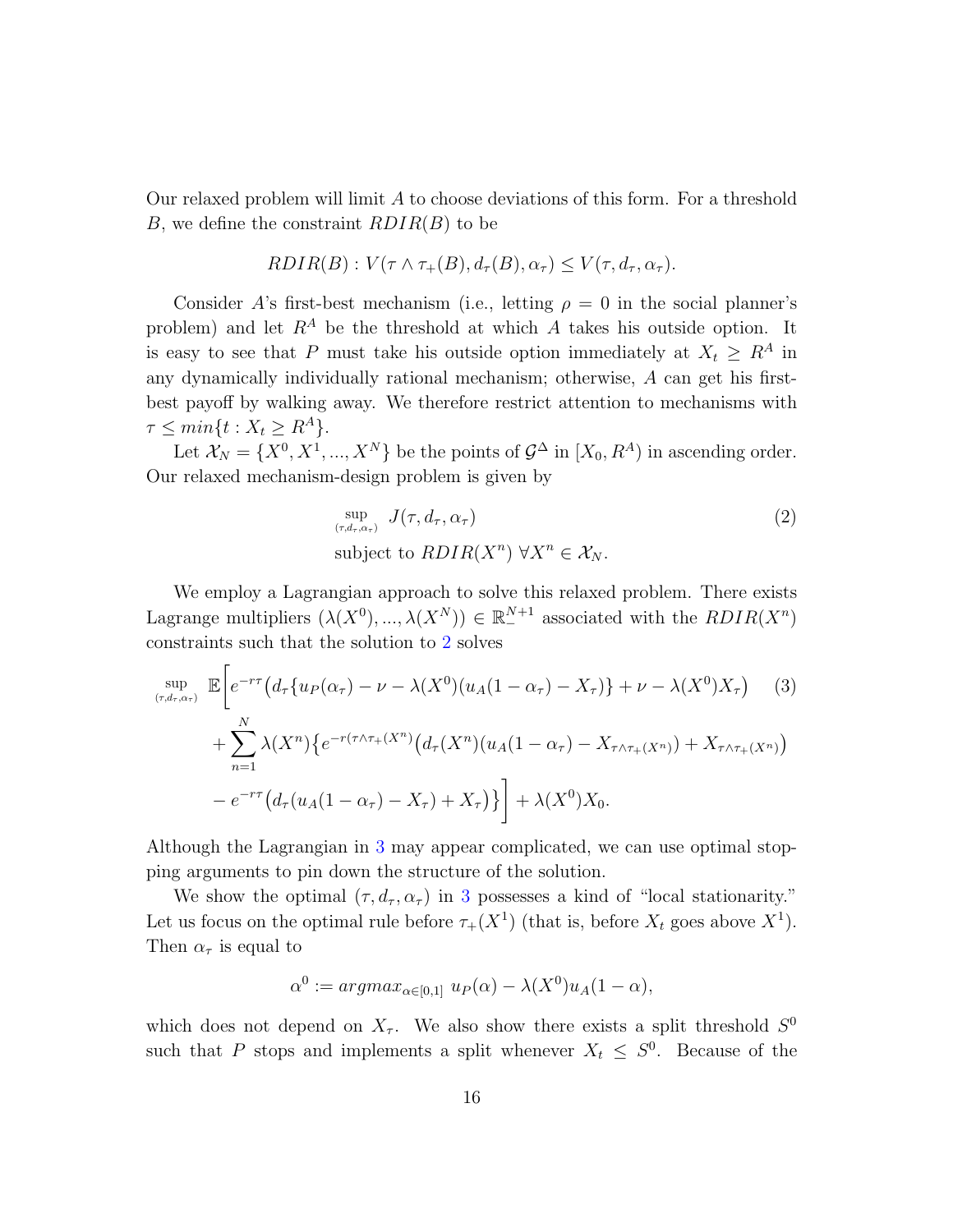Our relaxed problem will limit $A$ to choose deviations of this form. For a threshold $B$, we define the constraint $RDIR(B)$ to be

$$RDIR(B): V(\tau \wedge \tau_+(B), d_\tau(B), \alpha_\tau) \leq V(\tau, d_\tau, \alpha_\tau).$$

Consider $A$'s first-best mechanism (i.e., letting $\rho = 0$ in the social planner's problem) and let $R^A$ be the threshold at which $A$ takes his outside option. It is easy to see that $P$ must take his outside option immediately at $X_t \geq R^A$ in any dynamically individually rational mechanism; otherwise, $A$ can get his first-best payoff by walking away. We therefore restrict attention to mechanisms with $\tau \leq min\{t : X_t \geq R^A\}$.

Let $\mathcal{X}_N = \{X^0, X^1, ..., X^N\}$ be the points of $\mathcal{G}^\Delta$ in $[X_0, R^A)$ in ascending order. Our relaxed mechanism-design problem is given by

$$\sup_{(\tau, d_\tau, \alpha_\tau)} \; J(\tau, d_\tau, \alpha_\tau) \qquad (2)$$
$$\text{subject to } RDIR(X^n) \; \forall X^n \in \mathcal{X}_N.$$

We employ a Lagrangian approach to solve this relaxed problem. There exists Lagrange multipliers $(\lambda(X^0), ..., \lambda(X^N)) \in \mathbb{R}_-^{N+1}$ associated with the $RDIR(X^n)$ constraints such that the solution to 2 solves

$$\begin{aligned}
\sup_{(\tau, d_\tau, \alpha_\tau)} \; & \mathbb{E}\Bigg[ e^{-r\tau}\big(d_\tau\{u_P(\alpha_\tau) - \nu - \lambda(X^0)(u_A(1-\alpha_\tau) - X_\tau)\} + \nu - \lambda(X^0)X_\tau\big) \qquad (3) \\
& + \sum_{n=1}^{N} \lambda(X^n)\big\{e^{-r(\tau \wedge \tau_+(X^n))}\big(d_\tau(X^n)(u_A(1-\alpha_\tau) - X_{\tau \wedge \tau_+(X^n)}) + X_{\tau \wedge \tau_+(X^n)}\big) \\
& - e^{-r\tau}\big(d_\tau(u_A(1-\alpha_\tau) - X_\tau) + X_\tau\big)\big\}\Bigg] + \lambda(X^0)X_0.
\end{aligned}$$

Although the Lagrangian in 3 may appear complicated, we can use optimal stopping arguments to pin down the structure of the solution.

We show the optimal $(\tau, d_\tau, \alpha_\tau)$ in 3 possesses a kind of "local stationarity." Let us focus on the optimal rule before $\tau_+(X^1)$ (that is, before $X_t$ goes above $X^1$). Then $\alpha_\tau$ is equal to

$$\alpha^0 := argmax_{\alpha \in [0,1]} \; u_P(\alpha) - \lambda(X^0)u_A(1-\alpha),$$

which does not depend on $X_\tau$. We also show there exists a split threshold $S^0$ such that $P$ stops and implements a split whenever $X_t \leq S^0$. Because of the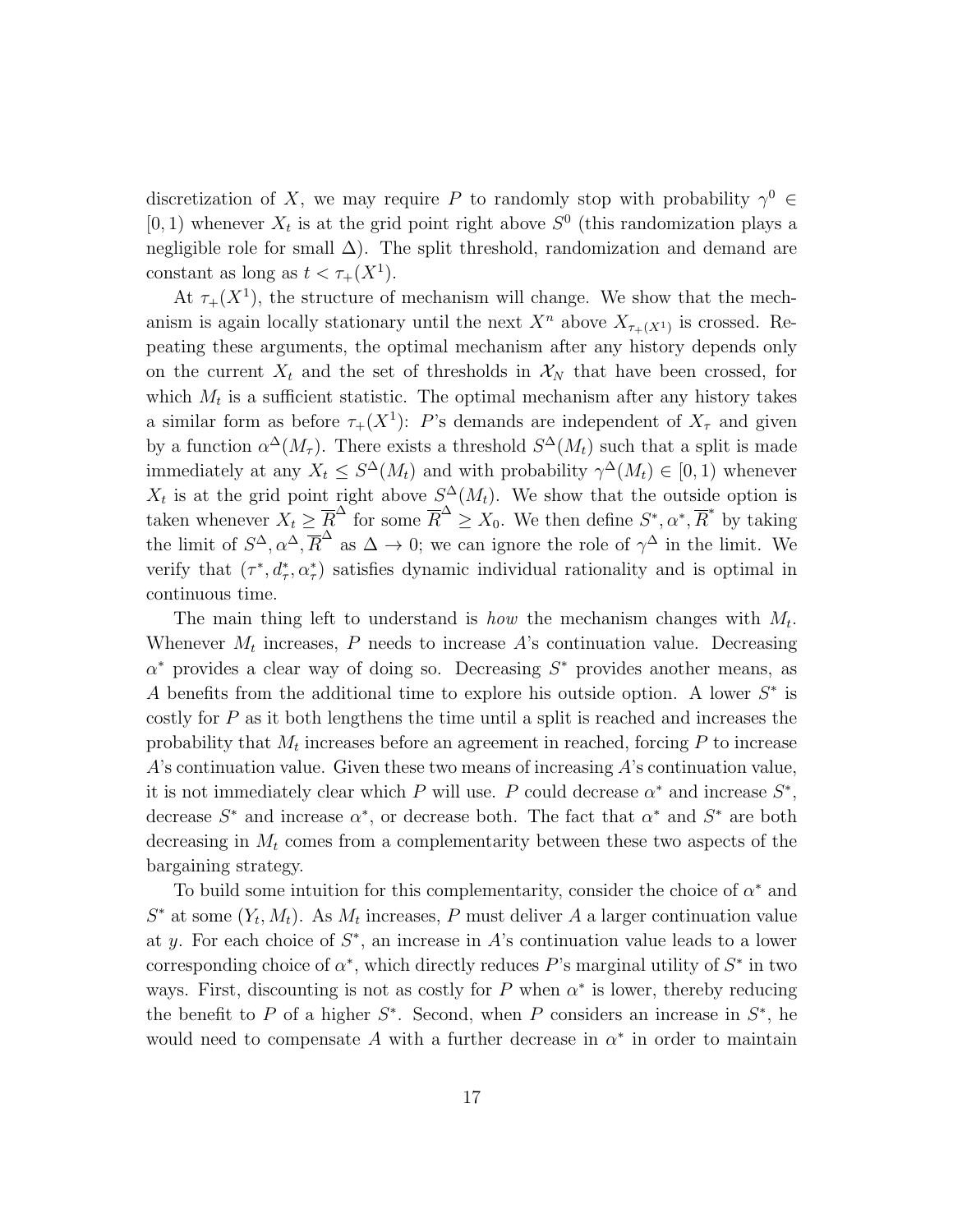discretization of $X$, we may require $P$ to randomly stop with probability $\gamma^0 \in [0, 1)$ whenever $X_t$ is at the grid point right above $S^0$ (this randomization plays a negligible role for small $\Delta$). The split threshold, randomization and demand are constant as long as $t < \tau_+(X^1)$.

At $\tau_+(X^1)$, the structure of mechanism will change. We show that the mechanism is again locally stationary until the next $X^n$ above $X_{\tau_+(X^1)}$ is crossed. Repeating these arguments, the optimal mechanism after any history depends only on the current $X_t$ and the set of thresholds in $\mathcal{X}_N$ that have been crossed, for which $M_t$ is a sufficient statistic. The optimal mechanism after any history takes a similar form as before $\tau_+(X^1)$: $P$'s demands are independent of $X_\tau$ and given by a function $\alpha^\Delta(M_\tau)$. There exists a threshold $S^\Delta(M_t)$ such that a split is made immediately at any $X_t \leq S^\Delta(M_t)$ and with probability $\gamma^\Delta(M_t) \in [0, 1)$ whenever $X_t$ is at the grid point right above $S^\Delta(M_t)$. We show that the outside option is taken whenever $X_t \geq \overline{R}^\Delta$ for some $\overline{R}^\Delta \geq X_0$. We then define $S^*, \alpha^*, \overline{R}^*$ by taking the limit of $S^\Delta, \alpha^\Delta, \overline{R}^\Delta$ as $\Delta \to 0$; we can ignore the role of $\gamma^\Delta$ in the limit. We verify that $(\tau^*, d^*_\tau, \alpha^*_\tau)$ satisfies dynamic individual rationality and is optimal in continuous time.

The main thing left to understand is *how* the mechanism changes with $M_t$. Whenever $M_t$ increases, $P$ needs to increase $A$'s continuation value. Decreasing $\alpha^*$ provides a clear way of doing so. Decreasing $S^*$ provides another means, as $A$ benefits from the additional time to explore his outside option. A lower $S^*$ is costly for $P$ as it both lengthens the time until a split is reached and increases the probability that $M_t$ increases before an agreement in reached, forcing $P$ to increase $A$'s continuation value. Given these two means of increasing $A$'s continuation value, it is not immediately clear which $P$ will use. $P$ could decrease $\alpha^*$ and increase $S^*$, decrease $S^*$ and increase $\alpha^*$, or decrease both. The fact that $\alpha^*$ and $S^*$ are both decreasing in $M_t$ comes from a complementarity between these two aspects of the bargaining strategy.

To build some intuition for this complementarity, consider the choice of $\alpha^*$ and $S^*$ at some $(Y_t, M_t)$. As $M_t$ increases, $P$ must deliver $A$ a larger continuation value at $y$. For each choice of $S^*$, an increase in $A$'s continuation value leads to a lower corresponding choice of $\alpha^*$, which directly reduces $P$'s marginal utility of $S^*$ in two ways. First, discounting is not as costly for $P$ when $\alpha^*$ is lower, thereby reducing the benefit to $P$ of a higher $S^*$. Second, when $P$ considers an increase in $S^*$, he would need to compensate $A$ with a further decrease in $\alpha^*$ in order to maintain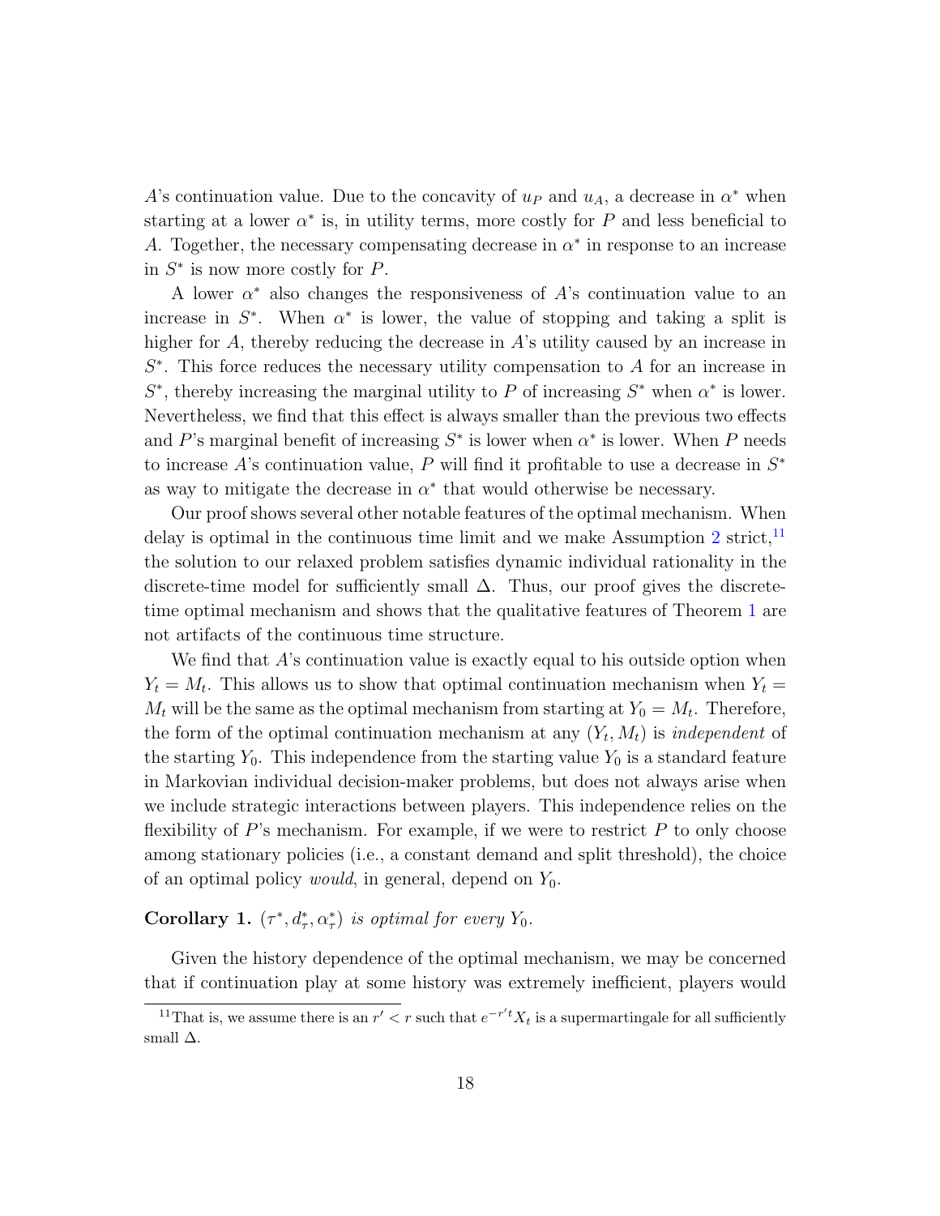$A$'s continuation value. Due to the concavity of $u_P$ and $u_A$, a decrease in $\alpha^*$ when starting at a lower $\alpha^*$ is, in utility terms, more costly for $P$ and less beneficial to $A$. Together, the necessary compensating decrease in $\alpha^*$ in response to an increase in $S^*$ is now more costly for $P$.

A lower $\alpha^*$ also changes the responsiveness of $A$'s continuation value to an increase in $S^*$. When $\alpha^*$ is lower, the value of stopping and taking a split is higher for $A$, thereby reducing the decrease in $A$'s utility caused by an increase in $S^*$. This force reduces the necessary utility compensation to $A$ for an increase in $S^*$, thereby increasing the marginal utility to $P$ of increasing $S^*$ when $\alpha^*$ is lower. Nevertheless, we find that this effect is always smaller than the previous two effects and $P$'s marginal benefit of increasing $S^*$ is lower when $\alpha^*$ is lower. When $P$ needs to increase $A$'s continuation value, $P$ will find it profitable to use a decrease in $S^*$ as way to mitigate the decrease in $\alpha^*$ that would otherwise be necessary.

Our proof shows several other notable features of the optimal mechanism. When delay is optimal in the continuous time limit and we make Assumption 2 strict,[11] the solution to our relaxed problem satisfies dynamic individual rationality in the discrete-time model for sufficiently small $\Delta$. Thus, our proof gives the discrete-time optimal mechanism and shows that the qualitative features of Theorem 1 are not artifacts of the continuous time structure.

We find that $A$'s continuation value is exactly equal to his outside option when $Y_t = M_t$. This allows us to show that optimal continuation mechanism when $Y_t = M_t$ will be the same as the optimal mechanism from starting at $Y_0 = M_t$. Therefore, the form of the optimal continuation mechanism at any $(Y_t, M_t)$ is *independent* of the starting $Y_0$. This independence from the starting value $Y_0$ is a standard feature in Markovian individual decision-maker problems, but does not always arise when we include strategic interactions between players. This independence relies on the flexibility of $P$'s mechanism. For example, if we were to restrict $P$ to only choose among stationary policies (i.e., a constant demand and split threshold), the choice of an optimal policy *would*, in general, depend on $Y_0$.

**Corollary 1.** *$(\tau^*, d^*_\tau, \alpha^*_\tau)$ is optimal for every $Y_0$.*

Given the history dependence of the optimal mechanism, we may be concerned that if continuation play at some history was extremely inefficient, players would

[11] That is, we assume there is an $r' < r$ such that $e^{-r't}X_t$ is a supermartingale for all sufficiently small $\Delta$.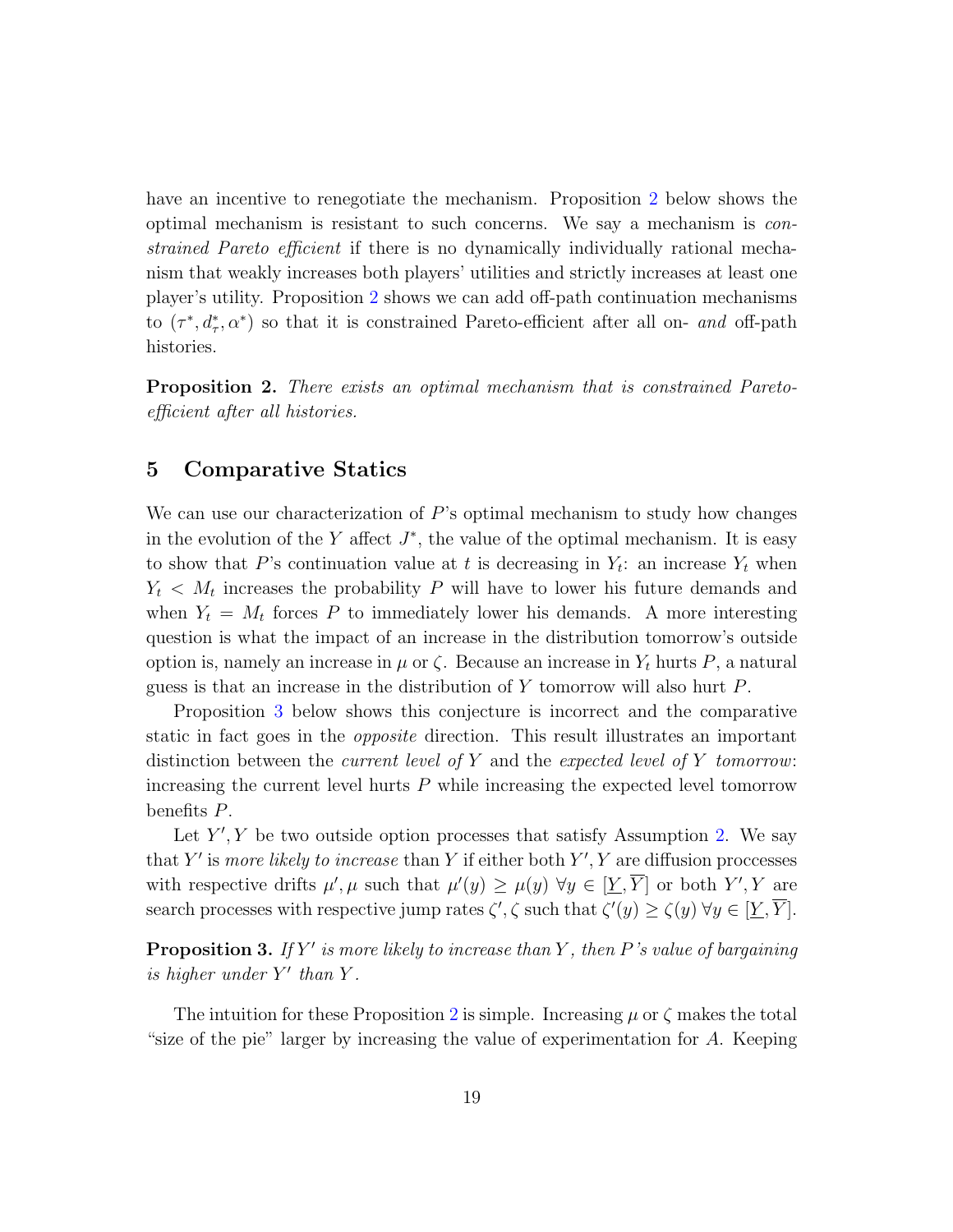have an incentive to renegotiate the mechanism. Proposition 2 below shows the optimal mechanism is resistant to such concerns. We say a mechanism is *constrained Pareto efficient* if there is no dynamically individually rational mechanism that weakly increases both players' utilities and strictly increases at least one player's utility. Proposition 2 shows we can add off-path continuation mechanisms to $(\tau^*, d^*_\tau, \alpha^*)$ so that it is constrained Pareto-efficient after all on- *and* off-path histories.

**Proposition 2.** *There exists an optimal mechanism that is constrained Pareto-efficient after all histories.*

## 5 Comparative Statics

We can use our characterization of $P$'s optimal mechanism to study how changes in the evolution of the $Y$ affect $J^*$, the value of the optimal mechanism. It is easy to show that $P$'s continuation value at $t$ is decreasing in $Y_t$: an increase $Y_t$ when $Y_t < M_t$ increases the probability $P$ will have to lower his future demands and when $Y_t = M_t$ forces $P$ to immediately lower his demands. A more interesting question is what the impact of an increase in the distribution tomorrow's outside option is, namely an increase in $\mu$ or $\zeta$. Because an increase in $Y_t$ hurts $P$, a natural guess is that an increase in the distribution of $Y$ tomorrow will also hurt $P$.

Proposition 3 below shows this conjecture is incorrect and the comparative static in fact goes in the *opposite* direction. This result illustrates an important distinction between the *current level of* $Y$ and the *expected level of* $Y$ *tomorrow*: increasing the current level hurts $P$ while increasing the expected level tomorrow benefits $P$.

Let $Y', Y$ be two outside option processes that satisfy Assumption 2. We say that $Y'$ is *more likely to increase* than $Y$ if either both $Y', Y$ are diffusion proccesses with respective drifts $\mu', \mu$ such that $\mu'(y) \geq \mu(y)$ $\forall y \in [\underline{Y}, \overline{Y}]$ or both $Y', Y$ are search processes with respective jump rates $\zeta', \zeta$ such that $\zeta'(y) \geq \zeta(y)$ $\forall y \in [\underline{Y}, \overline{Y}]$.

**Proposition 3.** *If $Y'$ is more likely to increase than $Y$, then $P$'s value of bargaining is higher under $Y'$ than $Y$.*

The intuition for these Proposition 2 is simple. Increasing $\mu$ or $\zeta$ makes the total "size of the pie" larger by increasing the value of experimentation for $A$. Keeping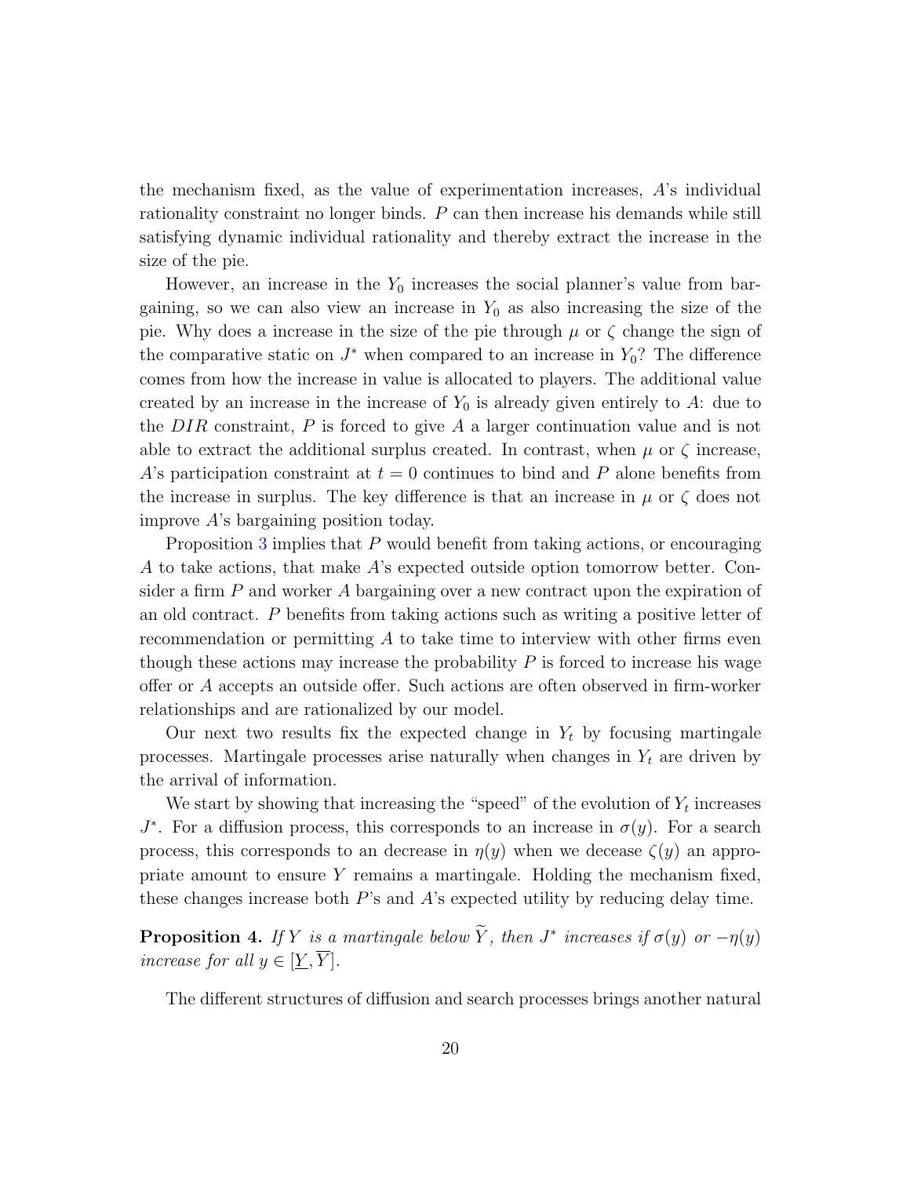the mechanism fixed, as the value of experimentation increases, $A$'s individual rationality constraint no longer binds. $P$ can then increase his demands while still satisfying dynamic individual rationality and thereby extract the increase in the size of the pie.

However, an increase in the $Y_0$ increases the social planner's value from bargaining, so we can also view an increase in $Y_0$ as also increasing the size of the pie. Why does a increase in the size of the pie through $\mu$ or $\zeta$ change the sign of the comparative static on $J^*$ when compared to an increase in $Y_0$? The difference comes from how the increase in value is allocated to players. The additional value created by an increase in the increase of $Y_0$ is already given entirely to $A$: due to the $DIR$ constraint, $P$ is forced to give $A$ a larger continuation value and is not able to extract the additional surplus created. In contrast, when $\mu$ or $\zeta$ increase, $A$'s participation constraint at $t = 0$ continues to bind and $P$ alone benefits from the increase in surplus. The key difference is that an increase in $\mu$ or $\zeta$ does not improve $A$'s bargaining position today.

Proposition 3 implies that $P$ would benefit from taking actions, or encouraging $A$ to take actions, that make $A$'s expected outside option tomorrow better. Consider a firm $P$ and worker $A$ bargaining over a new contract upon the expiration of an old contract. $P$ benefits from taking actions such as writing a positive letter of recommendation or permitting $A$ to take time to interview with other firms even though these actions may increase the probability $P$ is forced to increase his wage offer or $A$ accepts an outside offer. Such actions are often observed in firm-worker relationships and are rationalized by our model.

Our next two results fix the expected change in $Y_t$ by focusing martingale processes. Martingale processes arise naturally when changes in $Y_t$ are driven by the arrival of information.

We start by showing that increasing the "speed" of the evolution of $Y_t$ increases $J^*$. For a diffusion process, this corresponds to an increase in $\sigma(y)$. For a search process, this corresponds to an decrease in $\eta(y)$ when we decease $\zeta(y)$ an appropriate amount to ensure $Y$ remains a martingale. Holding the mechanism fixed, these changes increase both $P$'s and $A$'s expected utility by reducing delay time.

**Proposition 4.** *If $Y$ is a martingale below $\widetilde{Y}$, then $J^*$ increases if $\sigma(y)$ or $-\eta(y)$ increase for all $y \in [\underline{Y}, \overline{Y}]$.*

The different structures of diffusion and search processes brings another natural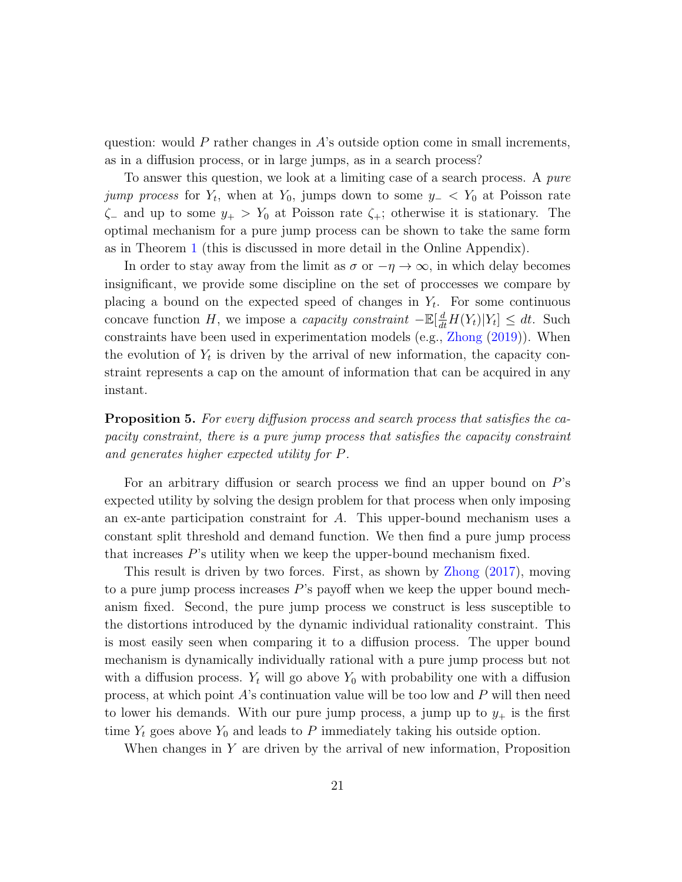question: would $P$ rather changes in $A$'s outside option come in small increments, as in a diffusion process, or in large jumps, as in a search process?

To answer this question, we look at a limiting case of a search process. A *pure jump process* for $Y_t$, when at $Y_0$, jumps down to some $y_- < Y_0$ at Poisson rate $\zeta_-$ and up to some $y_+ > Y_0$ at Poisson rate $\zeta_+$; otherwise it is stationary. The optimal mechanism for a pure jump process can be shown to take the same form as in Theorem 1 (this is discussed in more detail in the Online Appendix).

In order to stay away from the limit as $\sigma$ or $-\eta \to \infty$, in which delay becomes insignificant, we provide some discipline on the set of proccesses we compare by placing a bound on the expected speed of changes in $Y_t$. For some continuous concave function $H$, we impose a *capacity constraint* $-\mathbb{E}[\frac{d}{dt}H(Y_t)|Y_t] \leq dt$. Such constraints have been used in experimentation models (e.g., Zhong (2019)). When the evolution of $Y_t$ is driven by the arrival of new information, the capacity constraint represents a cap on the amount of information that can be acquired in any instant.

**Proposition 5.** *For every diffusion process and search process that satisfies the capacity constraint, there is a pure jump process that satisfies the capacity constraint and generates higher expected utility for $P$.*

For an arbitrary diffusion or search process we find an upper bound on $P$'s expected utility by solving the design problem for that process when only imposing an ex-ante participation constraint for $A$. This upper-bound mechanism uses a constant split threshold and demand function. We then find a pure jump process that increases $P$'s utility when we keep the upper-bound mechanism fixed.

This result is driven by two forces. First, as shown by Zhong (2017), moving to a pure jump process increases $P$'s payoff when we keep the upper bound mechanism fixed. Second, the pure jump process we construct is less susceptible to the distortions introduced by the dynamic individual rationality constraint. This is most easily seen when comparing it to a diffusion process. The upper bound mechanism is dynamically individually rational with a pure jump process but not with a diffusion process. $Y_t$ will go above $Y_0$ with probability one with a diffusion process, at which point $A$'s continuation value will be too low and $P$ will then need to lower his demands. With our pure jump process, a jump up to $y_+$ is the first time $Y_t$ goes above $Y_0$ and leads to $P$ immediately taking his outside option.

When changes in $Y$ are driven by the arrival of new information, Proposition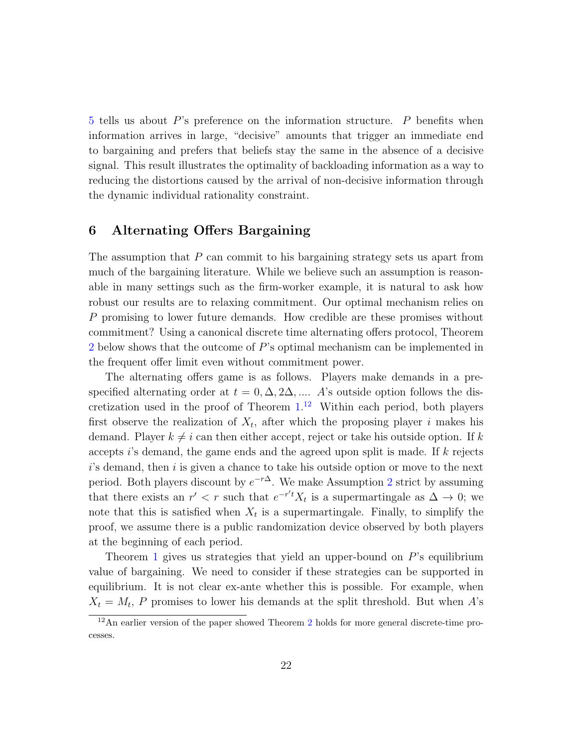5 tells us about $P$'s preference on the information structure. $P$ benefits when information arrives in large, "decisive" amounts that trigger an immediate end to bargaining and prefers that beliefs stay the same in the absence of a decisive signal. This result illustrates the optimality of backloading information as a way to reducing the distortions caused by the arrival of non-decisive information through the dynamic individual rationality constraint.

## 6 Alternating Offers Bargaining

The assumption that $P$ can commit to his bargaining strategy sets us apart from much of the bargaining literature. While we believe such an assumption is reasonable in many settings such as the firm-worker example, it is natural to ask how robust our results are to relaxing commitment. Our optimal mechanism relies on $P$ promising to lower future demands. How credible are these promises without commitment? Using a canonical discrete time alternating offers protocol, Theorem 2 below shows that the outcome of $P$'s optimal mechanism can be implemented in the frequent offer limit even without commitment power.

The alternating offers game is as follows. Players make demands in a prespecified alternating order at $t = 0, \Delta, 2\Delta, \ldots$. $A$'s outside option follows the discretization used in the proof of Theorem 1.[12] Within each period, both players first observe the realization of $X_t$, after which the proposing player $i$ makes his demand. Player $k \neq i$ can then either accept, reject or take his outside option. If $k$ accepts $i$'s demand, the game ends and the agreed upon split is made. If $k$ rejects $i$'s demand, then $i$ is given a chance to take his outside option or move to the next period. Both players discount by $e^{-r\Delta}$. We make Assumption 2 strict by assuming that there exists an $r' < r$ such that $e^{-r't}X_t$ is a supermartingale as $\Delta \to 0$; we note that this is satisfied when $X_t$ is a supermartingale. Finally, to simplify the proof, we assume there is a public randomization device observed by both players at the beginning of each period.

Theorem 1 gives us strategies that yield an upper-bound on $P$'s equilibrium value of bargaining. We need to consider if these strategies can be supported in equilibrium. It is not clear ex-ante whether this is possible. For example, when $X_t = M_t$, $P$ promises to lower his demands at the split threshold. But when $A$'s

[12] An earlier version of the paper showed Theorem 2 holds for more general discrete-time processes.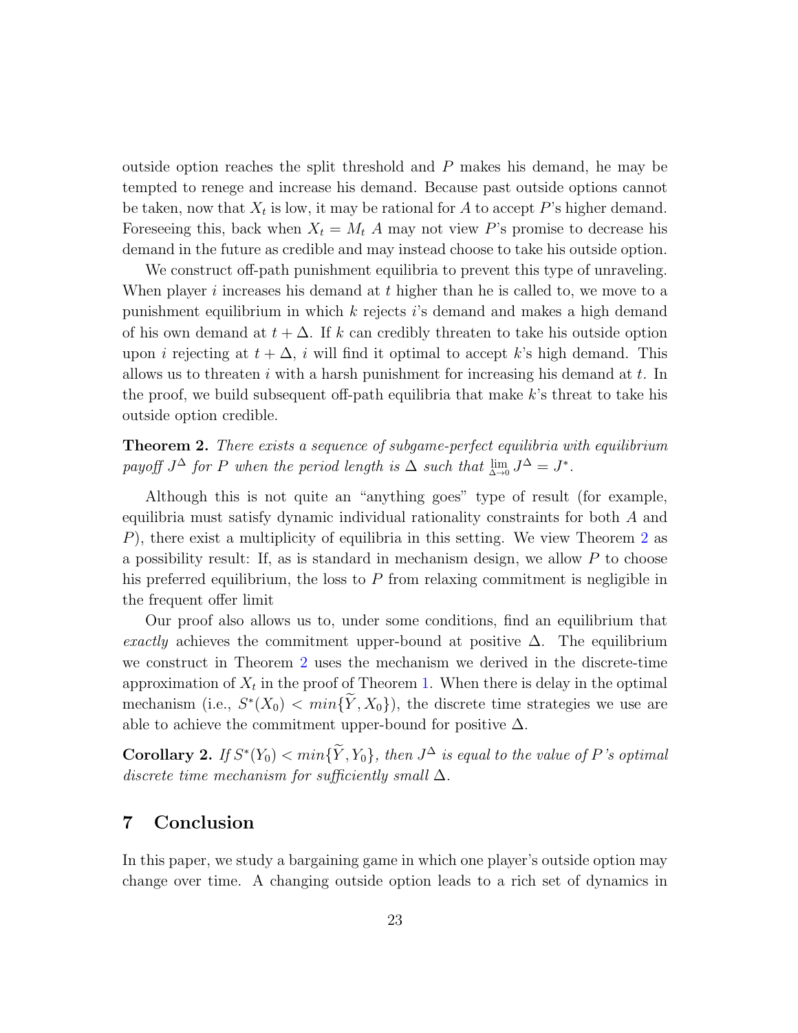outside option reaches the split threshold and $P$ makes his demand, he may be tempted to renege and increase his demand. Because past outside options cannot be taken, now that $X_t$ is low, it may be rational for $A$ to accept $P$'s higher demand. Foreseeing this, back when $X_t = M_t$ $A$ may not view $P$'s promise to decrease his demand in the future as credible and may instead choose to take his outside option.

We construct off-path punishment equilibria to prevent this type of unraveling. When player $i$ increases his demand at $t$ higher than he is called to, we move to a punishment equilibrium in which $k$ rejects $i$'s demand and makes a high demand of his own demand at $t + \Delta$. If $k$ can credibly threaten to take his outside option upon $i$ rejecting at $t + \Delta$, $i$ will find it optimal to accept $k$'s high demand. This allows us to threaten $i$ with a harsh punishment for increasing his demand at $t$. In the proof, we build subsequent off-path equilibria that make $k$'s threat to take his outside option credible.

**Theorem 2.** *There exists a sequence of subgame-perfect equilibria with equilibrium payoff $J^{\Delta}$ for $P$ when the period length is $\Delta$ such that $\lim_{\Delta \to 0} J^{\Delta} = J^*$.*

Although this is not quite an "anything goes" type of result (for example, equilibria must satisfy dynamic individual rationality constraints for both $A$ and $P$), there exist a multiplicity of equilibria in this setting. We view Theorem 2 as a possibility result: If, as is standard in mechanism design, we allow $P$ to choose his preferred equilibrium, the loss to $P$ from relaxing commitment is negligible in the frequent offer limit

Our proof also allows us to, under some conditions, find an equilibrium that *exactly* achieves the commitment upper-bound at positive $\Delta$. The equilibrium we construct in Theorem 2 uses the mechanism we derived in the discrete-time approximation of $X_t$ in the proof of Theorem 1. When there is delay in the optimal mechanism (i.e., $S^*(X_0) < min\{\widetilde{Y}, X_0\}$), the discrete time strategies we use are able to achieve the commitment upper-bound for positive $\Delta$.

**Corollary 2.** *If $S^*(Y_0) < min\{\widetilde{Y}, Y_0\}$, then $J^{\Delta}$ is equal to the value of $P$'s optimal discrete time mechanism for sufficiently small $\Delta$.*

## 7 Conclusion

In this paper, we study a bargaining game in which one player's outside option may change over time. A changing outside option leads to a rich set of dynamics in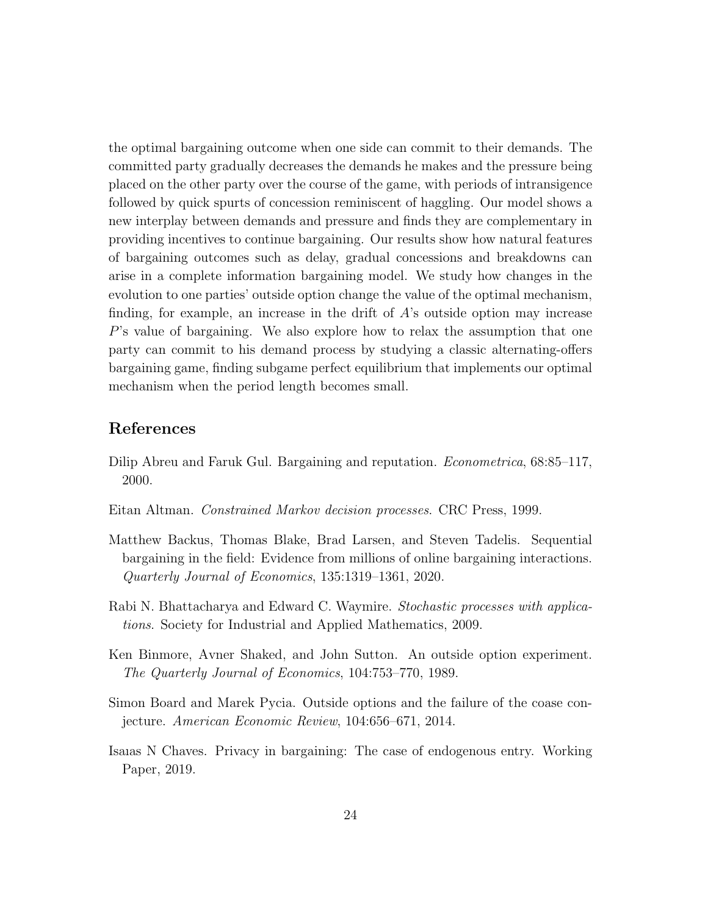the optimal bargaining outcome when one side can commit to their demands. The committed party gradually decreases the demands he makes and the pressure being placed on the other party over the course of the game, with periods of intransigence followed by quick spurts of concession reminiscent of haggling. Our model shows a new interplay between demands and pressure and finds they are complementary in providing incentives to continue bargaining. Our results show how natural features of bargaining outcomes such as delay, gradual concessions and breakdowns can arise in a complete information bargaining model. We study how changes in the evolution to one parties' outside option change the value of the optimal mechanism, finding, for example, an increase in the drift of $A$'s outside option may increase $P$'s value of bargaining. We also explore how to relax the assumption that one party can commit to his demand process by studying a classic alternating-offers bargaining game, finding subgame perfect equilibrium that implements our optimal mechanism when the period length becomes small.

## References

Dilip Abreu and Faruk Gul. Bargaining and reputation. *Econometrica*, 68:85–117, 2000.

Eitan Altman. *Constrained Markov decision processes*. CRC Press, 1999.

Matthew Backus, Thomas Blake, Brad Larsen, and Steven Tadelis. Sequential bargaining in the field: Evidence from millions of online bargaining interactions. *Quarterly Journal of Economics*, 135:1319–1361, 2020.

Rabi N. Bhattacharya and Edward C. Waymire. *Stochastic processes with applications*. Society for Industrial and Applied Mathematics, 2009.

Ken Binmore, Avner Shaked, and John Sutton. An outside option experiment. *The Quarterly Journal of Economics*, 104:753–770, 1989.

Simon Board and Marek Pycia. Outside options and the failure of the coase conjecture. *American Economic Review*, 104:656–671, 2014.

Isaıas N Chaves. Privacy in bargaining: The case of endogenous entry. Working Paper, 2019.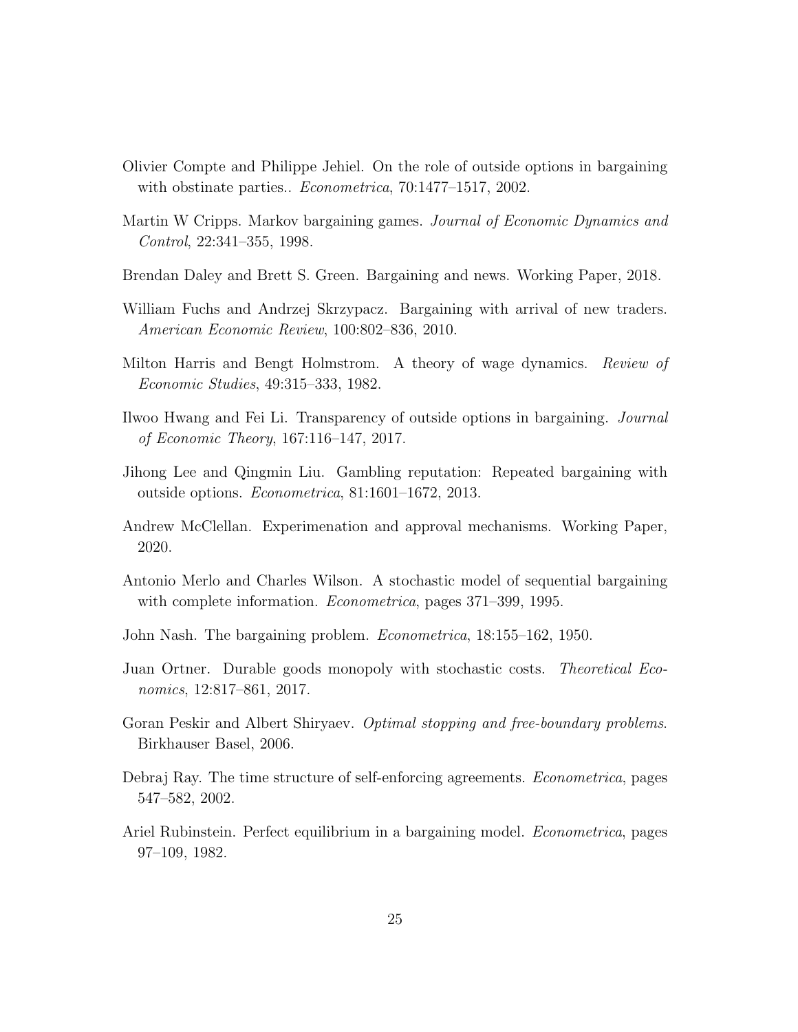Olivier Compte and Philippe Jehiel. On the role of outside options in bargaining with obstinate parties.. *Econometrica*, 70:1477–1517, 2002.

Martin W Cripps. Markov bargaining games. *Journal of Economic Dynamics and Control*, 22:341–355, 1998.

Brendan Daley and Brett S. Green. Bargaining and news. Working Paper, 2018.

William Fuchs and Andrzej Skrzypacz. Bargaining with arrival of new traders. *American Economic Review*, 100:802–836, 2010.

Milton Harris and Bengt Holmstrom. A theory of wage dynamics. *Review of Economic Studies*, 49:315–333, 1982.

Ilwoo Hwang and Fei Li. Transparency of outside options in bargaining. *Journal of Economic Theory*, 167:116–147, 2017.

Jihong Lee and Qingmin Liu. Gambling reputation: Repeated bargaining with outside options. *Econometrica*, 81:1601–1672, 2013.

Andrew McClellan. Experimenation and approval mechanisms. Working Paper, 2020.

Antonio Merlo and Charles Wilson. A stochastic model of sequential bargaining with complete information. *Econometrica*, pages 371–399, 1995.

John Nash. The bargaining problem. *Econometrica*, 18:155–162, 1950.

Juan Ortner. Durable goods monopoly with stochastic costs. *Theoretical Economics*, 12:817–861, 2017.

Goran Peskir and Albert Shiryaev. *Optimal stopping and free-boundary problems*. Birkhauser Basel, 2006.

Debraj Ray. The time structure of self-enforcing agreements. *Econometrica*, pages 547–582, 2002.

Ariel Rubinstein. Perfect equilibrium in a bargaining model. *Econometrica*, pages 97–109, 1982.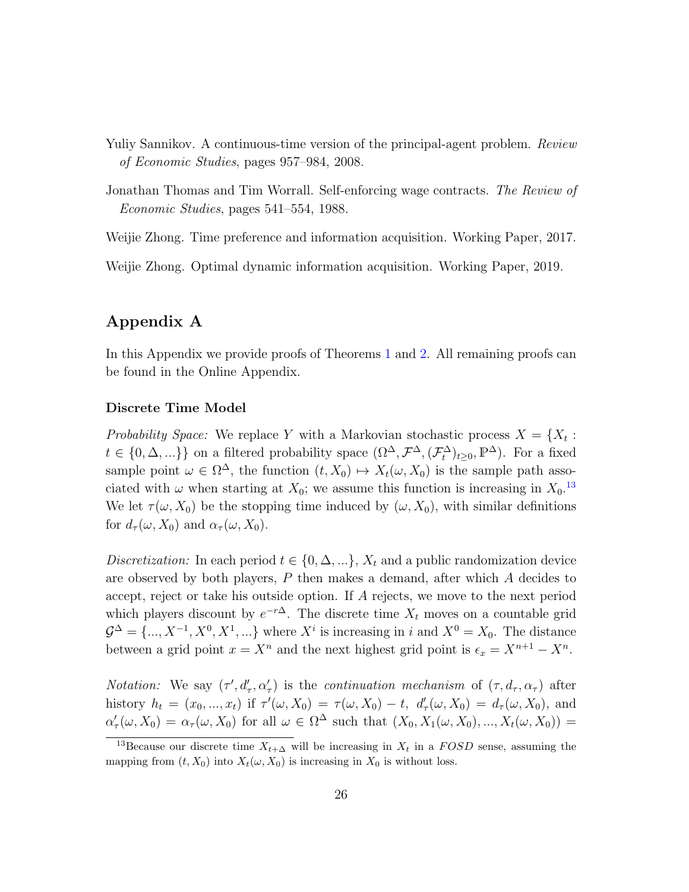Yuliy Sannikov. A continuous-time version of the principal-agent problem. *Review of Economic Studies*, pages 957–984, 2008.

Jonathan Thomas and Tim Worrall. Self-enforcing wage contracts. *The Review of Economic Studies*, pages 541–554, 1988.

Weijie Zhong. Time preference and information acquisition. Working Paper, 2017.

Weijie Zhong. Optimal dynamic information acquisition. Working Paper, 2019.

## Appendix A

In this Appendix we provide proofs of Theorems 1 and 2. All remaining proofs can be found in the Online Appendix.

### Discrete Time Model

*Probability Space:* We replace $Y$ with a Markovian stochastic process $X = \{X_t : t \in \{0, \Delta, ...\}\}$ on a filtered probability space $(\Omega^\Delta, \mathcal{F}^\Delta, (\mathcal{F}_t^\Delta)_{t\geq 0}, \mathbb{P}^\Delta)$. For a fixed sample point $\omega \in \Omega^\Delta$, the function $(t, X_0) \mapsto X_t(\omega, X_0)$ is the sample path associated with $\omega$ when starting at $X_0$; we assume this function is increasing in $X_0$.[13] We let $\tau(\omega, X_0)$ be the stopping time induced by $(\omega, X_0)$, with similar definitions for $d_\tau(\omega, X_0)$ and $\alpha_\tau(\omega, X_0)$.

*Discretization:* In each period $t \in \{0, \Delta, ...\}$, $X_t$ and a public randomization device are observed by both players, $P$ then makes a demand, after which $A$ decides to accept, reject or take his outside option. If $A$ rejects, we move to the next period which players discount by $e^{-r\Delta}$. The discrete time $X_t$ moves on a countable grid $\mathcal{G}^\Delta = \{..., X^{-1}, X^0, X^1, ...\}$ where $X^i$ is increasing in $i$ and $X^0 = X_0$. The distance between a grid point $x = X^n$ and the next highest grid point is $\epsilon_x = X^{n+1} - X^n$.

*Notation:* We say $(\tau', d'_\tau, \alpha'_\tau)$ is the *continuation mechanism* of $(\tau, d_\tau, \alpha_\tau)$ after history $h_t = (x_0, ..., x_t)$ if $\tau'(\omega, X_0) = \tau(\omega, X_0) - t$, $d'_\tau(\omega, X_0) = d_\tau(\omega, X_0)$, and $\alpha'_\tau(\omega, X_0) = \alpha_\tau(\omega, X_0)$ for all $\omega \in \Omega^\Delta$ such that $(X_0, X_1(\omega, X_0), ..., X_t(\omega, X_0)) =$

[13] Because our discrete time $X_{t+\Delta}$ will be increasing in $X_t$ in a $FOSD$ sense, assuming the mapping from $(t, X_0)$ into $X_t(\omega, X_0)$ is increasing in $X_0$ is without loss.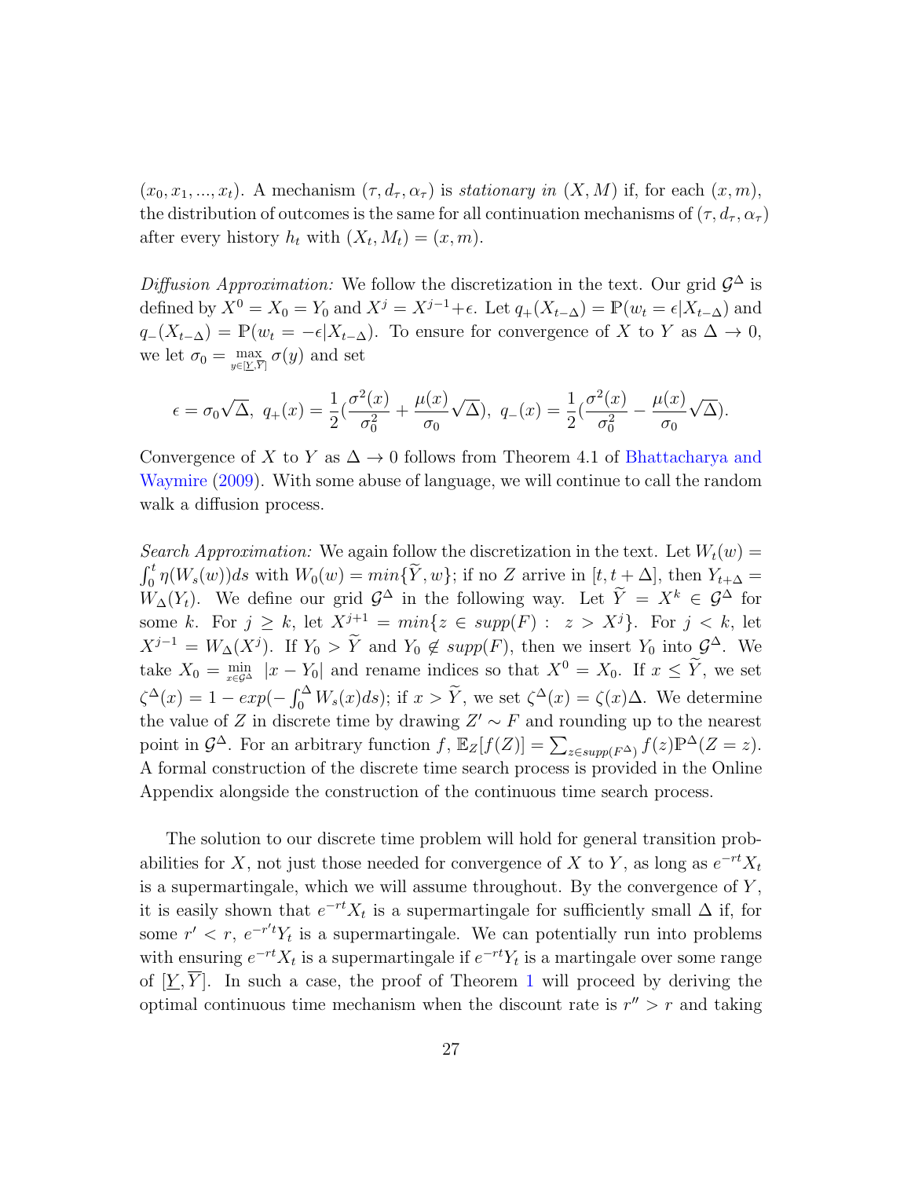$(x_0, x_1, ..., x_t)$. A mechanism $(\tau, d_\tau, \alpha_\tau)$ is *stationary in* $(X, M)$ if, for each $(x, m)$, the distribution of outcomes is the same for all continuation mechanisms of $(\tau, d_\tau, \alpha_\tau)$ after every history $h_t$ with $(X_t, M_t) = (x, m)$.

*Diffusion Approximation:* We follow the discretization in the text. Our grid $\mathcal{G}^\Delta$ is defined by $X^0 = X_0 = Y_0$ and $X^j = X^{j-1} + \epsilon$. Let $q_+(X_{t-\Delta}) = \mathbb{P}(w_t = \epsilon | X_{t-\Delta})$ and $q_-(X_{t-\Delta}) = \mathbb{P}(w_t = -\epsilon | X_{t-\Delta})$. To ensure for convergence of $X$ to $Y$ as $\Delta \to 0$, we let $\sigma_0 = \max_{y \in [\underline{Y}, \overline{Y}]} \sigma(y)$ and set

$$\epsilon = \sigma_0 \sqrt{\Delta},\ q_+(x) = \frac{1}{2}\left(\frac{\sigma^2(x)}{\sigma_0^2} + \frac{\mu(x)}{\sigma_0}\sqrt{\Delta}\right),\ q_-(x) = \frac{1}{2}\left(\frac{\sigma^2(x)}{\sigma_0^2} - \frac{\mu(x)}{\sigma_0}\sqrt{\Delta}\right).$$

Convergence of $X$ to $Y$ as $\Delta \to 0$ follows from Theorem 4.1 of Bhattacharya and Waymire (2009). With some abuse of language, we will continue to call the random walk a diffusion process.

*Search Approximation:* We again follow the discretization in the text. Let $W_t(w) = \int_0^t \eta(W_s(w))ds$ with $W_0(w) = min\{\widetilde{Y}, w\}$; if no $Z$ arrive in $[t, t+\Delta]$, then $Y_{t+\Delta} = W_\Delta(Y_t)$. We define our grid $\mathcal{G}^\Delta$ in the following way. Let $\widetilde{Y} = X^k \in \mathcal{G}^\Delta$ for some $k$. For $j \geq k$, let $X^{j+1} = min\{z \in supp(F) :\ z > X^j\}$. For $j < k$, let $X^{j-1} = W_\Delta(X^j)$. If $Y_0 > \widetilde{Y}$ and $Y_0 \notin supp(F)$, then we insert $Y_0$ into $\mathcal{G}^\Delta$. We take $X_0 = \min_{x \in \mathcal{G}^\Delta}\ |x - Y_0|$ and rename indices so that $X^0 = X_0$. If $x \leq \widetilde{Y}$, we set $\zeta^\Delta(x) = 1 - exp(-\int_0^\Delta W_s(x)ds)$; if $x > \widetilde{Y}$, we set $\zeta^\Delta(x) = \zeta(x)\Delta$. We determine the value of $Z$ in discrete time by drawing $Z' \sim F$ and rounding up to the nearest point in $\mathcal{G}^\Delta$. For an arbitrary function $f$, $\mathbb{E}_Z[f(Z)] = \sum_{z \in supp(F^\Delta)} f(z)\mathbb{P}^\Delta(Z = z)$. A formal construction of the discrete time search process is provided in the Online Appendix alongside the construction of the continuous time search process.

The solution to our discrete time problem will hold for general transition probabilities for $X$, not just those needed for convergence of $X$ to $Y$, as long as $e^{-rt}X_t$ is a supermartingale, which we will assume throughout. By the convergence of $Y$, it is easily shown that $e^{-rt}X_t$ is a supermartingale for sufficiently small $\Delta$ if, for some $r' < r$, $e^{-r't}Y_t$ is a supermartingale. We can potentially run into problems with ensuring $e^{-rt}X_t$ is a supermartingale if $e^{-rt}Y_t$ is a martingale over some range of $[\underline{Y}, \overline{Y}]$. In such a case, the proof of Theorem 1 will proceed by deriving the optimal continuous time mechanism when the discount rate is $r'' > r$ and taking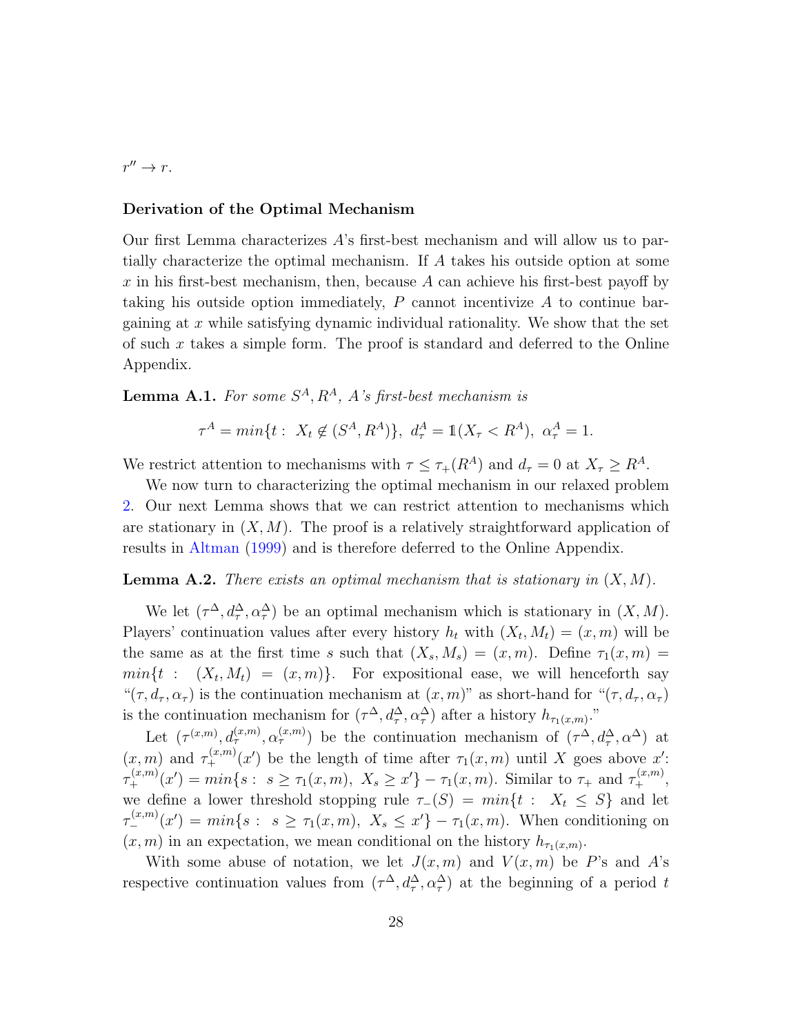$r'' \to r$.

**Derivation of the Optimal Mechanism**

Our first Lemma characterizes $A$'s first-best mechanism and will allow us to partially characterize the optimal mechanism. If $A$ takes his outside option at some $x$ in his first-best mechanism, then, because $A$ can achieve his first-best payoff by taking his outside option immediately, $P$ cannot incentivize $A$ to continue bargaining at $x$ while satisfying dynamic individual rationality. We show that the set of such $x$ takes a simple form. The proof is standard and deferred to the Online Appendix.

**Lemma A.1.** *For some $S^A, R^A$, $A$'s first-best mechanism is*

$$\tau^A = min\{t: \; X_t \notin (S^A, R^A)\}, \; d^A_\tau = \mathbb{1}(X_\tau < R^A), \; \alpha^A_\tau = 1.$$

We restrict attention to mechanisms with $\tau \leq \tau_+(R^A)$ and $d_\tau = 0$ at $X_\tau \geq R^A$.

We now turn to characterizing the optimal mechanism in our relaxed problem 2. Our next Lemma shows that we can restrict attention to mechanisms which are stationary in $(X, M)$. The proof is a relatively straightforward application of results in Altman (1999) and is therefore deferred to the Online Appendix.

**Lemma A.2.** *There exists an optimal mechanism that is stationary in $(X, M)$.*

We let $(\tau^\Delta, d^\Delta_\tau, \alpha^\Delta_\tau)$ be an optimal mechanism which is stationary in $(X, M)$. Players' continuation values after every history $h_t$ with $(X_t, M_t) = (x, m)$ will be the same as at the first time $s$ such that $(X_s, M_s) = (x, m)$. Define $\tau_1(x, m) = min\{t: \; (X_t, M_t) = (x, m)\}$. For expositional ease, we will henceforth say "$(\tau, d_\tau, \alpha_\tau)$ is the continuation mechanism at $(x, m)$" as short-hand for "$(\tau, d_\tau, \alpha_\tau)$ is the continuation mechanism for $(\tau^\Delta, d^\Delta_\tau, \alpha^\Delta_\tau)$ after a history $h_{\tau_1(x,m)}$."

Let $(\tau^{(x,m)}, d^{(x,m)}_\tau, \alpha^{(x,m)}_\tau)$ be the continuation mechanism of $(\tau^\Delta, d^\Delta_\tau, \alpha^\Delta)$ at $(x, m)$ and $\tau^{(x,m)}_+(x')$ be the length of time after $\tau_1(x, m)$ until $X$ goes above $x'$: $\tau^{(x,m)}_+(x') = min\{s: \; s \geq \tau_1(x, m), \; X_s \geq x'\} - \tau_1(x, m)$. Similar to $\tau_+$ and $\tau^{(x,m)}_+$, we define a lower threshold stopping rule $\tau_-(S) = min\{t: \; X_t \leq S\}$ and let $\tau^{(x,m)}_-(x') = min\{s: \; s \geq \tau_1(x, m), \; X_s \leq x'\} - \tau_1(x, m)$. When conditioning on $(x, m)$ in an expectation, we mean conditional on the history $h_{\tau_1(x,m)}$.

With some abuse of notation, we let $J(x, m)$ and $V(x, m)$ be $P$'s and $A$'s respective continuation values from $(\tau^\Delta, d^\Delta_\tau, \alpha^\Delta_\tau)$ at the beginning of a period $t$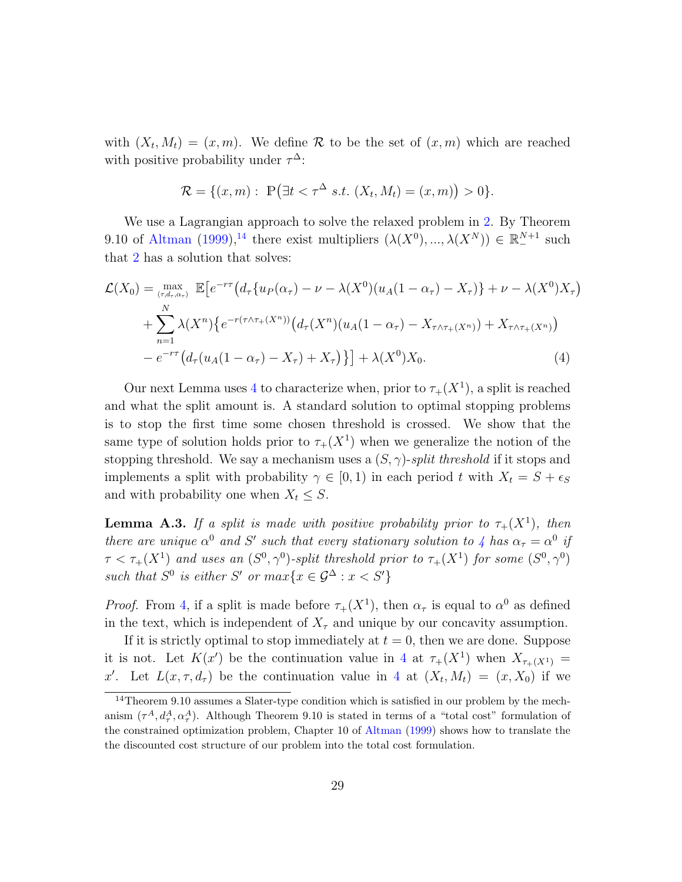with $(X_t, M_t) = (x, m)$. We define $\mathcal{R}$ to be the set of $(x, m)$ which are reached with positive probability under $\tau^\Delta$:

$$\mathcal{R} = \{(x, m) : \ \mathbb{P}\big(\exists t < \tau^\Delta \ s.t. \ (X_t, M_t) = (x, m)\big) > 0\}.$$

We use a Lagrangian approach to solve the relaxed problem in 2. By Theorem 9.10 of Altman (1999),[14] there exist multipliers $(\lambda(X^0), ..., \lambda(X^N)) \in \mathbb{R}_-^{N+1}$ such that 2 has a solution that solves:

$$\begin{aligned}
\mathcal{L}(X_0) = \max_{(\tau, d_\tau, \alpha_\tau)} \ & \mathbb{E}\big[e^{-r\tau}\big(d_\tau\{u_P(\alpha_\tau) - \nu - \lambda(X^0)(u_A(1-\alpha_\tau) - X_\tau)\} + \nu - \lambda(X^0)X_\tau\big) \\
& + \sum_{n=1}^{N} \lambda(X^n)\big\{e^{-r(\tau \wedge \tau_+(X^n))}\big(d_\tau(X^n)(u_A(1-\alpha_\tau) - X_{\tau\wedge\tau_+(X^n)}) + X_{\tau\wedge\tau_+(X^n)}\big) \\
& - e^{-r\tau}\big(d_\tau(u_A(1-\alpha_\tau) - X_\tau) + X_\tau\big)\big\}\big] + \lambda(X^0)X_0. \qquad (4)
\end{aligned}$$

Our next Lemma uses 4 to characterize when, prior to $\tau_+(X^1)$, a split is reached and what the split amount is. A standard solution to optimal stopping problems is to stop the first time some chosen threshold is crossed. We show that the same type of solution holds prior to $\tau_+(X^1)$ when we generalize the notion of the stopping threshold. We say a mechanism uses a $(S, \gamma)$-*split threshold* if it stops and implements a split with probability $\gamma \in [0, 1)$ in each period $t$ with $X_t = S + \epsilon_S$ and with probability one when $X_t \leq S$.

**Lemma A.3.** *If a split is made with positive probability prior to $\tau_+(X^1)$, then there are unique $\alpha^0$ and $S'$ such that every stationary solution to 4 has $\alpha_\tau = \alpha^0$ if $\tau < \tau_+(X^1)$ and uses an $(S^0, \gamma^0)$-split threshold prior to $\tau_+(X^1)$ for some $(S^0, \gamma^0)$ such that $S^0$ is either $S'$ or $max\{x \in \mathcal{G}^\Delta : x < S'\}$*

*Proof.* From 4, if a split is made before $\tau_+(X^1)$, then $\alpha_\tau$ is equal to $\alpha^0$ as defined in the text, which is independent of $X_\tau$ and unique by our concavity assumption.

If it is strictly optimal to stop immediately at $t = 0$, then we are done. Suppose it is not. Let $K(x')$ be the continuation value in 4 at $\tau_+(X^1)$ when $X_{\tau_+(X^1)} = x'$. Let $L(x, \tau, d_\tau)$ be the continuation value in 4 at $(X_t, M_t) = (x, X_0)$ if we

[14] Theorem 9.10 assumes a Slater-type condition which is satisfied in our problem by the mechanism $(\tau^A, d_\tau^A, \alpha_\tau^A)$. Although Theorem 9.10 is stated in terms of a "total cost" formulation of the constrained optimization problem, Chapter 10 of Altman (1999) shows how to translate the the discounted cost structure of our problem into the total cost formulation.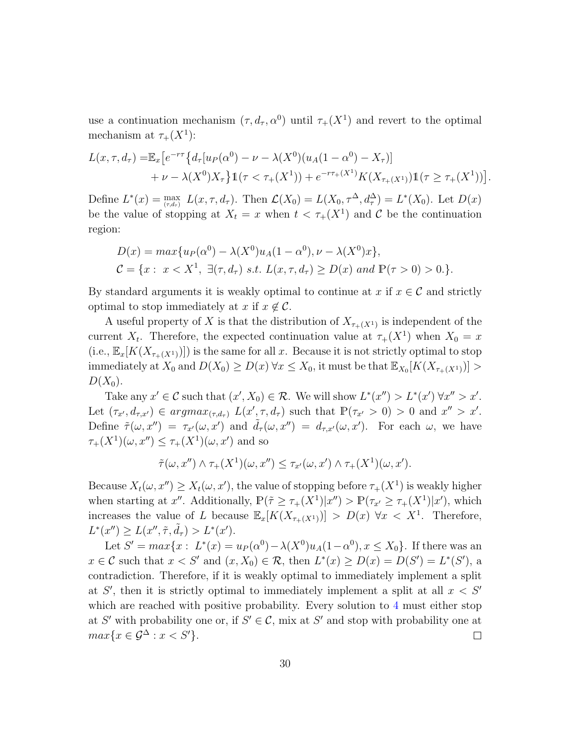use a continuation mechanism $(\tau, d_\tau, \alpha^0)$ until $\tau_+(X^1)$ and revert to the optimal mechanism at $\tau_+(X^1)$:

$$
\begin{aligned}
L(x, \tau, d_\tau) =& \mathbb{E}_x\big[e^{-r\tau}\big\{d_\tau[u_P(\alpha^0) - \nu - \lambda(X^0)(u_A(1-\alpha^0) - X_\tau)] \\
&+ \nu - \lambda(X^0)X_\tau\big\}\mathbb{1}(\tau < \tau_+(X^1)) + e^{-r\tau_+(X^1)}K(X_{\tau_+(X^1)})\mathbb{1}(\tau \geq \tau_+(X^1))\big].
\end{aligned}
$$

Define $L^*(x) = \max_{(\tau, d_\tau)} L(x, \tau, d_\tau)$. Then $\mathcal{L}(X_0) = L(X_0, \tau^\Delta, d_\tau^\Delta) = L^*(X_0)$. Let $D(x)$ be the value of stopping at $X_t = x$ when $t < \tau_+(X^1)$ and $\mathcal{C}$ be the continuation region:

$$
\begin{aligned}
&D(x) = max\{u_P(\alpha^0) - \lambda(X^0)u_A(1-\alpha^0), \nu - \lambda(X^0)x\}, \\
&\mathcal{C} = \{x : \ x < X^1, \ \exists(\tau, d_\tau) \ s.t. \ L(x, \tau, d_\tau) \geq D(x) \ and \ \mathbb{P}(\tau > 0) > 0.\}.
\end{aligned}
$$

By standard arguments it is weakly optimal to continue at $x$ if $x \in \mathcal{C}$ and strictly optimal to stop immediately at $x$ if $x \notin \mathcal{C}$.

A useful property of $X$ is that the distribution of $X_{\tau_+(X^1)}$ is independent of the current $X_t$. Therefore, the expected continuation value at $\tau_+(X^1)$ when $X_0 = x$ (i.e., $\mathbb{E}_x[K(X_{\tau_+(X^1)})]$) is the same for all $x$. Because it is not strictly optimal to stop immediately at $X_0$ and $D(X_0) \geq D(x) \ \forall x \leq X_0$, it must be that $\mathbb{E}_{X_0}[K(X_{\tau_+(X^1)})] > D(X_0)$.

Take any $x' \in \mathcal{C}$ such that $(x', X_0) \in \mathcal{R}$. We will show $L^*(x'') > L^*(x') \ \forall x'' > x'$. Let $(\tau_{x'}, d_{\tau,x'}) \in argmax_{(\tau,d_\tau)} \ L(x', \tau, d_\tau)$ such that $\mathbb{P}(\tau_{x'} > 0) > 0$ and $x'' > x'$. Define $\tilde{\tau}(\omega, x'') = \tau_{x'}(\omega, x')$ and $\tilde{d}_\tau(\omega, x'') = d_{\tau,x'}(\omega, x')$. For each $\omega$, we have $\tau_+(X^1)(\omega, x'') \leq \tau_+(X^1)(\omega, x')$ and so

$$
\tilde{\tau}(\omega, x'') \wedge \tau_+(X^1)(\omega, x'') \leq \tau_{x'}(\omega, x') \wedge \tau_+(X^1)(\omega, x').
$$

Because $X_t(\omega, x'') \geq X_t(\omega, x')$, the value of stopping before $\tau_+(X^1)$ is weakly higher when starting at $x''$. Additionally, $\mathbb{P}(\tilde{\tau} \geq \tau_+(X^1)|x'') > \mathbb{P}(\tau_{x'} \geq \tau_+(X^1)|x')$, which increases the value of $L$ because $\mathbb{E}_x[K(X_{\tau_+(X^1)})] > D(x) \ \forall x < X^1$. Therefore, $L^*(x'') \geq L(x'', \tilde{\tau}, \tilde{d}_\tau) > L^*(x')$.

Let $S' = max\{x : \ L^*(x) = u_P(\alpha^0) - \lambda(X^0)u_A(1-\alpha^0), x \leq X_0\}$. If there was an $x \in \mathcal{C}$ such that $x < S'$ and $(x, X_0) \in \mathcal{R}$, then $L^*(x) \geq D(x) = D(S') = L^*(S')$, a contradiction. Therefore, if it is weakly optimal to immediately implement a split at $S'$, then it is strictly optimal to immediately implement a split at all $x < S'$ which are reached with positive probability. Every solution to 4 must either stop at $S'$ with probability one or, if $S' \in \mathcal{C}$, mix at $S'$ and stop with probability one at $max\{x \in \mathcal{G}^\Delta : x < S'\}$. $\square$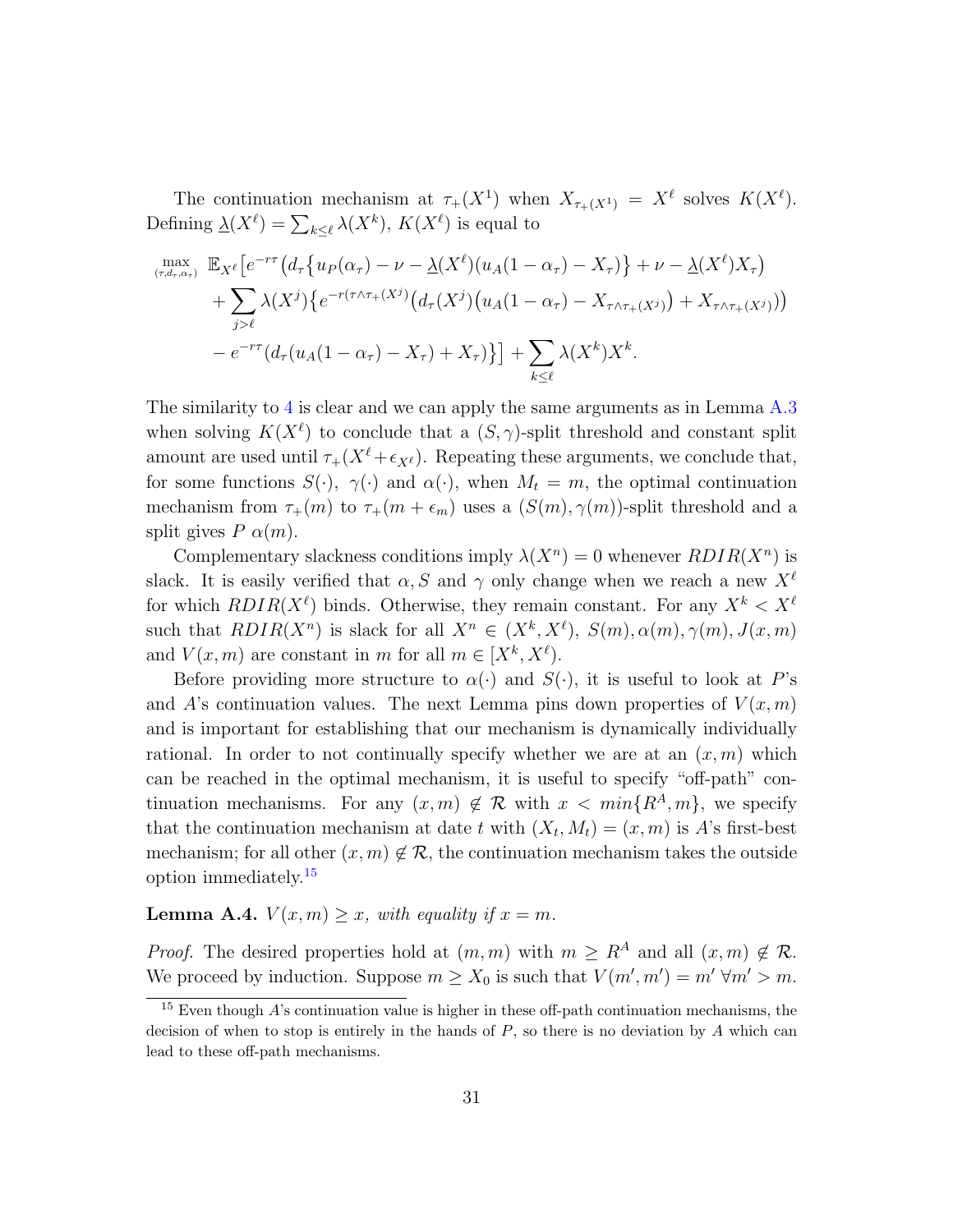The continuation mechanism at $\tau_+(X^1)$ when $X_{\tau_+(X^1)} = X^\ell$ solves $K(X^\ell)$. Defining $\underline{\lambda}(X^\ell) = \sum_{k\leq \ell} \lambda(X^k)$, $K(X^\ell)$ is equal to

$$
\begin{aligned}
\max_{(\tau,d_\tau,\alpha_\tau)} \; & \mathbb{E}_{X^\ell}\big[e^{-r\tau}\big(d_\tau\big\{u_P(\alpha_\tau) - \nu - \underline{\lambda}(X^\ell)(u_A(1-\alpha_\tau) - X_\tau)\big\} + \nu - \underline{\lambda}(X^\ell)X_\tau\big) \\
& + \sum_{j>\ell} \lambda(X^j)\big\{e^{-r(\tau\wedge\tau_+(X^j))}\big(d_\tau(X^j)\big(u_A(1-\alpha_\tau) - X_{\tau\wedge\tau_+(X^j)}\big) + X_{\tau\wedge\tau_+(X^j)}\big)\big) \\
& - e^{-r\tau}(d_\tau(u_A(1-\alpha_\tau) - X_\tau) + X_\tau)\big\}\big] + \sum_{k\leq\ell} \lambda(X^k)X^k.
\end{aligned}
$$

The similarity to 4 is clear and we can apply the same arguments as in Lemma A.3 when solving $K(X^\ell)$ to conclude that a $(S,\gamma)$-split threshold and constant split amount are used until $\tau_+(X^\ell + \epsilon_{X^\ell})$. Repeating these arguments, we conclude that, for some functions $S(\cdot)$, $\gamma(\cdot)$ and $\alpha(\cdot)$, when $M_t = m$, the optimal continuation mechanism from $\tau_+(m)$ to $\tau_+(m+\epsilon_m)$ uses a $(S(m),\gamma(m))$-split threshold and a split gives $P$ $\alpha(m)$.

Complementary slackness conditions imply $\lambda(X^n) = 0$ whenever $RDIR(X^n)$ is slack. It is easily verified that $\alpha, S$ and $\gamma$ only change when we reach a new $X^\ell$ for which $RDIR(X^\ell)$ binds. Otherwise, they remain constant. For any $X^k < X^\ell$ such that $RDIR(X^n)$ is slack for all $X^n \in (X^k, X^\ell)$, $S(m), \alpha(m), \gamma(m), J(x,m)$ and $V(x,m)$ are constant in $m$ for all $m \in [X^k, X^\ell)$.

Before providing more structure to $\alpha(\cdot)$ and $S(\cdot)$, it is useful to look at $P$'s and $A$'s continuation values. The next Lemma pins down properties of $V(x,m)$ and is important for establishing that our mechanism is dynamically individually rational. In order to not continually specify whether we are at an $(x,m)$ which can be reached in the optimal mechanism, it is useful to specify "off-path" continuation mechanisms. For any $(x,m) \notin \mathcal{R}$ with $x < min\{R^A, m\}$, we specify that the continuation mechanism at date $t$ with $(X_t, M_t) = (x,m)$ is $A$'s first-best mechanism; for all other $(x,m) \notin \mathcal{R}$, the continuation mechanism takes the outside option immediately.[15]

**Lemma A.4.** *$V(x,m) \geq x$, with equality if $x = m$.*

*Proof.* The desired properties hold at $(m,m)$ with $m \geq R^A$ and all $(x,m) \notin \mathcal{R}$. We proceed by induction. Suppose $m \geq X_0$ is such that $V(m',m') = m'$ $\forall m' > m$.

[15] Even though $A$'s continuation value is higher in these off-path continuation mechanisms, the decision of when to stop is entirely in the hands of $P$, so there is no deviation by $A$ which can lead to these off-path mechanisms.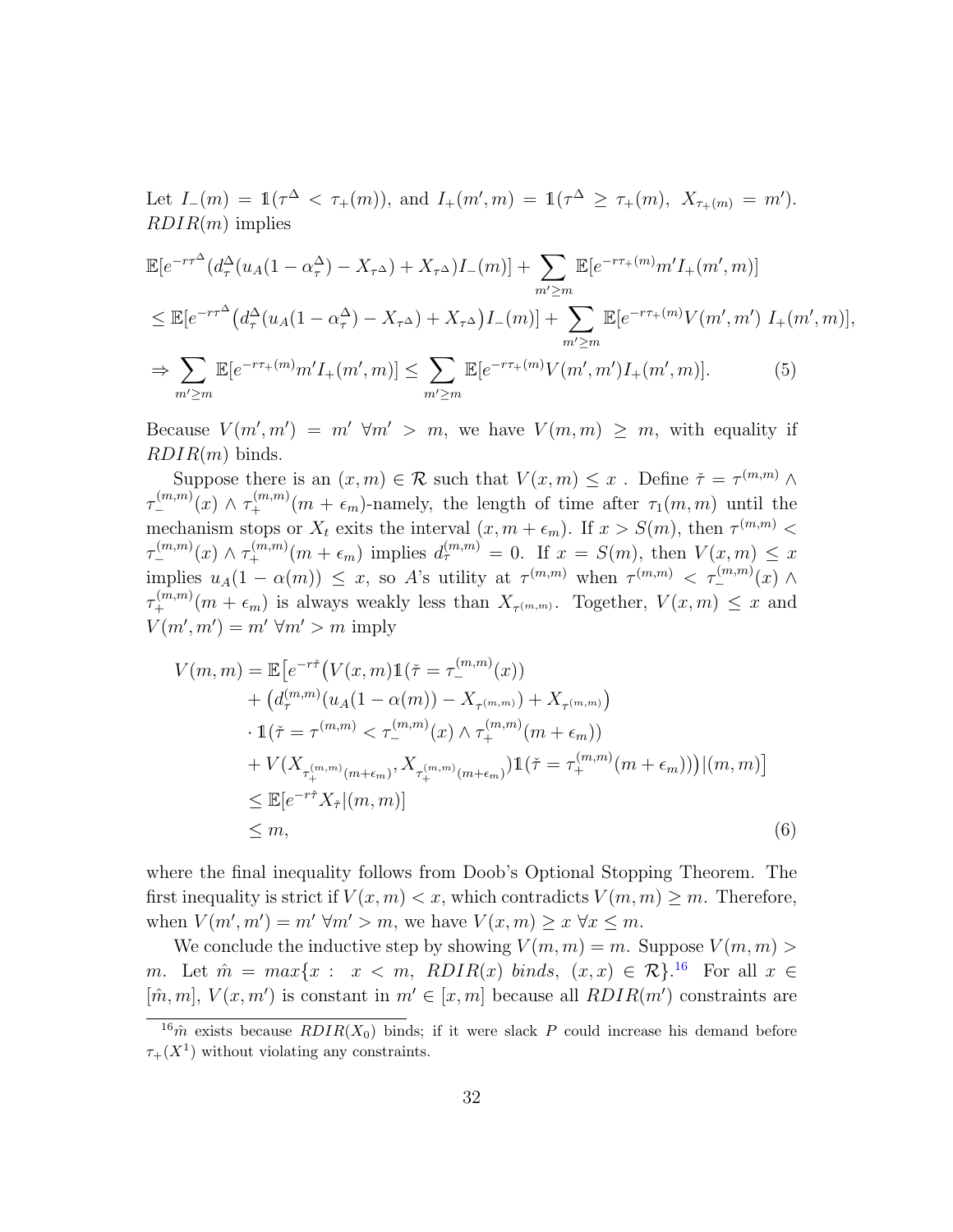Let $I_-(m) = \mathbb{1}(\tau^\Delta < \tau_+(m))$, and $I_+(m', m) = \mathbb{1}(\tau^\Delta \geq \tau_+(m),\ X_{\tau_+(m)} = m')$. $RDIR(m)$ implies

$$
\begin{aligned}
&\mathbb{E}[e^{-r\tau^\Delta}(d^\Delta_\tau(u_A(1-\alpha^\Delta_\tau) - X_{\tau^\Delta}) + X_{\tau^\Delta})I_-(m)] + \sum_{m' \geq m} \mathbb{E}[e^{-r\tau_+(m)} m' I_+(m', m)] \\
&\leq \mathbb{E}[e^{-r\tau^\Delta}\big(d^\Delta_\tau(u_A(1-\alpha^\Delta_\tau) - X_{\tau^\Delta}) + X_{\tau^\Delta}\big)I_-(m)] + \sum_{m' \geq m} \mathbb{E}[e^{-r\tau_+(m)} V(m', m')\ I_+(m', m)], \\
&\Rightarrow \sum_{m' \geq m} \mathbb{E}[e^{-r\tau_+(m)} m' I_+(m', m)] \leq \sum_{m' \geq m} \mathbb{E}[e^{-r\tau_+(m)} V(m', m') I_+(m', m)]. \qquad (5)
\end{aligned}
$$

Because $V(m', m') = m'\ \forall m' > m$, we have $V(m, m) \geq m$, with equality if $RDIR(m)$ binds.

Suppose there is an $(x, m) \in \mathcal{R}$ such that $V(x, m) \leq x$ . Define $\check{\tau} = \tau^{(m,m)} \wedge \tau^{(m,m)}_-(x) \wedge \tau^{(m,m)}_+(m + \epsilon_m)$-namely, the length of time after $\tau_1(m, m)$ until the mechanism stops or $X_t$ exits the interval $(x, m + \epsilon_m)$. If $x > S(m)$, then $\tau^{(m,m)} < \tau^{(m,m)}_-(x) \wedge \tau^{(m,m)}_+(m + \epsilon_m)$ implies $d^{(m,m)}_\tau = 0$. If $x = S(m)$, then $V(x, m) \leq x$ implies $u_A(1 - \alpha(m)) \leq x$, so $A$'s utility at $\tau^{(m,m)}$ when $\tau^{(m,m)} < \tau^{(m,m)}_-(x) \wedge \tau^{(m,m)}_+(m + \epsilon_m)$ is always weakly less than $X_{\tau^{(m,m)}}$. Together, $V(x, m) \leq x$ and $V(m', m') = m'\ \forall m' > m$ imply

$$
\begin{aligned}
V(m, m) &= \mathbb{E}\big[e^{-r\check{\tau}}\big(V(x, m)\mathbb{1}(\check{\tau} = \tau^{(m,m)}_-(x)) \\
&\quad + \big(d^{(m,m)}_\tau(u_A(1-\alpha(m)) - X_{\tau^{(m,m)}}) + X_{\tau^{(m,m)}}\big) \\
&\quad \cdot \mathbb{1}(\check{\tau} = \tau^{(m,m)} < \tau^{(m,m)}_-(x) \wedge \tau^{(m,m)}_+(m + \epsilon_m)) \\
&\quad + V(X_{\tau^{(m,m)}_+(m+\epsilon_m)}, X_{\tau^{(m,m)}_+(m+\epsilon_m)})\mathbb{1}(\check{\tau} = \tau^{(m,m)}_+(m + \epsilon_m))\big)|(m, m)\big] \\
&\leq \mathbb{E}[e^{-r\check{\tau}} X_{\check{\tau}}|(m, m)] \\
&\leq m, \qquad (6)
\end{aligned}
$$

where the final inequality follows from Doob's Optional Stopping Theorem. The first inequality is strict if $V(x, m) < x$, which contradicts $V(m, m) \geq m$. Therefore, when $V(m', m') = m'\ \forall m' > m$, we have $V(x, m) \geq x\ \forall x \leq m$.

We conclude the inductive step by showing $V(m, m) = m$. Suppose $V(m, m) > m$. Let $\hat{m} = max\{x :\ x < m,\ RDIR(x)\ binds,\ (x, x) \in \mathcal{R}\}$.[16] For all $x \in [\hat{m}, m]$, $V(x, m')$ is constant in $m' \in [x, m]$ because all $RDIR(m')$ constraints are

[16] $\hat{m}$ exists because $RDIR(X_0)$ binds; if it were slack $P$ could increase his demand before $\tau_+(X^1)$ without violating any constraints.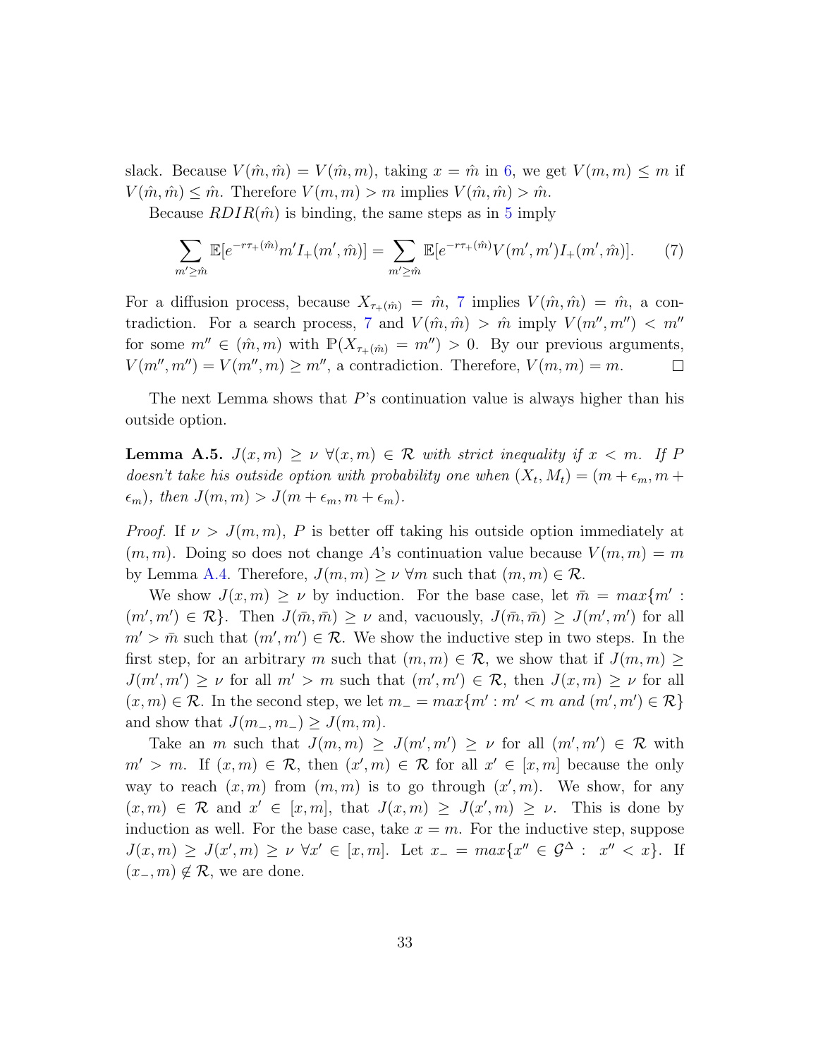slack. Because $V(\hat{m}, \hat{m}) = V(\hat{m}, m)$, taking $x = \hat{m}$ in 6, we get $V(m, m) \leq m$ if $V(\hat{m}, \hat{m}) \leq \hat{m}$. Therefore $V(m, m) > m$ implies $V(\hat{m}, \hat{m}) > \hat{m}$.

Because $RDIR(\hat{m})$ is binding, the same steps as in 5 imply

$$\sum_{m' \geq \hat{m}} \mathbb{E}[e^{-r\tau_+(\hat{m})} m' I_+(m', \hat{m})] = \sum_{m' \geq \hat{m}} \mathbb{E}[e^{-r\tau_+(\hat{m})} V(m', m') I_+(m', \hat{m})]. \tag{7}$$

For a diffusion process, because $X_{\tau_+(\hat{m})} = \hat{m}$, 7 implies $V(\hat{m}, \hat{m}) = \hat{m}$, a contradiction. For a search process, 7 and $V(\hat{m}, \hat{m}) > \hat{m}$ imply $V(m'', m'') < m''$ for some $m'' \in (\hat{m}, m)$ with $\mathbb{P}(X_{\tau_+(\hat{m})} = m'') > 0$. By our previous arguments, $V(m'', m'') = V(m'', m) \geq m''$, a contradiction. Therefore, $V(m, m) = m$. □

The next Lemma shows that $P$'s continuation value is always higher than his outside option.

**Lemma A.5.** *$J(x, m) \geq \nu \ \forall (x, m) \in \mathcal{R}$ with strict inequality if $x < m$. If $P$ doesn't take his outside option with probability one when $(X_t, M_t) = (m + \epsilon_m, m + \epsilon_m)$, then $J(m, m) > J(m + \epsilon_m, m + \epsilon_m)$.*

*Proof.* If $\nu > J(m, m)$, $P$ is better off taking his outside option immediately at $(m, m)$. Doing so does not change $A$'s continuation value because $V(m, m) = m$ by Lemma A.4. Therefore, $J(m, m) \geq \nu \ \forall m$ such that $(m, m) \in \mathcal{R}$.

We show $J(x, m) \geq \nu$ by induction. For the base case, let $\bar{m} = max\{m' : (m', m') \in \mathcal{R}\}$. Then $J(\bar{m}, \bar{m}) \geq \nu$ and, vacuously, $J(\bar{m}, \bar{m}) \geq J(m', m')$ for all $m' > \bar{m}$ such that $(m', m') \in \mathcal{R}$. We show the inductive step in two steps. In the first step, for an arbitrary $m$ such that $(m, m) \in \mathcal{R}$, we show that if $J(m, m) \geq J(m', m') \geq \nu$ for all $m' > m$ such that $(m', m') \in \mathcal{R}$, then $J(x, m) \geq \nu$ for all $(x, m) \in \mathcal{R}$. In the second step, we let $m_- = max\{m' : m' < m \ and \ (m', m') \in \mathcal{R}\}$ and show that $J(m_-, m_-) \geq J(m, m)$.

Take an $m$ such that $J(m, m) \geq J(m', m') \geq \nu$ for all $(m', m') \in \mathcal{R}$ with $m' > m$. If $(x, m) \in \mathcal{R}$, then $(x', m) \in \mathcal{R}$ for all $x' \in [x, m]$ because the only way to reach $(x, m)$ from $(m, m)$ is to go through $(x', m)$. We show, for any $(x, m) \in \mathcal{R}$ and $x' \in [x, m]$, that $J(x, m) \geq J(x', m) \geq \nu$. This is done by induction as well. For the base case, take $x = m$. For the inductive step, suppose $J(x, m) \geq J(x', m) \geq \nu \ \forall x' \in [x, m]$. Let $x_- = max\{x'' \in \mathcal{G}^\Delta : \ x'' < x\}$. If $(x_-, m) \notin \mathcal{R}$, we are done.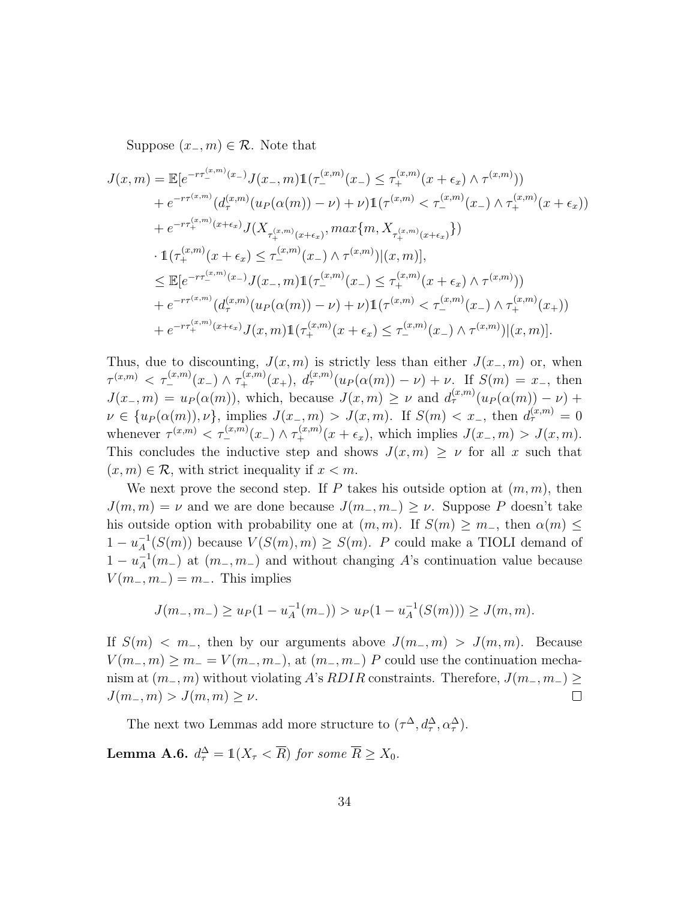Suppose $(x_-, m) \in \mathcal{R}$. Note that

$$
\begin{aligned}
J(x,m) &= \mathbb{E}[e^{-r\tau_-^{(x,m)}(x_-)} J(x_-,m)\mathbb{1}(\tau_-^{(x,m)}(x_-) \leq \tau_+^{(x,m)}(x+\epsilon_x) \wedge \tau^{(x,m)})) \\
&\quad + e^{-r\tau^{(x,m)}}(d_\tau^{(x,m)}(u_P(\alpha(m)) - \nu) + \nu)\mathbb{1}(\tau^{(x,m)} < \tau_-^{(x,m)}(x_-) \wedge \tau_+^{(x,m)}(x+\epsilon_x)) \\
&\quad + e^{-r\tau_+^{(x,m)}(x+\epsilon_x)} J(X_{\tau_+^{(x,m)}(x+\epsilon_x)}, max\{m, X_{\tau_+^{(x,m)}(x+\epsilon_x)}\}) \\
&\quad \cdot \mathbb{1}(\tau_+^{(x,m)}(x+\epsilon_x) \leq \tau_-^{(x,m)}(x_-) \wedge \tau^{(x,m)}) | (x,m)], \\
&\leq \mathbb{E}[e^{-r\tau_-^{(x,m)}(x_-)} J(x_-,m)\mathbb{1}(\tau_-^{(x,m)}(x_-) \leq \tau_+^{(x,m)}(x+\epsilon_x) \wedge \tau^{(x,m)})) \\
&\quad + e^{-r\tau^{(x,m)}}(d_\tau^{(x,m)}(u_P(\alpha(m)) - \nu) + \nu)\mathbb{1}(\tau^{(x,m)} < \tau_-^{(x,m)}(x_-) \wedge \tau_+^{(x,m)}(x_+)) \\
&\quad + e^{-r\tau_+^{(x,m)}(x+\epsilon_x)} J(x,m)\mathbb{1}(\tau_+^{(x,m)}(x+\epsilon_x) \leq \tau_-^{(x,m)}(x_-) \wedge \tau^{(x,m)}) | (x,m)].
\end{aligned}
$$

Thus, due to discounting, $J(x,m)$ is strictly less than either $J(x_-,m)$ or, when $\tau^{(x,m)} < \tau_-^{(x,m)}(x_-) \wedge \tau_+^{(x,m)}(x_+)$, $d_\tau^{(x,m)}(u_P(\alpha(m)) - \nu) + \nu$. If $S(m) = x_-$, then $J(x_-,m) = u_P(\alpha(m))$, which, because $J(x,m) \geq \nu$ and $d_\tau^{(x,m)}(u_P(\alpha(m)) - \nu) + \nu \in \{u_P(\alpha(m)), \nu\}$, implies $J(x_-,m) > J(x,m)$. If $S(m) < x_-$, then $d_\tau^{(x,m)} = 0$ whenever $\tau^{(x,m)} < \tau_-^{(x,m)}(x_-) \wedge \tau_+^{(x,m)}(x+\epsilon_x)$, which implies $J(x_-,m) > J(x,m)$. This concludes the inductive step and shows $J(x,m) \geq \nu$ for all $x$ such that $(x,m) \in \mathcal{R}$, with strict inequality if $x < m$.

We next prove the second step. If $P$ takes his outside option at $(m,m)$, then $J(m,m) = \nu$ and we are done because $J(m_-, m_-) \geq \nu$. Suppose $P$ doesn't take his outside option with probability one at $(m,m)$. If $S(m) \geq m_-$, then $\alpha(m) \leq 1 - u_A^{-1}(S(m))$ because $V(S(m), m) \geq S(m)$. $P$ could make a TIOLI demand of $1 - u_A^{-1}(m_-)$ at $(m_-, m_-)$ and without changing $A$'s continuation value because $V(m_-, m_-) = m_-$. This implies

$$
J(m_-, m_-) \geq u_P(1 - u_A^{-1}(m_-)) > u_P(1 - u_A^{-1}(S(m))) \geq J(m,m).
$$

If $S(m) < m_-$, then by our arguments above $J(m_-, m) > J(m,m)$. Because $V(m_-, m) \geq m_- = V(m_-, m_-)$, at $(m_-, m_-)$ $P$ could use the continuation mechanism at $(m_-, m)$ without violating $A$'s $RDIR$ constraints. Therefore, $J(m_-, m_-) \geq J(m_-, m) > J(m,m) \geq \nu$. $\square$

The next two Lemmas add more structure to $(\tau^\Delta, d_\tau^\Delta, \alpha_\tau^\Delta)$.

**Lemma A.6.** *$d_\tau^\Delta = \mathbb{1}(X_\tau < \overline{R})$ for some $\overline{R} \geq X_0$.*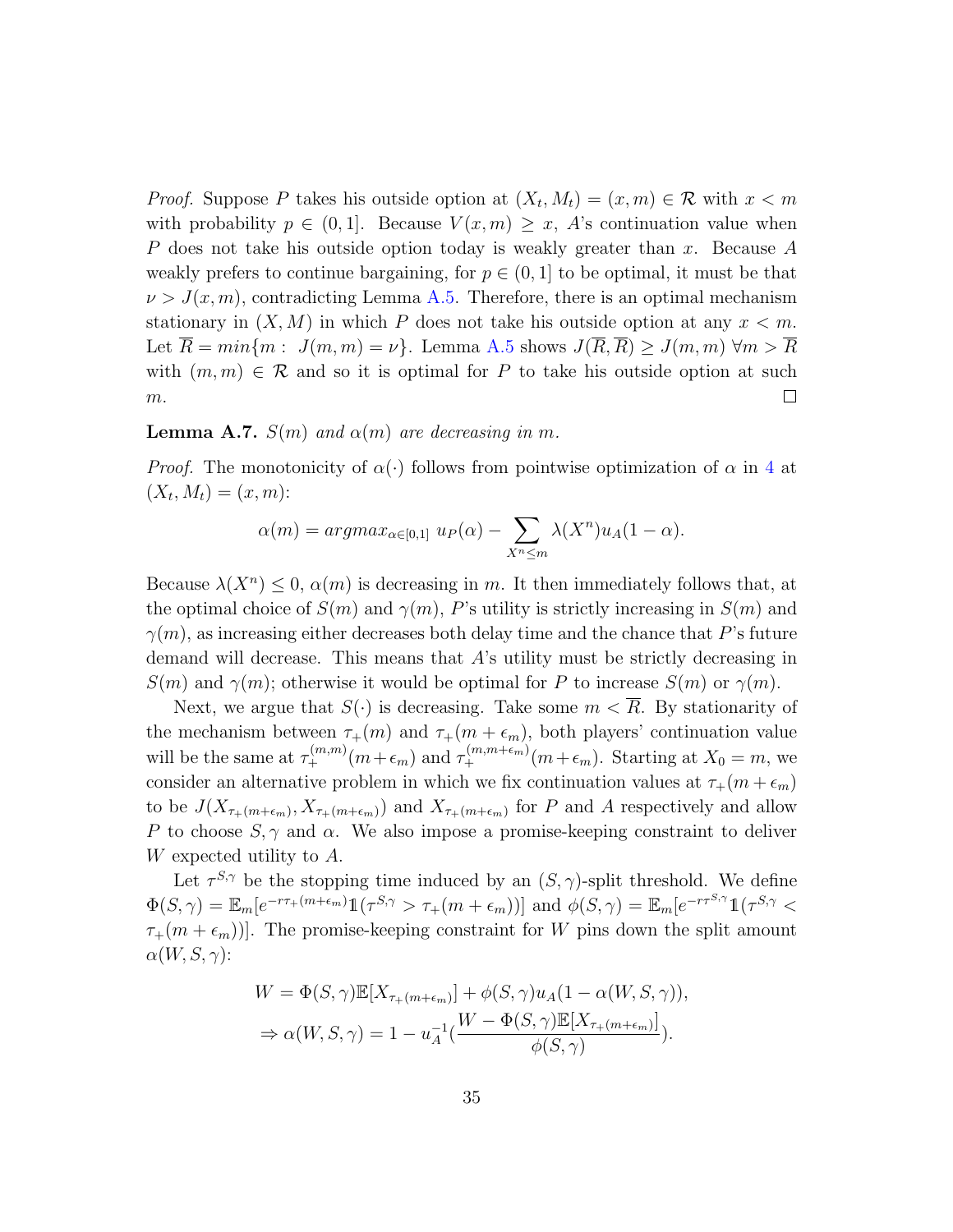*Proof.* Suppose $P$ takes his outside option at $(X_t, M_t) = (x, m) \in \mathcal{R}$ with $x < m$ with probability $p \in (0, 1]$. Because $V(x, m) \geq x$, $A$'s continuation value when $P$ does not take his outside option today is weakly greater than $x$. Because $A$ weakly prefers to continue bargaining, for $p \in (0, 1]$ to be optimal, it must be that $\nu > J(x, m)$, contradicting Lemma A.5. Therefore, there is an optimal mechanism stationary in $(X, M)$ in which $P$ does not take his outside option at any $x < m$. Let $\overline{R} = min\{m : \ J(m, m) = \nu\}$. Lemma A.5 shows $J(\overline{R}, \overline{R}) \geq J(m, m) \ \forall m > \overline{R}$ with $(m, m) \in \mathcal{R}$ and so it is optimal for $P$ to take his outside option at such $m$. ∎

**Lemma A.7.** *$S(m)$ and $\alpha(m)$ are decreasing in $m$.*

*Proof.* The monotonicity of $\alpha(\cdot)$ follows from pointwise optimization of $\alpha$ in 4 at $(X_t, M_t) = (x, m)$:

$$\alpha(m) = argmax_{\alpha \in [0,1]} \ u_P(\alpha) - \sum_{X^n \leq m} \lambda(X^n) u_A(1 - \alpha).$$

Because $\lambda(X^n) \leq 0$, $\alpha(m)$ is decreasing in $m$. It then immediately follows that, at the optimal choice of $S(m)$ and $\gamma(m)$, $P$'s utility is strictly increasing in $S(m)$ and $\gamma(m)$, as increasing either decreases both delay time and the chance that $P$'s future demand will decrease. This means that $A$'s utility must be strictly decreasing in $S(m)$ and $\gamma(m)$; otherwise it would be optimal for $P$ to increase $S(m)$ or $\gamma(m)$.

Next, we argue that $S(\cdot)$ is decreasing. Take some $m < \overline{R}$. By stationarity of the mechanism between $\tau_+(m)$ and $\tau_+(m + \epsilon_m)$, both players' continuation value will be the same at $\tau_+^{(m,m)}(m + \epsilon_m)$ and $\tau_+^{(m,m+\epsilon_m)}(m + \epsilon_m)$. Starting at $X_0 = m$, we consider an alternative problem in which we fix continuation values at $\tau_+(m + \epsilon_m)$ to be $J(X_{\tau_+(m+\epsilon_m)}, X_{\tau_+(m+\epsilon_m)})$ and $X_{\tau_+(m+\epsilon_m)}$ for $P$ and $A$ respectively and allow $P$ to choose $S, \gamma$ and $\alpha$. We also impose a promise-keeping constraint to deliver $W$ expected utility to $A$.

Let $\tau^{S,\gamma}$ be the stopping time induced by an $(S, \gamma)$-split threshold. We define $\Phi(S, \gamma) = \mathbb{E}_m[e^{-r\tau_+(m+\epsilon_m)} \mathbb{1}(\tau^{S,\gamma} > \tau_+(m + \epsilon_m))]$ and $\phi(S, \gamma) = \mathbb{E}_m[e^{-r\tau^{S,\gamma}} \mathbb{1}(\tau^{S,\gamma} < \tau_+(m + \epsilon_m))]$. The promise-keeping constraint for $W$ pins down the split amount $\alpha(W, S, \gamma)$:

$$W = \Phi(S, \gamma)\mathbb{E}[X_{\tau_+(m+\epsilon_m)}] + \phi(S, \gamma) u_A(1 - \alpha(W, S, \gamma)),$$

$$\Rightarrow \alpha(W, S, \gamma) = 1 - u_A^{-1}\left(\frac{W - \Phi(S, \gamma)\mathbb{E}[X_{\tau_+(m+\epsilon_m)}]}{\phi(S, \gamma)}\right).$$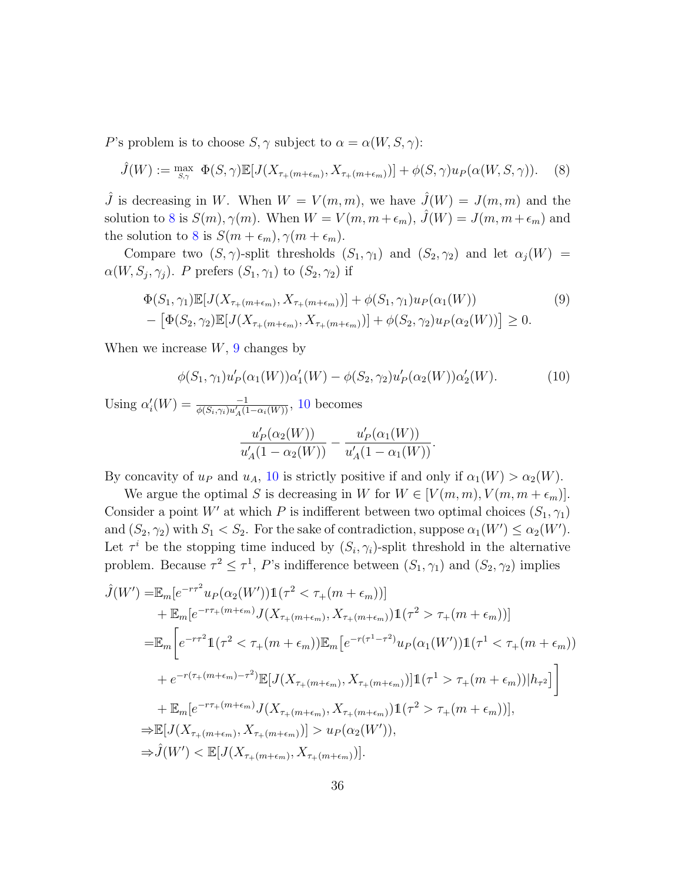$P$'s problem is to choose $S, \gamma$ subject to $\alpha = \alpha(W, S, \gamma)$:

$$\hat{J}(W) := \max_{S,\gamma} \ \Phi(S,\gamma)\mathbb{E}[J(X_{\tau_+(m+\epsilon_m)}, X_{\tau_+(m+\epsilon_m)})] + \phi(S,\gamma)u_P(\alpha(W,S,\gamma)). \quad (8)$$

$\hat{J}$ is decreasing in $W$. When $W = V(m,m)$, we have $\hat{J}(W) = J(m,m)$ and the solution to 8 is $S(m), \gamma(m)$. When $W = V(m, m+\epsilon_m)$, $\hat{J}(W) = J(m, m+\epsilon_m)$ and the solution to 8 is $S(m+\epsilon_m), \gamma(m+\epsilon_m)$.

Compare two $(S,\gamma)$-split thresholds $(S_1,\gamma_1)$ and $(S_2,\gamma_2)$ and let $\alpha_j(W) = \alpha(W, S_j, \gamma_j)$. $P$ prefers $(S_1,\gamma_1)$ to $(S_2,\gamma_2)$ if

$$\begin{aligned}
&\Phi(S_1,\gamma_1)\mathbb{E}[J(X_{\tau_+(m+\epsilon_m)}, X_{\tau_+(m+\epsilon_m)})] + \phi(S_1,\gamma_1)u_P(\alpha_1(W)) \\
&- \left[\Phi(S_2,\gamma_2)\mathbb{E}[J(X_{\tau_+(m+\epsilon_m)}, X_{\tau_+(m+\epsilon_m)})] + \phi(S_2,\gamma_2)u_P(\alpha_2(W))\right] \geq 0.
\end{aligned} \quad (9)$$

When we increase $W$, 9 changes by

$$\phi(S_1,\gamma_1)u_P'(\alpha_1(W))\alpha_1'(W) - \phi(S_2,\gamma_2)u_P'(\alpha_2(W))\alpha_2'(W). \quad (10)$$

Using $\alpha_i'(W) = \frac{-1}{\phi(S_i,\gamma_i)u_A'(1-\alpha_i(W))}$, 10 becomes

$$\frac{u_P'(\alpha_2(W))}{u_A'(1-\alpha_2(W))} - \frac{u_P'(\alpha_1(W))}{u_A'(1-\alpha_1(W))}.$$

By concavity of $u_P$ and $u_A$, 10 is strictly positive if and only if $\alpha_1(W) > \alpha_2(W)$.

We argue the optimal $S$ is decreasing in $W$ for $W \in [V(m,m), V(m, m+\epsilon_m)]$. Consider a point $W'$ at which $P$ is indifferent between two optimal choices $(S_1,\gamma_1)$ and $(S_2,\gamma_2)$ with $S_1 < S_2$. For the sake of contradiction, suppose $\alpha_1(W') \leq \alpha_2(W')$. Let $\tau^i$ be the stopping time induced by $(S_i,\gamma_i)$-split threshold in the alternative problem. Because $\tau^2 \leq \tau^1$, $P$'s indifference between $(S_1,\gamma_1)$ and $(S_2,\gamma_2)$ implies

$$\begin{aligned}
\hat{J}(W') =& \mathbb{E}_m[e^{-r\tau^2}u_P(\alpha_2(W'))\mathbb{1}(\tau^2 < \tau_+(m+\epsilon_m))] \\
&+ \mathbb{E}_m[e^{-r\tau_+(m+\epsilon_m)}J(X_{\tau_+(m+\epsilon_m)}, X_{\tau_+(m+\epsilon_m)})\mathbb{1}(\tau^2 > \tau_+(m+\epsilon_m))] \\
=& \mathbb{E}_m\bigg[e^{-r\tau^2}\mathbb{1}(\tau^2 < \tau_+(m+\epsilon_m))\mathbb{E}_m\big[e^{-r(\tau^1-\tau^2)}u_P(\alpha_1(W'))\mathbb{1}(\tau^1 < \tau_+(m+\epsilon_m)) \\
&+ e^{-r(\tau_+(m+\epsilon_m)-\tau^2)}\mathbb{E}[J(X_{\tau_+(m+\epsilon_m)}, X_{\tau_+(m+\epsilon_m)})]\mathbb{1}(\tau^1 > \tau_+(m+\epsilon_m))|h_{\tau^2}\big]\bigg] \\
&+ \mathbb{E}_m[e^{-r\tau_+(m+\epsilon_m)}J(X_{\tau_+(m+\epsilon_m)}, X_{\tau_+(m+\epsilon_m)})\mathbb{1}(\tau^2 > \tau_+(m+\epsilon_m))], \\
\Rightarrow& \mathbb{E}[J(X_{\tau_+(m+\epsilon_m)}, X_{\tau_+(m+\epsilon_m)})] > u_P(\alpha_2(W')), \\
\Rightarrow& \hat{J}(W') < \mathbb{E}[J(X_{\tau_+(m+\epsilon_m)}, X_{\tau_+(m+\epsilon_m)})].
\end{aligned}$$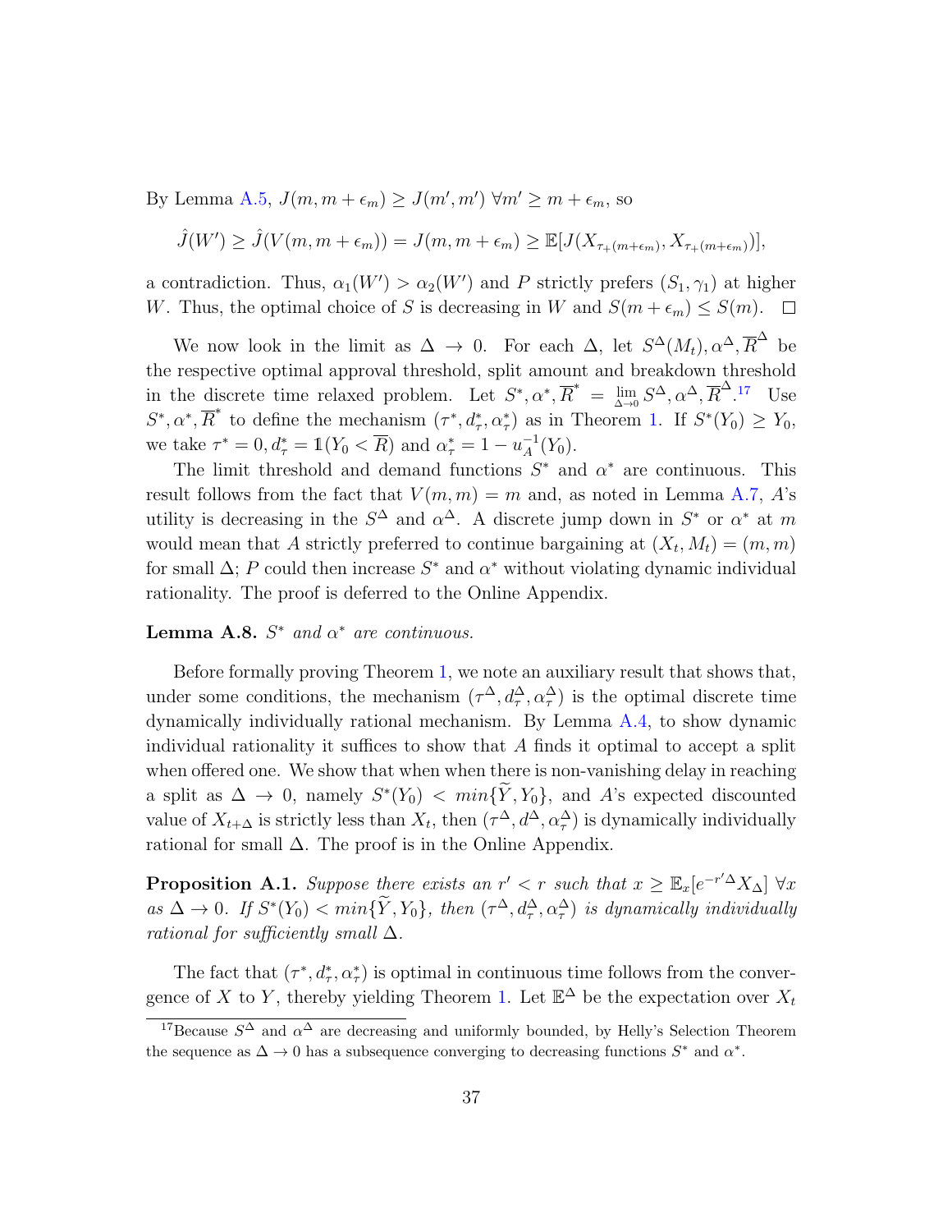By Lemma A.5, $J(m, m + \epsilon_m) \geq J(m', m') \; \forall m' \geq m + \epsilon_m$, so

$$\hat{J}(W') \geq \hat{J}(V(m, m + \epsilon_m)) = J(m, m + \epsilon_m) \geq \mathbb{E}[J(X_{\tau_+(m+\epsilon_m)}, X_{\tau_+(m+\epsilon_m)})],$$

a contradiction. Thus, $\alpha_1(W') > \alpha_2(W')$ and $P$ strictly prefers $(S_1, \gamma_1)$ at higher $W$. Thus, the optimal choice of $S$ is decreasing in $W$ and $S(m + \epsilon_m) \leq S(m)$. $\square$

We now look in the limit as $\Delta \to 0$. For each $\Delta$, let $S^\Delta(M_t), \alpha^\Delta, \overline{R}^\Delta$ be the respective optimal approval threshold, split amount and breakdown threshold in the discrete time relaxed problem. Let $S^*, \alpha^*, \overline{R}^* = \lim_{\Delta \to 0} S^\Delta, \alpha^\Delta, \overline{R}^\Delta$.[17] Use $S^*, \alpha^*, \overline{R}^*$ to define the mechanism $(\tau^*, d^*_\tau, \alpha^*_\tau)$ as in Theorem 1. If $S^*(Y_0) \geq Y_0$, we take $\tau^* = 0, d^*_\tau = \mathbb{1}(Y_0 < \overline{R})$ and $\alpha^*_\tau = 1 - u_A^{-1}(Y_0)$.

The limit threshold and demand functions $S^*$ and $\alpha^*$ are continuous. This result follows from the fact that $V(m, m) = m$ and, as noted in Lemma A.7, $A$'s utility is decreasing in the $S^\Delta$ and $\alpha^\Delta$. A discrete jump down in $S^*$ or $\alpha^*$ at $m$ would mean that $A$ strictly preferred to continue bargaining at $(X_t, M_t) = (m, m)$ for small $\Delta$; $P$ could then increase $S^*$ and $\alpha^*$ without violating dynamic individual rationality. The proof is deferred to the Online Appendix.

**Lemma A.8.** *$S^*$ and $\alpha^*$ are continuous.*

Before formally proving Theorem 1, we note an auxiliary result that shows that, under some conditions, the mechanism $(\tau^\Delta, d^\Delta_\tau, \alpha^\Delta_\tau)$ is the optimal discrete time dynamically individually rational mechanism. By Lemma A.4, to show dynamic individual rationality it suffices to show that $A$ finds it optimal to accept a split when offered one. We show that when when there is non-vanishing delay in reaching a split as $\Delta \to 0$, namely $S^*(Y_0) < min\{\widetilde{Y}, Y_0\}$, and $A$'s expected discounted value of $X_{t+\Delta}$ is strictly less than $X_t$, then $(\tau^\Delta, d^\Delta, \alpha^\Delta_\tau)$ is dynamically individually rational for small $\Delta$. The proof is in the Online Appendix.

**Proposition A.1.** *Suppose there exists an $r' < r$ such that $x \geq \mathbb{E}_x[e^{-r'\Delta} X_\Delta] \; \forall x$ as $\Delta \to 0$. If $S^*(Y_0) < min\{\widetilde{Y}, Y_0\}$, then $(\tau^\Delta, d^\Delta_\tau, \alpha^\Delta_\tau)$ is dynamically individually rational for sufficiently small $\Delta$.*

The fact that $(\tau^*, d^*_\tau, \alpha^*_\tau)$ is optimal in continuous time follows from the convergence of $X$ to $Y$, thereby yielding Theorem 1. Let $\mathbb{E}^\Delta$ be the expectation over $X_t$

[17] Because $S^\Delta$ and $\alpha^\Delta$ are decreasing and uniformly bounded, by Helly's Selection Theorem the sequence as $\Delta \to 0$ has a subsequence converging to decreasing functions $S^*$ and $\alpha^*$.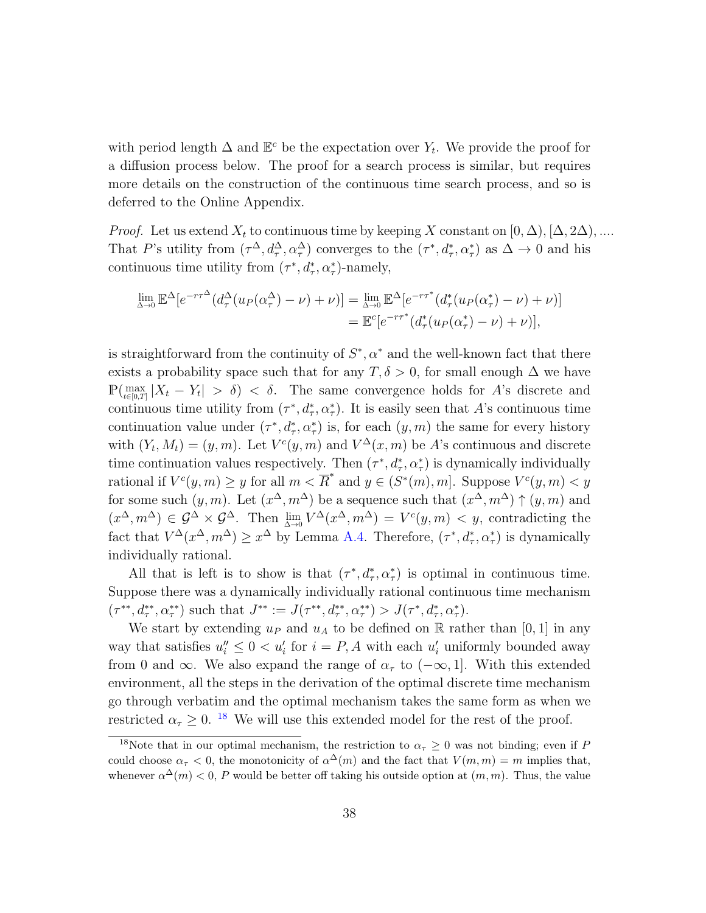with period length $\Delta$ and $\mathbb{E}^c$ be the expectation over $Y_t$. We provide the proof for a diffusion process below. The proof for a search process is similar, but requires more details on the construction of the continuous time search process, and so is deferred to the Online Appendix.

*Proof.* Let us extend $X_t$ to continuous time by keeping $X$ constant on $[0, \Delta), [\Delta, 2\Delta), \ldots$. That $P$'s utility from $(\tau^\Delta, d^\Delta_\tau, \alpha^\Delta_\tau)$ converges to the $(\tau^*, d^*_\tau, \alpha^*_\tau)$ as $\Delta \to 0$ and his continuous time utility from $(\tau^*, d^*_\tau, \alpha^*_\tau)$-namely,

$$\begin{aligned}\lim_{\Delta \to 0} \mathbb{E}^\Delta[e^{-r\tau^\Delta}(d^\Delta_\tau(u_P(\alpha^\Delta_\tau) - \nu) + \nu)] &= \lim_{\Delta \to 0} \mathbb{E}^\Delta[e^{-r\tau^*}(d^*_\tau(u_P(\alpha^*_\tau) - \nu) + \nu)] \\ &= \mathbb{E}^c[e^{-r\tau^*}(d^*_\tau(u_P(\alpha^*_\tau) - \nu) + \nu)],\end{aligned}$$

is straightforward from the continuity of $S^*, \alpha^*$ and the well-known fact that there exists a probability space such that for any $T, \delta > 0$, for small enough $\Delta$ we have $\mathbb{P}(\max_{t \in [0,T]} |X_t - Y_t| > \delta) < \delta$. The same convergence holds for $A$'s discrete and continuous time utility from $(\tau^*, d^*_\tau, \alpha^*_\tau)$. It is easily seen that $A$'s continuous time continuation value under $(\tau^*, d^*_\tau, \alpha^*_\tau)$ is, for each $(y, m)$ the same for every history with $(Y_t, M_t) = (y, m)$. Let $V^c(y, m)$ and $V^\Delta(x, m)$ be $A$'s continuous and discrete time continuation values respectively. Then $(\tau^*, d^*_\tau, \alpha^*_\tau)$ is dynamically individually rational if $V^c(y, m) \geq y$ for all $m < \overline{R}^*$ and $y \in (S^*(m), m]$. Suppose $V^c(y, m) < y$ for some such $(y, m)$. Let $(x^\Delta, m^\Delta)$ be a sequence such that $(x^\Delta, m^\Delta) \uparrow (y, m)$ and $(x^\Delta, m^\Delta) \in \mathcal{G}^\Delta \times \mathcal{G}^\Delta$. Then $\lim_{\Delta \to 0} V^\Delta(x^\Delta, m^\Delta) = V^c(y, m) < y$, contradicting the fact that $V^\Delta(x^\Delta, m^\Delta) \geq x^\Delta$ by Lemma A.4. Therefore, $(\tau^*, d^*_\tau, \alpha^*_\tau)$ is dynamically individually rational.

All that is left is to show is that $(\tau^*, d^*_\tau, \alpha^*_\tau)$ is optimal in continuous time. Suppose there was a dynamically individually rational continuous time mechanism $(\tau^{**}, d^{**}_\tau, \alpha^{**}_\tau)$ such that $J^{**} := J(\tau^{**}, d^{**}_\tau, \alpha^{**}_\tau) > J(\tau^*, d^*_\tau, \alpha^*_\tau)$.

We start by extending $u_P$ and $u_A$ to be defined on $\mathbb{R}$ rather than $[0, 1]$ in any way that satisfies $u''_i \leq 0 < u'_i$ for $i = P, A$ with each $u'_i$ uniformly bounded away from 0 and $\infty$. We also expand the range of $\alpha_\tau$ to $(-\infty, 1]$. With this extended environment, all the steps in the derivation of the optimal discrete time mechanism go through verbatim and the optimal mechanism takes the same form as when we restricted $\alpha_\tau \geq 0$. [18] We will use this extended model for the rest of the proof.

[18]Note that in our optimal mechanism, the restriction to $\alpha_\tau \geq 0$ was not binding; even if $P$ could choose $\alpha_\tau < 0$, the monotonicity of $\alpha^\Delta(m)$ and the fact that $V(m, m) = m$ implies that, whenever $\alpha^\Delta(m) < 0$, $P$ would be better off taking his outside option at $(m, m)$. Thus, the value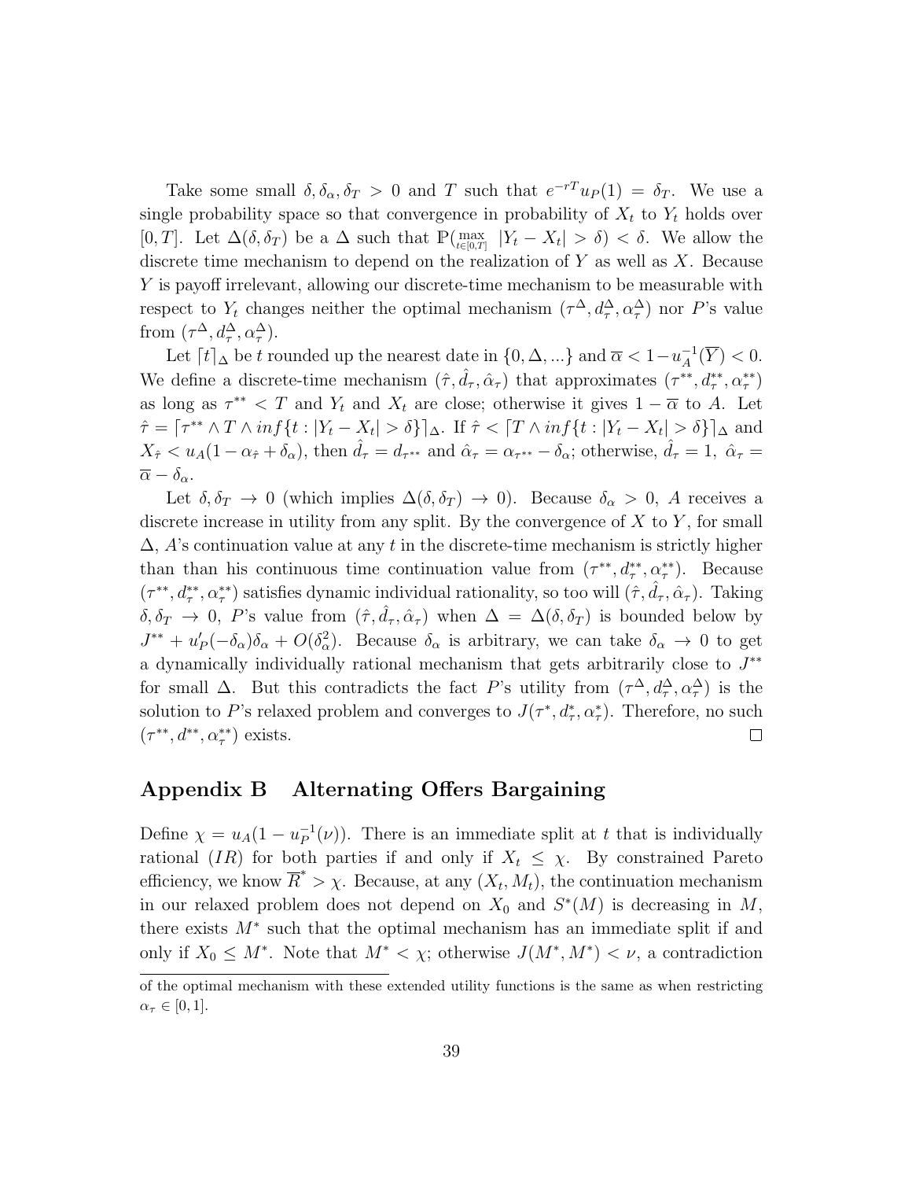Take some small $\delta, \delta_\alpha, \delta_T > 0$ and $T$ such that $e^{-rT}u_P(1) = \delta_T$. We use a single probability space so that convergence in probability of $X_t$ to $Y_t$ holds over $[0, T]$. Let $\Delta(\delta, \delta_T)$ be a $\Delta$ such that $\mathbb{P}(\max_{t\in[0,T]} |Y_t - X_t| > \delta) < \delta$. We allow the discrete time mechanism to depend on the realization of $Y$ as well as $X$. Because $Y$ is payoff irrelevant, allowing our discrete-time mechanism to be measurable with respect to $Y_t$ changes neither the optimal mechanism $(\tau^\Delta, d^\Delta_\tau, \alpha^\Delta_\tau)$ nor $P$'s value from $(\tau^\Delta, d^\Delta_\tau, \alpha^\Delta_\tau)$.

Let $\lceil t \rceil_\Delta$ be $t$ rounded up the nearest date in $\{0, \Delta, ...\}$ and $\overline{\alpha} < 1 - u_A^{-1}(\overline{Y}) < 0$. We define a discrete-time mechanism $(\hat{\tau}, \hat{d}_\tau, \hat{\alpha}_\tau)$ that approximates $(\tau^{**}, d^{**}_\tau, \alpha^{**}_\tau)$ as long as $\tau^{**} < T$ and $Y_t$ and $X_t$ are close; otherwise it gives $1 - \overline{\alpha}$ to $A$. Let $\hat{\tau} = \lceil \tau^{**} \wedge T \wedge inf\{t : |Y_t - X_t| > \delta\} \rceil_\Delta$. If $\hat{\tau} < \lceil T \wedge inf\{t : |Y_t - X_t| > \delta\} \rceil_\Delta$ and $X_{\hat{\tau}} < u_A(1 - \alpha_{\hat{\tau}} + \delta_\alpha)$, then $\hat{d}_\tau = d_{\tau^{**}}$ and $\hat{\alpha}_\tau = \alpha_{\tau^{**}} - \delta_\alpha$; otherwise, $\hat{d}_\tau = 1$, $\hat{\alpha}_\tau = \overline{\alpha} - \delta_\alpha$.

Let $\delta, \delta_T \to 0$ (which implies $\Delta(\delta, \delta_T) \to 0$). Because $\delta_\alpha > 0$, $A$ receives a discrete increase in utility from any split. By the convergence of $X$ to $Y$, for small $\Delta$, $A$'s continuation value at any $t$ in the discrete-time mechanism is strictly higher than than his continuous time continuation value from $(\tau^{**}, d^{**}_\tau, \alpha^{**}_\tau)$. Because $(\tau^{**}, d^{**}_\tau, \alpha^{**}_\tau)$ satisfies dynamic individual rationality, so too will $(\hat{\tau}, \hat{d}_\tau, \hat{\alpha}_\tau)$. Taking $\delta, \delta_T \to 0$, $P$'s value from $(\hat{\tau}, \hat{d}_\tau, \hat{\alpha}_\tau)$ when $\Delta = \Delta(\delta, \delta_T)$ is bounded below by $J^{**} + u'_P(-\delta_\alpha)\delta_\alpha + O(\delta_\alpha^2)$. Because $\delta_\alpha$ is arbitrary, we can take $\delta_\alpha \to 0$ to get a dynamically individually rational mechanism that gets arbitrarily close to $J^{**}$ for small $\Delta$. But this contradicts the fact $P$'s utility from $(\tau^\Delta, d^\Delta_\tau, \alpha^\Delta_\tau)$ is the solution to $P$'s relaxed problem and converges to $J(\tau^*, d^*_\tau, \alpha^*_\tau)$. Therefore, no such $(\tau^{**}, d^{**}, \alpha^{**}_\tau)$ exists. ☐

## Appendix B Alternating Offers Bargaining

Define $\chi = u_A(1 - u_P^{-1}(\nu))$. There is an immediate split at $t$ that is individually rational ($IR$) for both parties if and only if $X_t \leq \chi$. By constrained Pareto efficiency, we know $\overline{R}^* > \chi$. Because, at any $(X_t, M_t)$, the continuation mechanism in our relaxed problem does not depend on $X_0$ and $S^*(M)$ is decreasing in $M$, there exists $M^*$ such that the optimal mechanism has an immediate split if and only if $X_0 \leq M^*$. Note that $M^* < \chi$; otherwise $J(M^*, M^*) < \nu$, a contradiction

of the optimal mechanism with these extended utility functions is the same as when restricting $\alpha_\tau \in [0, 1]$.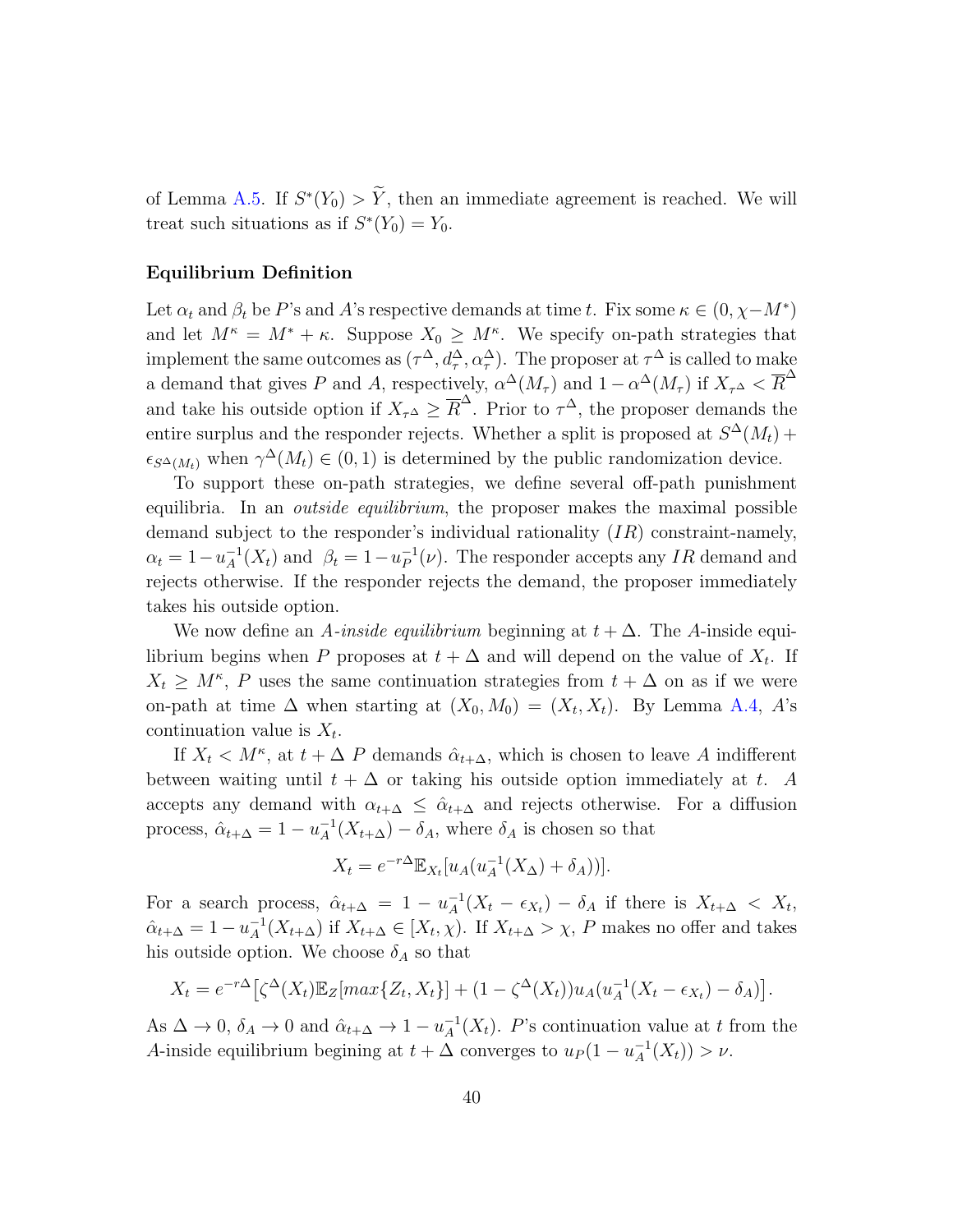of Lemma A.5. If $S^*(Y_0) > \widetilde{Y}$, then an immediate agreement is reached. We will treat such situations as if $S^*(Y_0) = Y_0$.

**Equilibrium Definition**

Let $\alpha_t$ and $\beta_t$ be $P$'s and $A$'s respective demands at time $t$. Fix some $\kappa \in (0, \chi - M^*)$ and let $M^\kappa = M^* + \kappa$. Suppose $X_0 \geq M^\kappa$. We specify on-path strategies that implement the same outcomes as $(\tau^\Delta, d^\Delta_\tau, \alpha^\Delta_\tau)$. The proposer at $\tau^\Delta$ is called to make a demand that gives $P$ and $A$, respectively, $\alpha^\Delta(M_\tau)$ and $1 - \alpha^\Delta(M_\tau)$ if $X_{\tau^\Delta} < \overline{R}^\Delta$ and take his outside option if $X_{\tau^\Delta} \geq \overline{R}^\Delta$. Prior to $\tau^\Delta$, the proposer demands the entire surplus and the responder rejects. Whether a split is proposed at $S^\Delta(M_t) + \epsilon_{S^\Delta(M_t)}$ when $\gamma^\Delta(M_t) \in (0,1)$ is determined by the public randomization device.

To support these on-path strategies, we define several off-path punishment equilibria. In an *outside equilibrium*, the proposer makes the maximal possible demand subject to the responder's individual rationality ($IR$) constraint-namely, $\alpha_t = 1 - u_A^{-1}(X_t)$ and $\beta_t = 1 - u_P^{-1}(\nu)$. The responder accepts any $IR$ demand and rejects otherwise. If the responder rejects the demand, the proposer immediately takes his outside option.

We now define an *A-inside equilibrium* beginning at $t + \Delta$. The $A$-inside equilibrium begins when $P$ proposes at $t + \Delta$ and will depend on the value of $X_t$. If $X_t \geq M^\kappa$, $P$ uses the same continuation strategies from $t + \Delta$ on as if we were on-path at time $\Delta$ when starting at $(X_0, M_0) = (X_t, X_t)$. By Lemma A.4, $A$'s continuation value is $X_t$.

If $X_t < M^\kappa$, at $t + \Delta$ $P$ demands $\hat{\alpha}_{t+\Delta}$, which is chosen to leave $A$ indifferent between waiting until $t + \Delta$ or taking his outside option immediately at $t$. $A$ accepts any demand with $\alpha_{t+\Delta} \leq \hat{\alpha}_{t+\Delta}$ and rejects otherwise. For a diffusion process, $\hat{\alpha}_{t+\Delta} = 1 - u_A^{-1}(X_{t+\Delta}) - \delta_A$, where $\delta_A$ is chosen so that

$$X_t = e^{-r\Delta}\mathbb{E}_{X_t}[u_A(u_A^{-1}(X_\Delta) + \delta_A))].$$

For a search process, $\hat{\alpha}_{t+\Delta} = 1 - u_A^{-1}(X_t - \epsilon_{X_t}) - \delta_A$ if there is $X_{t+\Delta} < X_t$, $\hat{\alpha}_{t+\Delta} = 1 - u_A^{-1}(X_{t+\Delta})$ if $X_{t+\Delta} \in [X_t, \chi)$. If $X_{t+\Delta} > \chi$, $P$ makes no offer and takes his outside option. We choose $\delta_A$ so that

$$X_t = e^{-r\Delta}\big[\zeta^\Delta(X_t)\mathbb{E}_Z[max\{Z_t, X_t\}] + (1 - \zeta^\Delta(X_t))u_A(u_A^{-1}(X_t - \epsilon_{X_t}) - \delta_A)\big].$$

As $\Delta \to 0$, $\delta_A \to 0$ and $\hat{\alpha}_{t+\Delta} \to 1 - u_A^{-1}(X_t)$. $P$'s continuation value at $t$ from the $A$-inside equilibrium begining at $t + \Delta$ converges to $u_P(1 - u_A^{-1}(X_t)) > \nu$.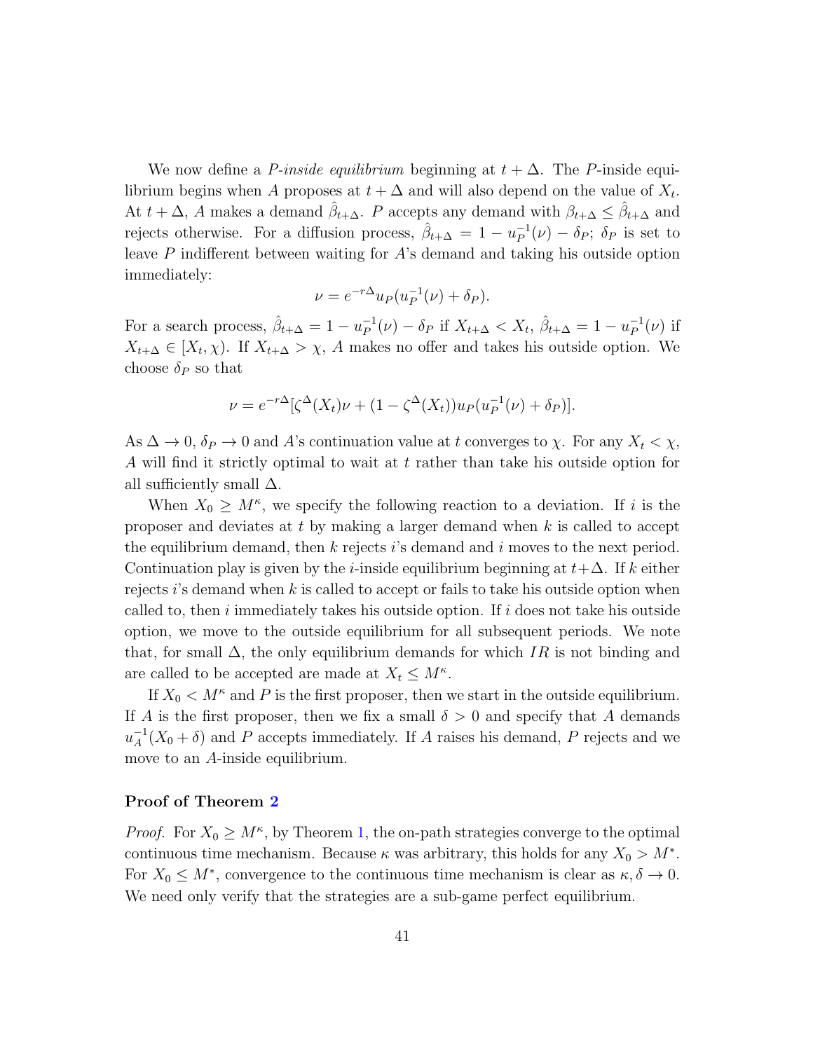We now define a *P-inside equilibrium* beginning at $t + \Delta$. The $P$-inside equilibrium begins when $A$ proposes at $t + \Delta$ and will also depend on the value of $X_t$. At $t + \Delta$, $A$ makes a demand $\hat{\beta}_{t+\Delta}$. $P$ accepts any demand with $\beta_{t+\Delta} \leq \hat{\beta}_{t+\Delta}$ and rejects otherwise. For a diffusion process, $\hat{\beta}_{t+\Delta} = 1 - u_P^{-1}(\nu) - \delta_P$; $\delta_P$ is set to leave $P$ indifferent between waiting for $A$'s demand and taking his outside option immediately:

$$\nu = e^{-r\Delta} u_P(u_P^{-1}(\nu) + \delta_P).$$

For a search process, $\hat{\beta}_{t+\Delta} = 1 - u_P^{-1}(\nu) - \delta_P$ if $X_{t+\Delta} < X_t$, $\hat{\beta}_{t+\Delta} = 1 - u_P^{-1}(\nu)$ if $X_{t+\Delta} \in [X_t, \chi)$. If $X_{t+\Delta} > \chi$, $A$ makes no offer and takes his outside option. We choose $\delta_P$ so that

$$\nu = e^{-r\Delta}[\zeta^{\Delta}(X_t)\nu + (1 - \zeta^{\Delta}(X_t)) u_P(u_P^{-1}(\nu) + \delta_P)].$$

As $\Delta \to 0$, $\delta_P \to 0$ and $A$'s continuation value at $t$ converges to $\chi$. For any $X_t < \chi$, $A$ will find it strictly optimal to wait at $t$ rather than take his outside option for all sufficiently small $\Delta$.

When $X_0 \geq M^{\kappa}$, we specify the following reaction to a deviation. If $i$ is the proposer and deviates at $t$ by making a larger demand when $k$ is called to accept the equilibrium demand, then $k$ rejects $i$'s demand and $i$ moves to the next period. Continuation play is given by the $i$-inside equilibrium beginning at $t+\Delta$. If $k$ either rejects $i$'s demand when $k$ is called to accept or fails to take his outside option when called to, then $i$ immediately takes his outside option. If $i$ does not take his outside option, we move to the outside equilibrium for all subsequent periods. We note that, for small $\Delta$, the only equilibrium demands for which $IR$ is not binding and are called to be accepted are made at $X_t \leq M^{\kappa}$.

If $X_0 < M^{\kappa}$ and $P$ is the first proposer, then we start in the outside equilibrium. If $A$ is the first proposer, then we fix a small $\delta > 0$ and specify that $A$ demands $u_A^{-1}(X_0 + \delta)$ and $P$ accepts immediately. If $A$ raises his demand, $P$ rejects and we move to an $A$-inside equilibrium.

### Proof of Theorem 2

*Proof.* For $X_0 \geq M^{\kappa}$, by Theorem 1, the on-path strategies converge to the optimal continuous time mechanism. Because $\kappa$ was arbitrary, this holds for any $X_0 > M^*$. For $X_0 \leq M^*$, convergence to the continuous time mechanism is clear as $\kappa, \delta \to 0$. We need only verify that the strategies are a sub-game perfect equilibrium.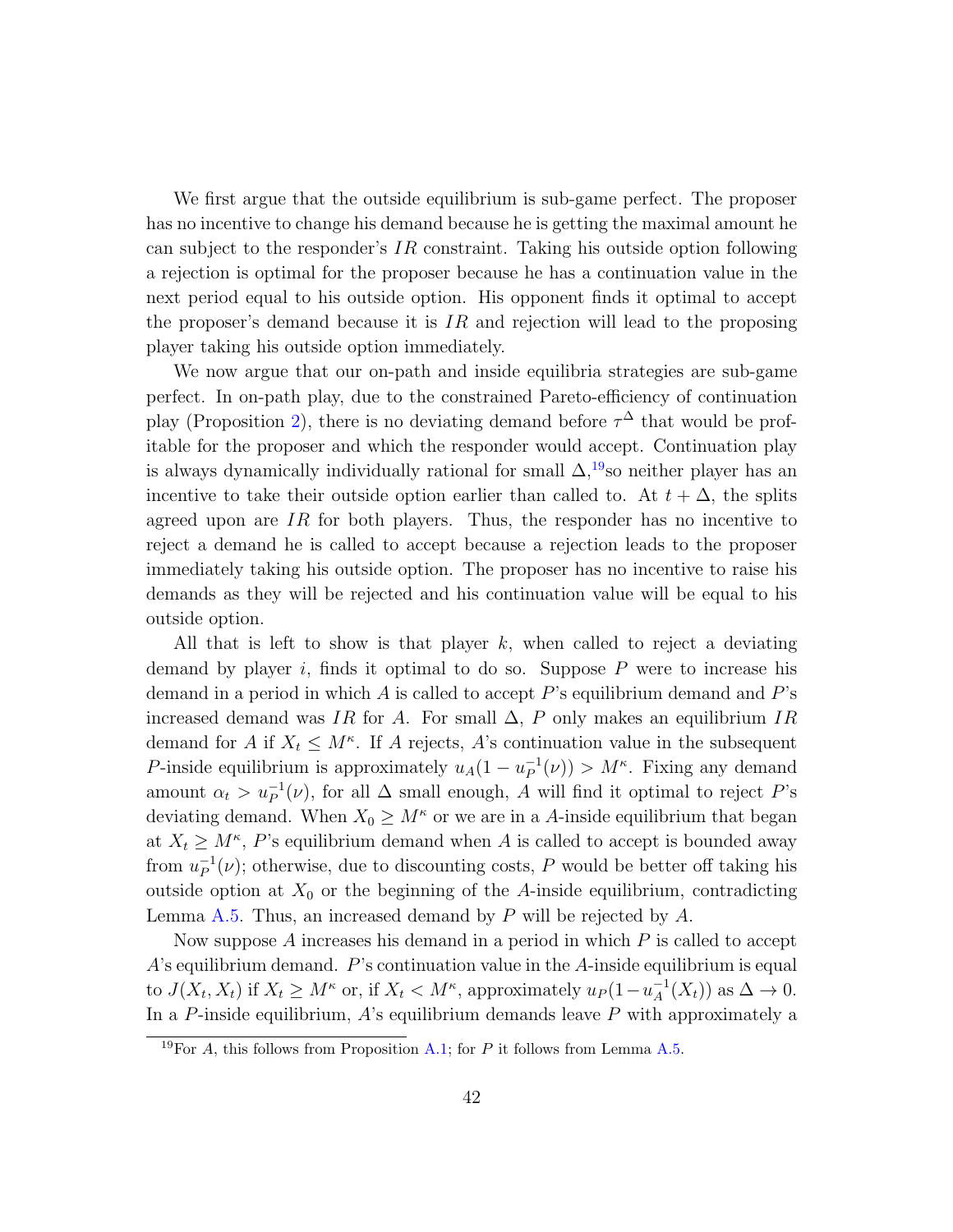We first argue that the outside equilibrium is sub-game perfect. The proposer has no incentive to change his demand because he is getting the maximal amount he can subject to the responder's $IR$ constraint. Taking his outside option following a rejection is optimal for the proposer because he has a continuation value in the next period equal to his outside option. His opponent finds it optimal to accept the proposer's demand because it is $IR$ and rejection will lead to the proposing player taking his outside option immediately.

We now argue that our on-path and inside equilibria strategies are sub-game perfect. In on-path play, due to the constrained Pareto-efficiency of continuation play (Proposition 2), there is no deviating demand before $\tau^{\Delta}$ that would be profitable for the proposer and which the responder would accept. Continuation play is always dynamically individually rational for small $\Delta$,[19] so neither player has an incentive to take their outside option earlier than called to. At $t + \Delta$, the splits agreed upon are $IR$ for both players. Thus, the responder has no incentive to reject a demand he is called to accept because a rejection leads to the proposer immediately taking his outside option. The proposer has no incentive to raise his demands as they will be rejected and his continuation value will be equal to his outside option.

All that is left to show is that player $k$, when called to reject a deviating demand by player $i$, finds it optimal to do so. Suppose $P$ were to increase his demand in a period in which $A$ is called to accept $P$'s equilibrium demand and $P$'s increased demand was $IR$ for $A$. For small $\Delta$, $P$ only makes an equilibrium $IR$ demand for $A$ if $X_t \leq M^{\kappa}$. If $A$ rejects, $A$'s continuation value in the subsequent $P$-inside equilibrium is approximately $u_A(1 - u_P^{-1}(\nu)) > M^{\kappa}$. Fixing any demand amount $\alpha_t > u_P^{-1}(\nu)$, for all $\Delta$ small enough, $A$ will find it optimal to reject $P$'s deviating demand. When $X_0 \geq M^{\kappa}$ or we are in a $A$-inside equilibrium that began at $X_t \geq M^{\kappa}$, $P$'s equilibrium demand when $A$ is called to accept is bounded away from $u_P^{-1}(\nu)$; otherwise, due to discounting costs, $P$ would be better off taking his outside option at $X_0$ or the beginning of the $A$-inside equilibrium, contradicting Lemma A.5. Thus, an increased demand by $P$ will be rejected by $A$.

Now suppose $A$ increases his demand in a period in which $P$ is called to accept $A$'s equilibrium demand. $P$'s continuation value in the $A$-inside equilibrium is equal to $J(X_t, X_t)$ if $X_t \geq M^{\kappa}$ or, if $X_t < M^{\kappa}$, approximately $u_P(1 - u_A^{-1}(X_t))$ as $\Delta \to 0$. In a $P$-inside equilibrium, $A$'s equilibrium demands leave $P$ with approximately a

[19] For $A$, this follows from Proposition A.1; for $P$ it follows from Lemma A.5.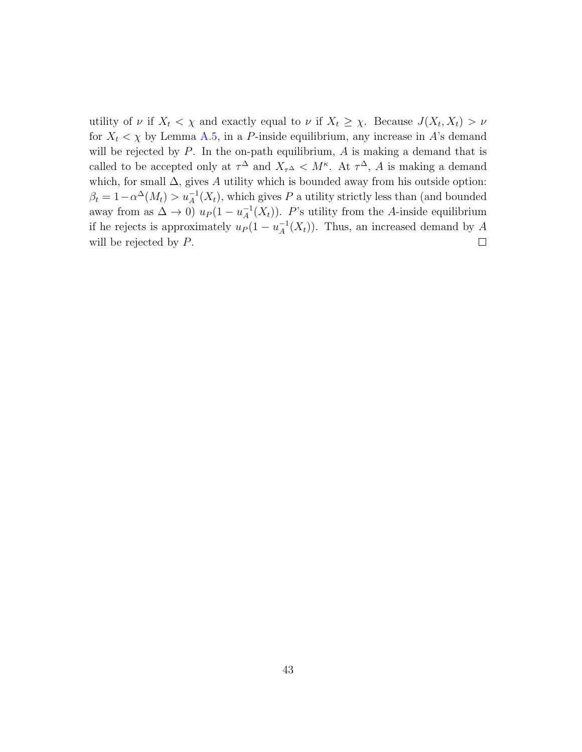utility of $\nu$ if $X_t < \chi$ and exactly equal to $\nu$ if $X_t \geq \chi$. Because $J(X_t, X_t) > \nu$ for $X_t < \chi$ by Lemma A.5, in a $P$-inside equilibrium, any increase in $A$'s demand will be rejected by $P$. In the on-path equilibrium, $A$ is making a demand that is called to be accepted only at $\tau^\Delta$ and $X_{\tau^\Delta} < M^\kappa$. At $\tau^\Delta$, $A$ is making a demand which, for small $\Delta$, gives $A$ utility which is bounded away from his outside option: $\beta_t = 1 - \alpha^\Delta(M_t) > u_A^{-1}(X_t)$, which gives $P$ a utility strictly less than (and bounded away from as $\Delta \to 0$) $u_P(1 - u_A^{-1}(X_t))$. $P$'s utility from the $A$-inside equilibrium if he rejects is approximately $u_P(1 - u_A^{-1}(X_t))$. Thus, an increased demand by $A$ will be rejected by $P$. □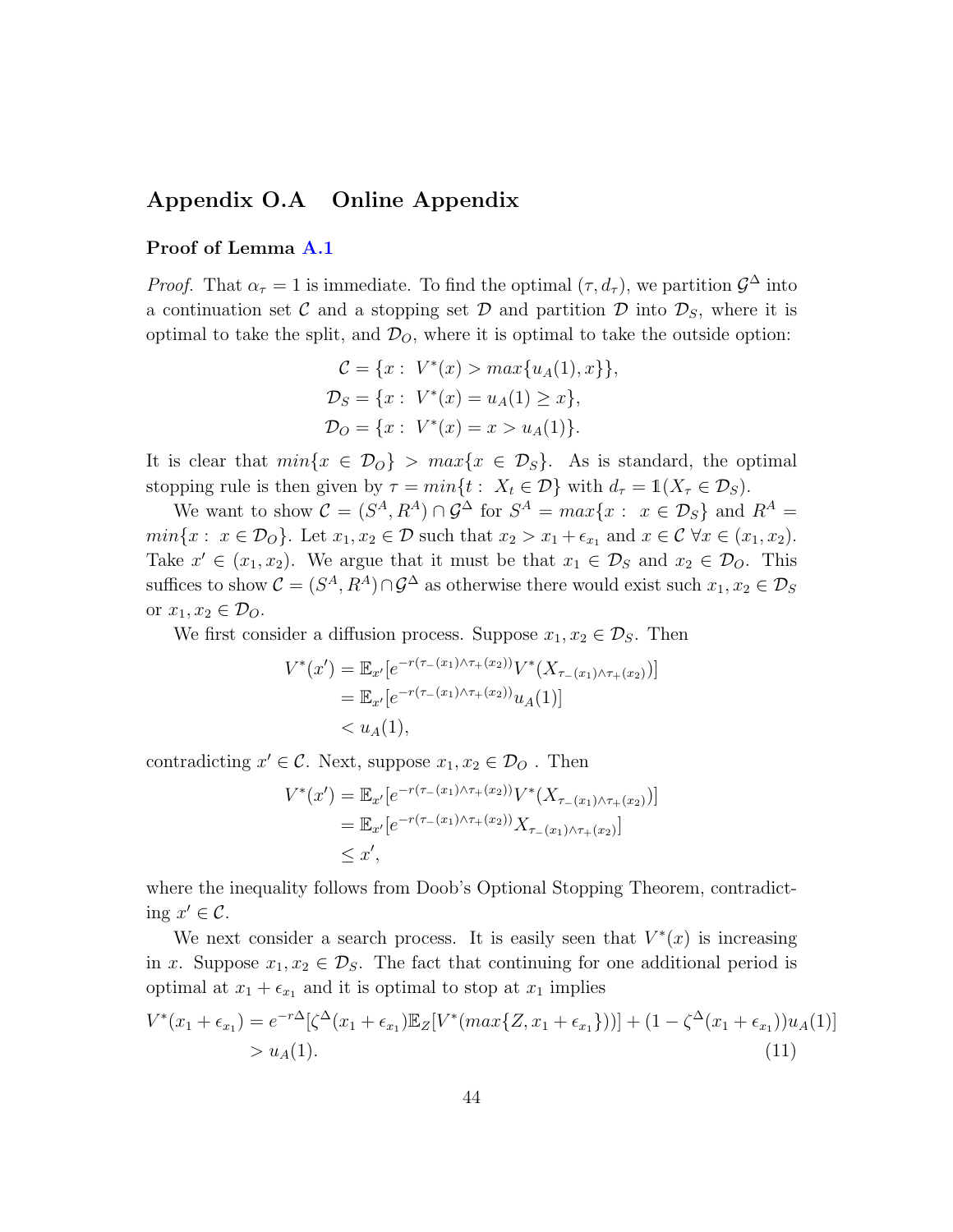## Appendix O.A Online Appendix

### Proof of Lemma A.1

*Proof.* That $\alpha_\tau = 1$ is immediate. To find the optimal $(\tau, d_\tau)$, we partition $\mathcal{G}^\Delta$ into a continuation set $\mathcal{C}$ and a stopping set $\mathcal{D}$ and partition $\mathcal{D}$ into $\mathcal{D}_S$, where it is optimal to take the split, and $\mathcal{D}_O$, where it is optimal to take the outside option:

$$\mathcal{C} = \{x : \ V^*(x) > max\{u_A(1), x\}\},$$
$$\mathcal{D}_S = \{x : \ V^*(x) = u_A(1) \geq x\},$$
$$\mathcal{D}_O = \{x : \ V^*(x) = x > u_A(1)\}.$$

It is clear that $min\{x \in \mathcal{D}_O\} > max\{x \in \mathcal{D}_S\}$. As is standard, the optimal stopping rule is then given by $\tau = min\{t : \ X_t \in \mathcal{D}\}$ with $d_\tau = \mathbb{1}(X_\tau \in \mathcal{D}_S)$.

We want to show $\mathcal{C} = (S^A, R^A) \cap \mathcal{G}^\Delta$ for $S^A = max\{x : \ x \in \mathcal{D}_S\}$ and $R^A = min\{x : \ x \in \mathcal{D}_O\}$. Let $x_1, x_2 \in \mathcal{D}$ such that $x_2 > x_1 + \epsilon_{x_1}$ and $x \in \mathcal{C} \ \forall x \in (x_1, x_2)$. Take $x' \in (x_1, x_2)$. We argue that it must be that $x_1 \in \mathcal{D}_S$ and $x_2 \in \mathcal{D}_O$. This suffices to show $\mathcal{C} = (S^A, R^A) \cap \mathcal{G}^\Delta$ as otherwise there would exist such $x_1, x_2 \in \mathcal{D}_S$ or $x_1, x_2 \in \mathcal{D}_O$.

We first consider a diffusion process. Suppose $x_1, x_2 \in \mathcal{D}_S$. Then

$$\begin{aligned}
V^*(x') &= \mathbb{E}_{x'}[e^{-r(\tau_-(x_1) \wedge \tau_+(x_2))} V^*(X_{\tau_-(x_1) \wedge \tau_+(x_2)})] \\
&= \mathbb{E}_{x'}[e^{-r(\tau_-(x_1) \wedge \tau_+(x_2))} u_A(1)] \\
&< u_A(1),
\end{aligned}$$

contradicting $x' \in \mathcal{C}$. Next, suppose $x_1, x_2 \in \mathcal{D}_O$ . Then

$$\begin{aligned}
V^*(x') &= \mathbb{E}_{x'}[e^{-r(\tau_-(x_1) \wedge \tau_+(x_2))} V^*(X_{\tau_-(x_1) \wedge \tau_+(x_2)})] \\
&= \mathbb{E}_{x'}[e^{-r(\tau_-(x_1) \wedge \tau_+(x_2))} X_{\tau_-(x_1) \wedge \tau_+(x_2)}] \\
&\leq x',
\end{aligned}$$

where the inequality follows from Doob's Optional Stopping Theorem, contradicting $x' \in \mathcal{C}$.

We next consider a search process. It is easily seen that $V^*(x)$ is increasing in $x$. Suppose $x_1, x_2 \in \mathcal{D}_S$. The fact that continuing for one additional period is optimal at $x_1 + \epsilon_{x_1}$ and it is optimal to stop at $x_1$ implies

$$\begin{aligned}
V^*(x_1 + \epsilon_{x_1}) &= e^{-r\Delta}[\zeta^\Delta(x_1 + \epsilon_{x_1})\mathbb{E}_Z[V^*(max\{Z, x_1 + \epsilon_{x_1}\})] + (1 - \zeta^\Delta(x_1 + \epsilon_{x_1}))u_A(1)] \\
&> u_A(1).
\end{aligned} \tag{11}$$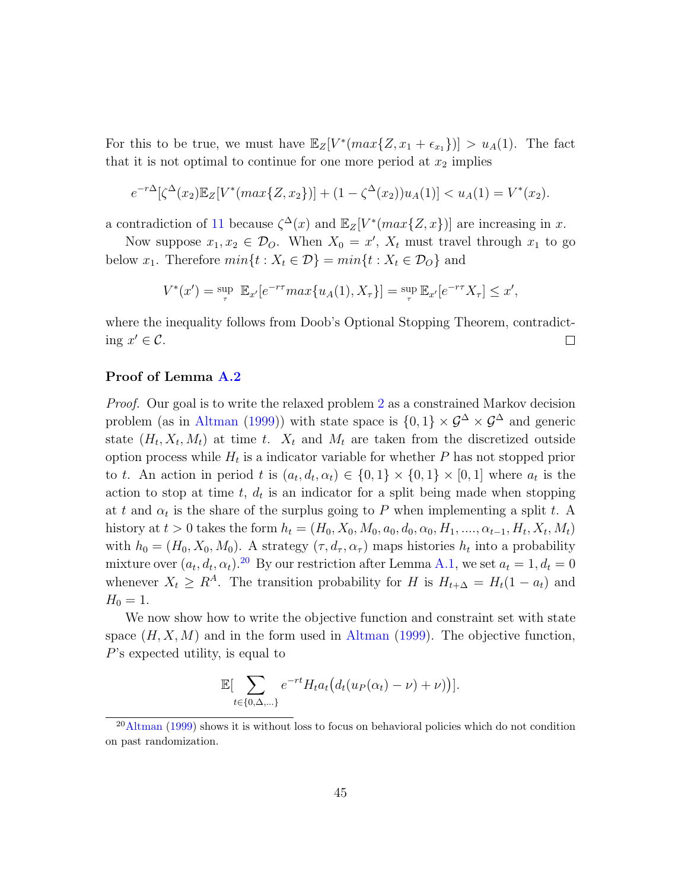For this to be true, we must have $\mathbb{E}_Z[V^*(max\{Z, x_1 + \epsilon_{x_1}\})] > u_A(1)$. The fact that it is not optimal to continue for one more period at $x_2$ implies

$$e^{-r\Delta}[\zeta^{\Delta}(x_2)\mathbb{E}_Z[V^*(max\{Z, x_2\})] + (1 - \zeta^{\Delta}(x_2))u_A(1)] < u_A(1) = V^*(x_2).$$

a contradiction of 11 because $\zeta^{\Delta}(x)$ and $\mathbb{E}_Z[V^*(max\{Z, x\})]$ are increasing in $x$.

Now suppose $x_1, x_2 \in \mathcal{D}_O$. When $X_0 = x'$, $X_t$ must travel through $x_1$ to go below $x_1$. Therefore $min\{t : X_t \in \mathcal{D}\} = min\{t : X_t \in \mathcal{D}_O\}$ and

$$V^*(x') = \sup_{\tau} \ \mathbb{E}_{x'}[e^{-r\tau} max\{u_A(1), X_\tau\}] = \sup_{\tau} \mathbb{E}_{x'}[e^{-r\tau} X_\tau] \leq x',$$

where the inequality follows from Doob's Optional Stopping Theorem, contradicting $x' \in \mathcal{C}$. ∎

**Proof of Lemma A.2**

*Proof.* Our goal is to write the relaxed problem 2 as a constrained Markov decision problem (as in Altman (1999)) with state space is $\{0, 1\} \times \mathcal{G}^{\Delta} \times \mathcal{G}^{\Delta}$ and generic state $(H_t, X_t, M_t)$ at time $t$. $X_t$ and $M_t$ are taken from the discretized outside option process while $H_t$ is a indicator variable for whether $P$ has not stopped prior to $t$. An action in period $t$ is $(a_t, d_t, \alpha_t) \in \{0, 1\} \times \{0, 1\} \times [0, 1]$ where $a_t$ is the action to stop at time $t$, $d_t$ is an indicator for a split being made when stopping at $t$ and $\alpha_t$ is the share of the surplus going to $P$ when implementing a split $t$. A history at $t > 0$ takes the form $h_t = (H_0, X_0, M_0, a_0, d_0, \alpha_0, H_1, ...., \alpha_{t-1}, H_t, X_t, M_t)$ with $h_0 = (H_0, X_0, M_0)$. A strategy $(\tau, d_\tau, \alpha_\tau)$ maps histories $h_t$ into a probability mixture over $(a_t, d_t, \alpha_t)$.[20] By our restriction after Lemma A.1, we set $a_t = 1, d_t = 0$ whenever $X_t \geq R^A$. The transition probability for $H$ is $H_{t+\Delta} = H_t(1 - a_t)$ and $H_0 = 1$.

We now show how to write the objective function and constraint set with state space $(H, X, M)$ and in the form used in Altman (1999). The objective function, $P$'s expected utility, is equal to

$$\mathbb{E}[\sum_{t \in \{0, \Delta, ...\}} e^{-rt} H_t a_t \big(d_t(u_P(\alpha_t) - \nu) + \nu)\big)].$$

[20] Altman (1999) shows it is without loss to focus on behavioral policies which do not condition on past randomization.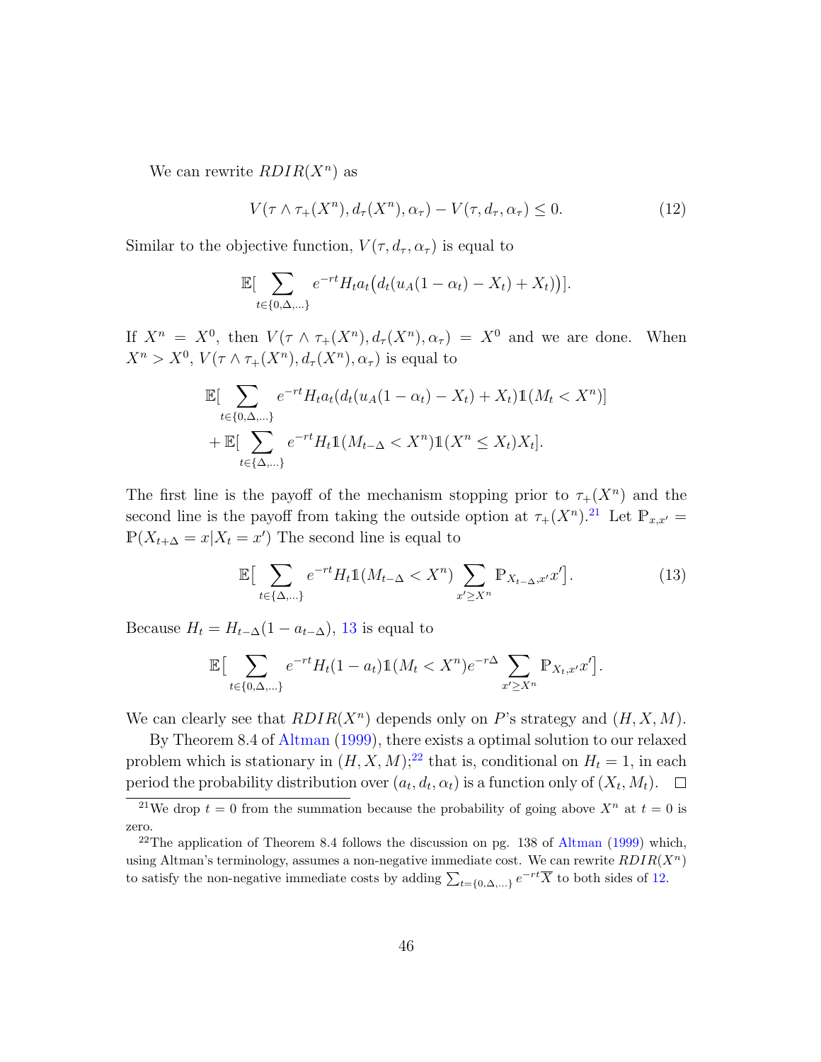We can rewrite $RDIR(X^n)$ as

$$V(\tau \wedge \tau_+(X^n), d_\tau(X^n), \alpha_\tau) - V(\tau, d_\tau, \alpha_\tau) \leq 0. \tag{12}$$

Similar to the objective function, $V(\tau, d_\tau, \alpha_\tau)$ is equal to

$$\mathbb{E}\big[\sum_{t \in \{0, \Delta, \ldots\}} e^{-rt} H_t a_t \big(d_t(u_A(1-\alpha_t) - X_t) + X_t)\big)\big].$$

If $X^n = X^0$, then $V(\tau \wedge \tau_+(X^n), d_\tau(X^n), \alpha_\tau) = X^0$ and we are done. When $X^n > X^0$, $V(\tau \wedge \tau_+(X^n), d_\tau(X^n), \alpha_\tau)$ is equal to

$$\mathbb{E}\big[\sum_{t \in \{0, \Delta, \ldots\}} e^{-rt} H_t a_t (d_t(u_A(1-\alpha_t) - X_t) + X_t) \mathbb{1}(M_t < X^n)\big]$$
$$+ \, \mathbb{E}\big[\sum_{t \in \{\Delta, \ldots\}} e^{-rt} H_t \mathbb{1}(M_{t-\Delta} < X^n) \mathbb{1}(X^n \leq X_t) X_t\big].$$

The first line is the payoff of the mechanism stopping prior to $\tau_+(X^n)$ and the second line is the payoff from taking the outside option at $\tau_+(X^n)$.[21] Let $\mathbb{P}_{x,x'} = \mathbb{P}(X_{t+\Delta} = x | X_t = x')$ The second line is equal to

$$\mathbb{E}\big[\sum_{t \in \{\Delta, \ldots\}} e^{-rt} H_t \mathbb{1}(M_{t-\Delta} < X^n) \sum_{x' \geq X^n} \mathbb{P}_{X_{t-\Delta}, x'} x'\big]. \tag{13}$$

Because $H_t = H_{t-\Delta}(1 - a_{t-\Delta})$, 13 is equal to

$$\mathbb{E}\big[\sum_{t \in \{0, \Delta, \ldots\}} e^{-rt} H_t (1 - a_t) \mathbb{1}(M_t < X^n) e^{-r\Delta} \sum_{x' \geq X^n} \mathbb{P}_{X_t, x'} x'\big].$$

We can clearly see that $RDIR(X^n)$ depends only on $P$'s strategy and $(H, X, M)$.

By Theorem 8.4 of Altman (1999), there exists a optimal solution to our relaxed problem which is stationary in $(H, X, M)$;[22] that is, conditional on $H_t = 1$, in each period the probability distribution over $(a_t, d_t, \alpha_t)$ is a function only of $(X_t, M_t)$. $\square$

[21] We drop $t = 0$ from the summation because the probability of going above $X^n$ at $t = 0$ is zero.

[22] The application of Theorem 8.4 follows the discussion on pg. 138 of Altman (1999) which, using Altman's terminology, assumes a non-negative immediate cost. We can rewrite $RDIR(X^n)$ to satisfy the non-negative immediate costs by adding $\sum_{t=\{0,\Delta,\ldots\}} e^{-rt}\overline{X}$ to both sides of 12.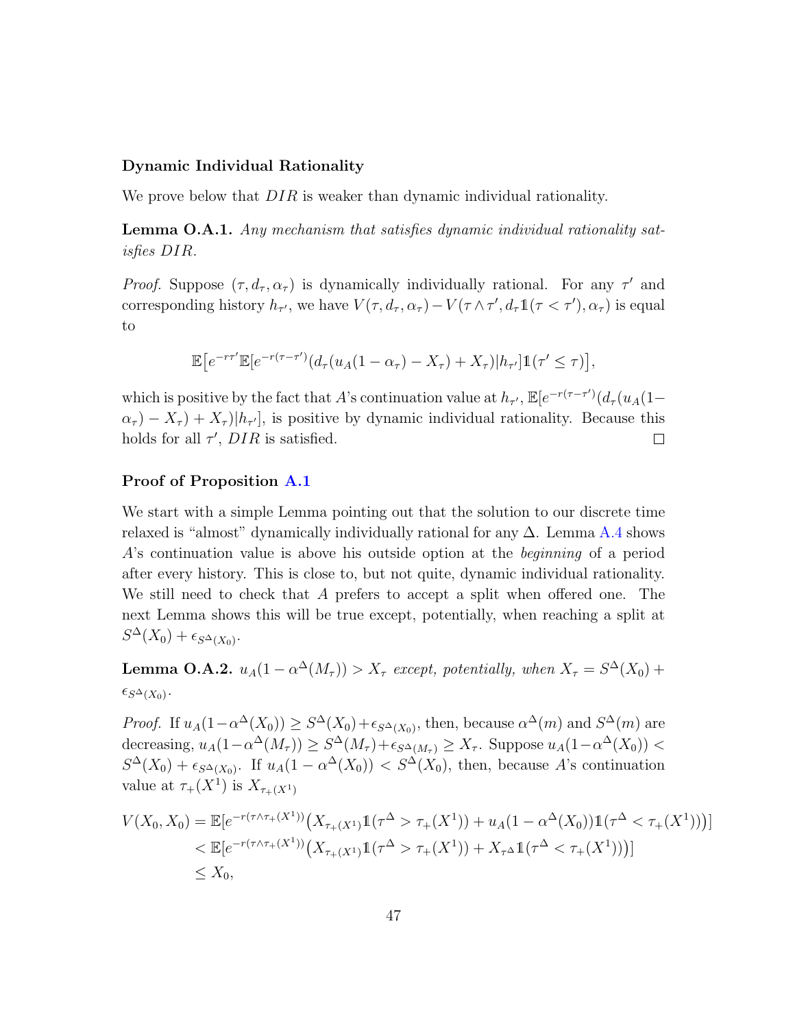### Dynamic Individual Rationality

We prove below that $DIR$ is weaker than dynamic individual rationality.

**Lemma O.A.1.** *Any mechanism that satisfies dynamic individual rationality satisfies DIR.*

*Proof.* Suppose $(\tau, d_\tau, \alpha_\tau)$ is dynamically individually rational. For any $\tau'$ and corresponding history $h_{\tau'}$, we have $V(\tau, d_\tau, \alpha_\tau) - V(\tau \wedge \tau', d_\tau \mathbb{1}(\tau < \tau'), \alpha_\tau)$ is equal to

$$\mathbb{E}\big[e^{-r\tau'}\mathbb{E}[e^{-r(\tau-\tau')}(d_\tau(u_A(1-\alpha_\tau) - X_\tau) + X_\tau)|h_{\tau'}]\mathbb{1}(\tau' \leq \tau)\big],$$

which is positive by the fact that $A$'s continuation value at $h_{\tau'}$, $\mathbb{E}[e^{-r(\tau-\tau')}(d_\tau(u_A(1-\alpha_\tau) - X_\tau) + X_\tau)|h_{\tau'}]$, is positive by dynamic individual rationality. Because this holds for all $\tau'$, $DIR$ is satisfied. $\square$

### Proof of Proposition A.1

We start with a simple Lemma pointing out that the solution to our discrete time relaxed is "almost" dynamically individually rational for any $\Delta$. Lemma A.4 shows $A$'s continuation value is above his outside option at the *beginning* of a period after every history. This is close to, but not quite, dynamic individual rationality. We still need to check that $A$ prefers to accept a split when offered one. The next Lemma shows this will be true except, potentially, when reaching a split at $S^\Delta(X_0) + \epsilon_{S^\Delta(X_0)}$.

**Lemma O.A.2.** $u_A(1 - \alpha^\Delta(M_\tau)) > X_\tau$ *except, potentially, when* $X_\tau = S^\Delta(X_0) + \epsilon_{S^\Delta(X_0)}$.

*Proof.* If $u_A(1-\alpha^\Delta(X_0)) \geq S^\Delta(X_0)+\epsilon_{S^\Delta(X_0)}$, then, because $\alpha^\Delta(m)$ and $S^\Delta(m)$ are decreasing, $u_A(1-\alpha^\Delta(M_\tau)) \geq S^\Delta(M_\tau)+\epsilon_{S^\Delta(M_\tau)} \geq X_\tau$. Suppose $u_A(1-\alpha^\Delta(X_0)) < S^\Delta(X_0) + \epsilon_{S^\Delta(X_0)}$. If $u_A(1 - \alpha^\Delta(X_0)) < S^\Delta(X_0)$, then, because $A$'s continuation value at $\tau_+(X^1)$ is $X_{\tau_+(X^1)}$

$$\begin{aligned}
V(X_0, X_0) &= \mathbb{E}[e^{-r(\tau\wedge\tau_+(X^1))}\big(X_{\tau_+(X^1)}\mathbb{1}(\tau^\Delta > \tau_+(X^1)) + u_A(1-\alpha^\Delta(X_0))\mathbb{1}(\tau^\Delta < \tau_+(X^1))\big)] \\
&< \mathbb{E}[e^{-r(\tau\wedge\tau_+(X^1))}\big(X_{\tau_+(X^1)}\mathbb{1}(\tau^\Delta > \tau_+(X^1)) + X_{\tau^\Delta}\mathbb{1}(\tau^\Delta < \tau_+(X^1))\big)] \\
&\leq X_0,
\end{aligned}$$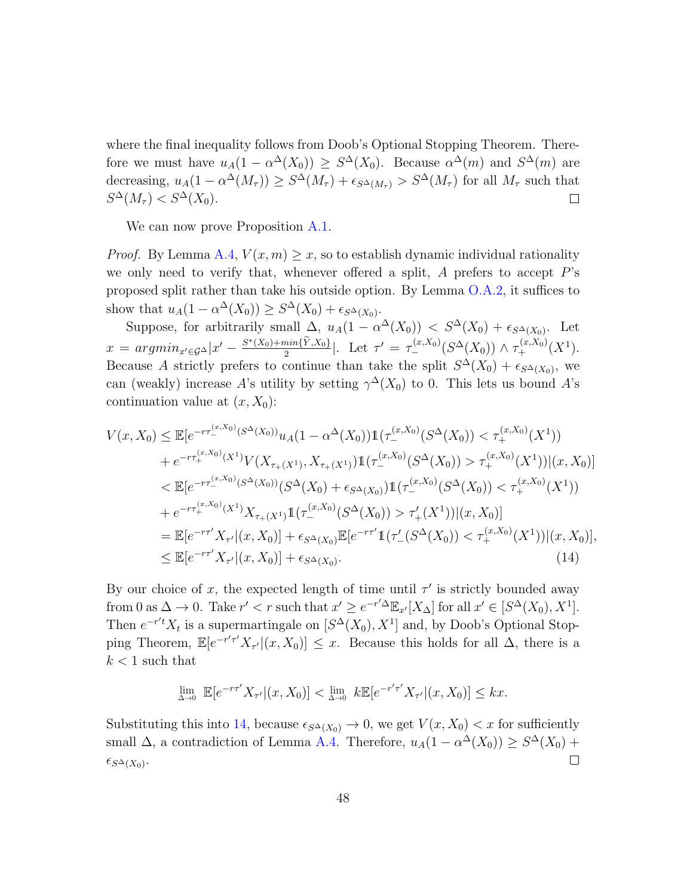where the final inequality follows from Doob's Optional Stopping Theorem. Therefore we must have $u_A(1-\alpha^\Delta(X_0)) \geq S^\Delta(X_0)$. Because $\alpha^\Delta(m)$ and $S^\Delta(m)$ are decreasing, $u_A(1-\alpha^\Delta(M_\tau)) \geq S^\Delta(M_\tau) + \epsilon_{S^\Delta(M_\tau)} > S^\Delta(M_\tau)$ for all $M_\tau$ such that $S^\Delta(M_\tau) < S^\Delta(X_0)$. □

We can now prove Proposition A.1.

*Proof.* By Lemma A.4, $V(x,m) \geq x$, so to establish dynamic individual rationality we only need to verify that, whenever offered a split, $A$ prefers to accept $P$'s proposed split rather than take his outside option. By Lemma O.A.2, it suffices to show that $u_A(1-\alpha^\Delta(X_0)) \geq S^\Delta(X_0) + \epsilon_{S^\Delta(X_0)}$.

Suppose, for arbitrarily small $\Delta$, $u_A(1-\alpha^\Delta(X_0)) < S^\Delta(X_0) + \epsilon_{S^\Delta(X_0)}$. Let $x = argmin_{x' \in \mathcal{G}^\Delta} |x' - \frac{S^*(X_0)+min\{\widetilde{Y},X_0\}}{2}|$. Let $\tau' = \tau_-^{(x,X_0)}(S^\Delta(X_0)) \wedge \tau_+^{(x,X_0)}(X^1)$. Because $A$ strictly prefers to continue than take the split $S^\Delta(X_0) + \epsilon_{S^\Delta(X_0)}$, we can (weakly) increase $A$'s utility by setting $\gamma^\Delta(X_0)$ to 0. This lets us bound $A$'s continuation value at $(x, X_0)$:

$$
\begin{aligned}
V(x,X_0) &\leq \mathbb{E}[e^{-r\tau_-^{(x,X_0)}(S^\Delta(X_0))} u_A(1-\alpha^\Delta(X_0))\mathbb{1}(\tau_-^{(x,X_0)}(S^\Delta(X_0)) < \tau_+^{(x,X_0)}(X^1)) \\
&\quad + e^{-r\tau_+^{(x,X_0)}(X^1)} V(X_{\tau_+(X^1)}, X_{\tau_+(X^1)})\mathbb{1}(\tau_-^{(x,X_0)}(S^\Delta(X_0)) > \tau_+^{(x,X_0)}(X^1))|(x,X_0)] \\
&< \mathbb{E}[e^{-r\tau_-^{(x,X_0)}(S^\Delta(X_0))}(S^\Delta(X_0) + \epsilon_{S^\Delta(X_0)})\mathbb{1}(\tau_-^{(x,X_0)}(S^\Delta(X_0)) < \tau_+^{(x,X_0)}(X^1)) \\
&\quad + e^{-r\tau_+^{(x,X_0)}(X^1)} X_{\tau_+(X^1)}\mathbb{1}(\tau_-^{(x,X_0)}(S^\Delta(X_0)) > \tau_+'(X^1))|(x,X_0)] \\
&= \mathbb{E}[e^{-r\tau'} X_{\tau'}|(x,X_0)] + \epsilon_{S^\Delta(X_0)}\mathbb{E}[e^{-r\tau'}\mathbb{1}(\tau_-'(S^\Delta(X_0)) < \tau_+^{(x,X_0)}(X^1))|(x,X_0)], \\
&\leq \mathbb{E}[e^{-r\tau'} X_{\tau'}|(x,X_0)] + \epsilon_{S^\Delta(X_0)}.
\end{aligned}
\tag{14}
$$

By our choice of $x$, the expected length of time until $\tau'$ is strictly bounded away from 0 as $\Delta \to 0$. Take $r' < r$ such that $x' \geq e^{-r'\Delta}\mathbb{E}_{x'}[X_\Delta]$ for all $x' \in [S^\Delta(X_0), X^1]$. Then $e^{-r't}X_t$ is a supermartingale on $[S^\Delta(X_0), X^1]$ and, by Doob's Optional Stopping Theorem, $\mathbb{E}[e^{-r'\tau'}X_{\tau'}|(x,X_0)] \leq x$. Because this holds for all $\Delta$, there is a $k < 1$ such that

$$
\lim_{\Delta \to 0} \mathbb{E}[e^{-r\tau'}X_{\tau'}|(x,X_0)] < \lim_{\Delta \to 0} k\mathbb{E}[e^{-r'\tau'}X_{\tau'}|(x,X_0)] \leq kx.
$$

Substituting this into 14, because $\epsilon_{S^\Delta(X_0)} \to 0$, we get $V(x,X_0) < x$ for sufficiently small $\Delta$, a contradiction of Lemma A.4. Therefore, $u_A(1-\alpha^\Delta(X_0)) \geq S^\Delta(X_0) + \epsilon_{S^\Delta(X_0)}$. □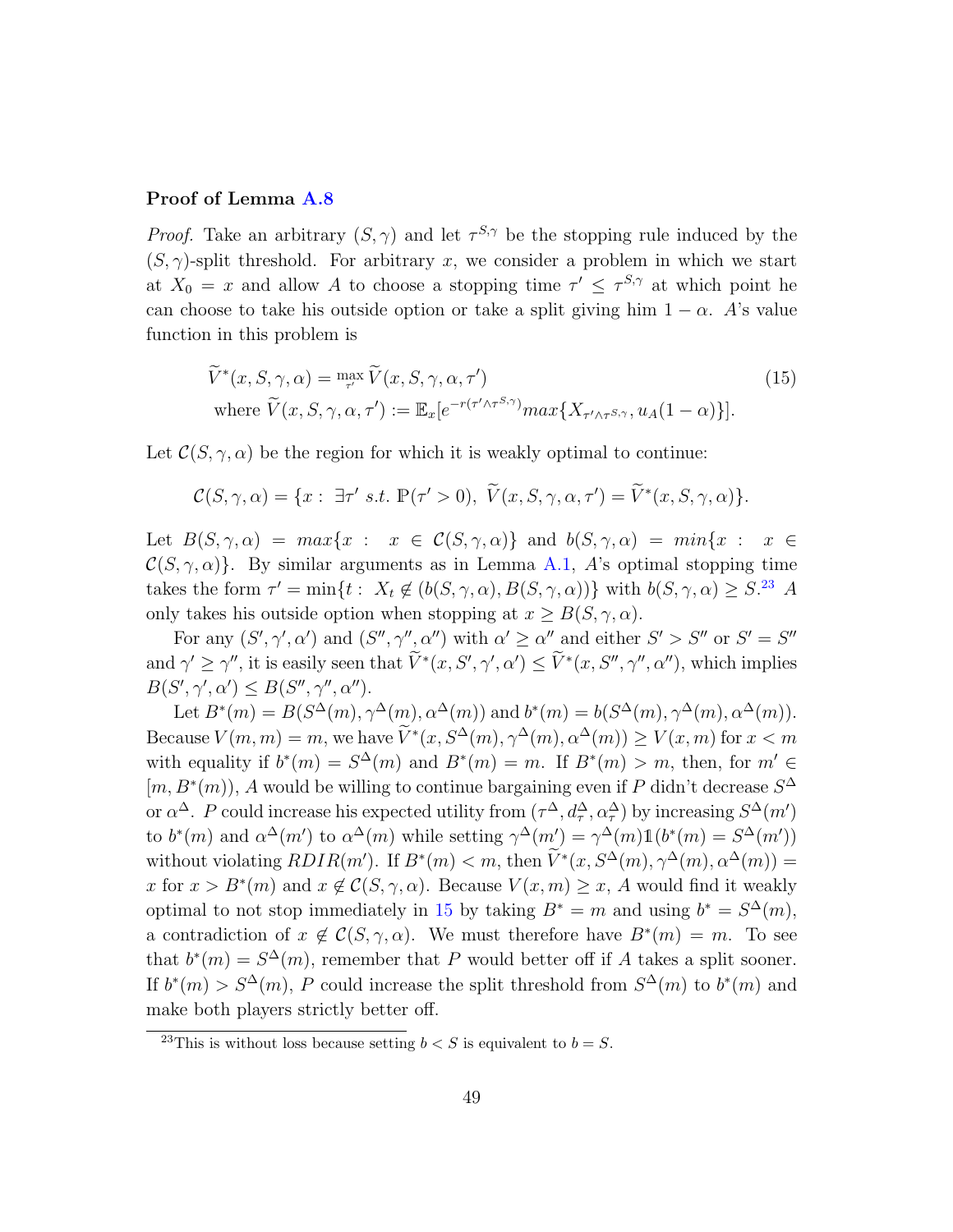### Proof of Lemma A.8

*Proof.* Take an arbitrary $(S, \gamma)$ and let $\tau^{S,\gamma}$ be the stopping rule induced by the $(S, \gamma)$-split threshold. For arbitrary $x$, we consider a problem in which we start at $X_0 = x$ and allow $A$ to choose a stopping time $\tau' \leq \tau^{S,\gamma}$ at which point he can choose to take his outside option or take a split giving him $1 - \alpha$. $A$'s value function in this problem is

$$
\begin{aligned}
&\widetilde{V}^*(x, S, \gamma, \alpha) = \max_{\tau'} \widetilde{V}(x, S, \gamma, \alpha, \tau') \\
&\text{where } \widetilde{V}(x, S, \gamma, \alpha, \tau') := \mathbb{E}_x[e^{-r(\tau' \wedge \tau^{S,\gamma})} max\{X_{\tau' \wedge \tau^{S,\gamma}}, u_A(1-\alpha)\}].
\end{aligned}
\tag{15}
$$

Let $\mathcal{C}(S, \gamma, \alpha)$ be the region for which it is weakly optimal to continue:

$$
\mathcal{C}(S, \gamma, \alpha) = \{x : \exists \tau' \ s.t. \ \mathbb{P}(\tau' > 0), \ \widetilde{V}(x, S, \gamma, \alpha, \tau') = \widetilde{V}^*(x, S, \gamma, \alpha)\}.
$$

Let $B(S, \gamma, \alpha) = max\{x : x \in \mathcal{C}(S, \gamma, \alpha)\}$ and $b(S, \gamma, \alpha) = min\{x : x \in \mathcal{C}(S, \gamma, \alpha)\}$. By similar arguments as in Lemma A.1, $A$'s optimal stopping time takes the form $\tau' = \min\{t : X_t \notin (b(S, \gamma, \alpha), B(S, \gamma, \alpha))\}$ with $b(S, \gamma, \alpha) \geq S$.[23] $A$ only takes his outside option when stopping at $x \geq B(S, \gamma, \alpha)$.

For any $(S', \gamma', \alpha')$ and $(S'', \gamma'', \alpha'')$ with $\alpha' \geq \alpha''$ and either $S' > S''$ or $S' = S''$ and $\gamma' \geq \gamma''$, it is easily seen that $\widetilde{V}^*(x, S', \gamma', \alpha') \leq \widetilde{V}^*(x, S'', \gamma'', \alpha'')$, which implies $B(S', \gamma', \alpha') \leq B(S'', \gamma'', \alpha'')$.

Let $B^*(m) = B(S^\Delta(m), \gamma^\Delta(m), \alpha^\Delta(m))$ and $b^*(m) = b(S^\Delta(m), \gamma^\Delta(m), \alpha^\Delta(m))$. Because $V(m, m) = m$, we have $\widetilde{V}^*(x, S^\Delta(m), \gamma^\Delta(m), \alpha^\Delta(m)) \geq V(x, m)$ for $x < m$ with equality if $b^*(m) = S^\Delta(m)$ and $B^*(m) = m$. If $B^*(m) > m$, then, for $m' \in [m, B^*(m))$, $A$ would be willing to continue bargaining even if $P$ didn't decrease $S^\Delta$ or $\alpha^\Delta$. $P$ could increase his expected utility from $(\tau^\Delta, d^\Delta_\tau, \alpha^\Delta_\tau)$ by increasing $S^\Delta(m')$ to $b^*(m)$ and $\alpha^\Delta(m')$ to $\alpha^\Delta(m)$ while setting $\gamma^\Delta(m') = \gamma^\Delta(m)\mathbb{1}(b^*(m) = S^\Delta(m'))$ without violating $RDIR(m')$. If $B^*(m) < m$, then $\widetilde{V}^*(x, S^\Delta(m), \gamma^\Delta(m), \alpha^\Delta(m)) = x$ for $x > B^*(m)$ and $x \notin \mathcal{C}(S, \gamma, \alpha)$. Because $V(x, m) \geq x$, $A$ would find it weakly optimal to not stop immediately in 15 by taking $B^* = m$ and using $b^* = S^\Delta(m)$, a contradiction of $x \notin \mathcal{C}(S, \gamma, \alpha)$. We must therefore have $B^*(m) = m$. To see that $b^*(m) = S^\Delta(m)$, remember that $P$ would better off if $A$ takes a split sooner. If $b^*(m) > S^\Delta(m)$, $P$ could increase the split threshold from $S^\Delta(m)$ to $b^*(m)$ and make both players strictly better off.

[23] This is without loss because setting $b < S$ is equivalent to $b = S$.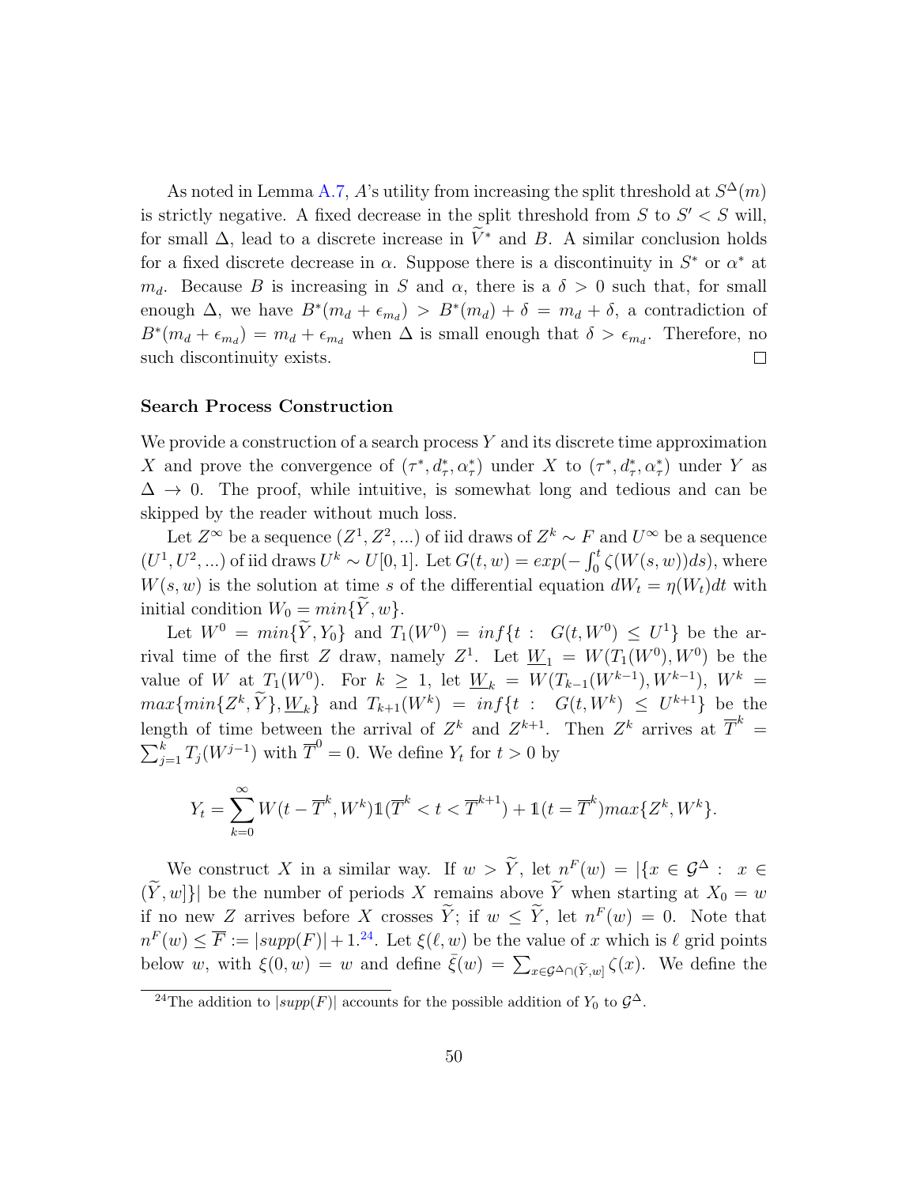As noted in Lemma A.7, $A$'s utility from increasing the split threshold at $S^{\Delta}(m)$ is strictly negative. A fixed decrease in the split threshold from $S$ to $S' < S$ will, for small $\Delta$, lead to a discrete increase in $\widetilde{V}^*$ and $B$. A similar conclusion holds for a fixed discrete decrease in $\alpha$. Suppose there is a discontinuity in $S^*$ or $\alpha^*$ at $m_d$. Because $B$ is increasing in $S$ and $\alpha$, there is a $\delta > 0$ such that, for small enough $\Delta$, we have $B^*(m_d + \epsilon_{m_d}) > B^*(m_d) + \delta = m_d + \delta$, a contradiction of $B^*(m_d + \epsilon_{m_d}) = m_d + \epsilon_{m_d}$ when $\Delta$ is small enough that $\delta > \epsilon_{m_d}$. Therefore, no such discontinuity exists. □

### Search Process Construction

We provide a construction of a search process $Y$ and its discrete time approximation $X$ and prove the convergence of $(\tau^*, d^*_\tau, \alpha^*_\tau)$ under $X$ to $(\tau^*, d^*_\tau, \alpha^*_\tau)$ under $Y$ as $\Delta \to 0$. The proof, while intuitive, is somewhat long and tedious and can be skipped by the reader without much loss.

Let $Z^\infty$ be a sequence $(Z^1, Z^2, ...)$ of iid draws of $Z^k \sim F$ and $U^\infty$ be a sequence $(U^1, U^2, ...)$ of iid draws $U^k \sim U[0,1]$. Let $G(t,w) = exp(-\int_0^t \zeta(W(s,w))ds)$, where $W(s,w)$ is the solution at time $s$ of the differential equation $dW_t = \eta(W_t)dt$ with initial condition $W_0 = min\{\widetilde{Y}, w\}$.

Let $W^0 = min\{\widetilde{Y}, Y_0\}$ and $T_1(W^0) = inf\{t : \ G(t, W^0) \leq U^1\}$ be the arrival time of the first $Z$ draw, namely $Z^1$. Let $\underline{W}_1 = W(T_1(W^0), W^0)$ be the value of $W$ at $T_1(W^0)$. For $k \geq 1$, let $\underline{W}_k = W(T_{k-1}(W^{k-1}), W^{k-1})$, $W^k = max\{min\{Z^k, \widetilde{Y}\}, \underline{W}_k\}$ and $T_{k+1}(W^k) = inf\{t : \ G(t, W^k) \leq U^{k+1}\}$ be the length of time between the arrival of $Z^k$ and $Z^{k+1}$. Then $Z^k$ arrives at $\overline{T}^k = \sum_{j=1}^k T_j(W^{j-1})$ with $\overline{T}^0 = 0$. We define $Y_t$ for $t > 0$ by

$$Y_t = \sum_{k=0}^{\infty} W(t - \overline{T}^k, W^k)\mathbb{1}(\overline{T}^k < t < \overline{T}^{k+1}) + \mathbb{1}(t = \overline{T}^k)max\{Z^k, W^k\}.$$

We construct $X$ in a similar way. If $w > \widetilde{Y}$, let $n^F(w) = |\{x \in \mathcal{G}^\Delta : \ x \in (\widetilde{Y}, w]\}|$ be the number of periods $X$ remains above $\widetilde{Y}$ when starting at $X_0 = w$ if no new $Z$ arrives before $X$ crosses $\widetilde{Y}$; if $w \leq \widetilde{Y}$, let $n^F(w) = 0$. Note that $n^F(w) \leq \overline{F} := |supp(F)| + 1$.[24] Let $\xi(\ell, w)$ be the value of $x$ which is $\ell$ grid points below $w$, with $\xi(0,w) = w$ and define $\bar{\xi}(w) = \sum_{x \in \mathcal{G}^\Delta \cap (\widetilde{Y}, w]} \zeta(x)$. We define the

[24] The addition to $|supp(F)|$ accounts for the possible addition of $Y_0$ to $\mathcal{G}^\Delta$.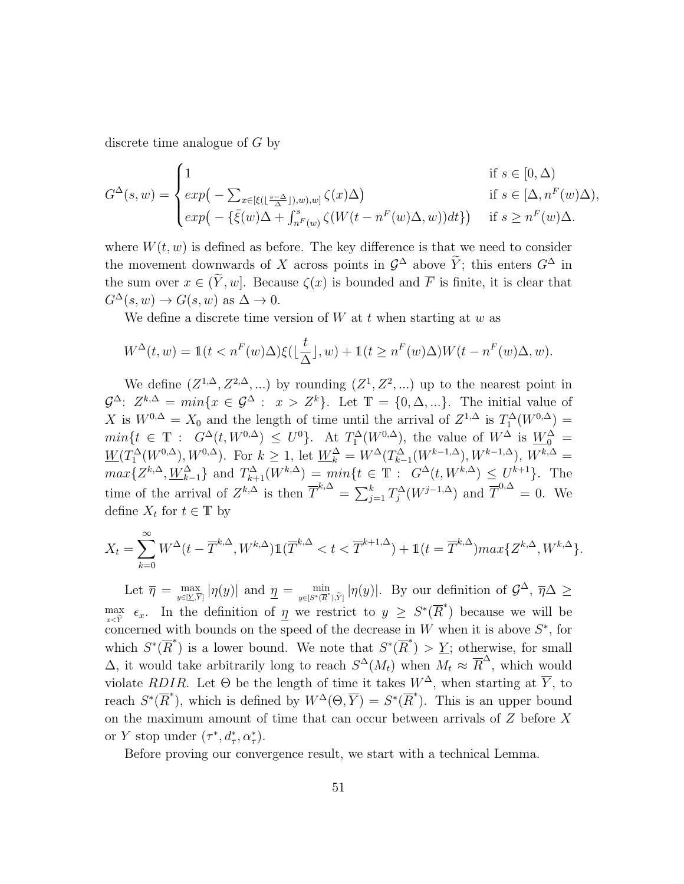discrete time analogue of $G$ by

$$G^{\Delta}(s,w) = \begin{cases} 1 & \text{if } s \in [0,\Delta) \\ exp\big( -\sum_{x \in [\xi(\lfloor \frac{s-\Delta}{\Delta} \rfloor), w), w]} \zeta(x)\Delta \big) & \text{if } s \in [\Delta, n^F(w)\Delta), \\ exp\big( -\{\bar{\xi}(w)\Delta + \int_{n^F(w)}^{s} \zeta(W(t - n^F(w)\Delta, w))dt\} \big) & \text{if } s \geq n^F(w)\Delta. \end{cases}$$

where $W(t,w)$ is defined as before. The key difference is that we need to consider the movement downwards of $X$ across points in $\mathcal{G}^{\Delta}$ above $\widetilde{Y}$; this enters $G^{\Delta}$ in the sum over $x \in (\widetilde{Y}, w]$. Because $\zeta(x)$ is bounded and $\overline{F}$ is finite, it is clear that $G^{\Delta}(s,w) \to G(s,w)$ as $\Delta \to 0$.

We define a discrete time version of $W$ at $t$ when starting at $w$ as

$$W^{\Delta}(t,w) = \mathbb{1}(t < n^F(w)\Delta)\xi(\lfloor \frac{t}{\Delta} \rfloor, w) + \mathbb{1}(t \geq n^F(w)\Delta) W(t - n^F(w)\Delta, w).$$

We define $(Z^{1,\Delta}, Z^{2,\Delta}, ...)$ by rounding $(Z^1, Z^2, ...)$ up to the nearest point in $\mathcal{G}^{\Delta}$: $Z^{k,\Delta} = min\{x \in \mathcal{G}^{\Delta} : \ x > Z^k\}$. Let $\mathbb{T} = \{0, \Delta, ...\}$. The initial value of $X$ is $W^{0,\Delta} = X_0$ and the length of time until the arrival of $Z^{1,\Delta}$ is $T_1^{\Delta}(W^{0,\Delta}) = min\{t \in \mathbb{T} : \ G^{\Delta}(t, W^{0,\Delta}) \leq U^0\}$. At $T_1^{\Delta}(W^{0,\Delta})$, the value of $W^{\Delta}$ is $\underline{W}_0^{\Delta} = \underline{W}(T_1^{\Delta}(W^{0,\Delta}), W^{0,\Delta})$. For $k \geq 1$, let $\underline{W}_k^{\Delta} = W^{\Delta}(T_{k-1}^{\Delta}(W^{k-1,\Delta}), W^{k-1,\Delta})$, $W^{k,\Delta} = max\{Z^{k,\Delta}, \underline{W}_{k-1}^{\Delta}\}$ and $T_{k+1}^{\Delta}(W^{k,\Delta}) = min\{t \in \mathbb{T} : \ G^{\Delta}(t, W^{k,\Delta}) \leq U^{k+1}\}$. The time of the arrival of $Z^{k,\Delta}$ is then $\overline{T}^{k,\Delta} = \sum_{j=1}^{k} T_j^{\Delta}(W^{j-1,\Delta})$ and $\overline{T}^{0,\Delta} = 0$. We define $X_t$ for $t \in \mathbb{T}$ by

$$X_t = \sum_{k=0}^{\infty} W^{\Delta}(t - \overline{T}^{k,\Delta}, W^{k,\Delta})\mathbb{1}(\overline{T}^{k,\Delta} < t < \overline{T}^{k+1,\Delta}) + \mathbb{1}(t = \overline{T}^{k,\Delta}) max\{Z^{k,\Delta}, W^{k,\Delta}\}.$$

Let $\overline{\eta} = \max_{y \in [\underline{Y}, \overline{Y}]} |\eta(y)|$ and $\underline{\eta} = \min_{y \in [S^*(\overline{R}^*), \widetilde{Y}]} |\eta(y)|$. By our definition of $\mathcal{G}^{\Delta}$, $\overline{\eta}\Delta \geq \max_{x < \widetilde{Y}} \ \epsilon_x$. In the definition of $\underline{\eta}$ we restrict to $y \geq S^*(\overline{R}^*)$ because we will be concerned with bounds on the speed of the decrease in $W$ when it is above $S^*$, for which $S^*(\overline{R}^*)$ is a lower bound. We note that $S^*(\overline{R}^*) > \underline{Y}$; otherwise, for small $\Delta$, it would take arbitrarily long to reach $S^{\Delta}(M_t)$ when $M_t \approx \overline{R}^{\Delta}$, which would violate $RDIR$. Let $\Theta$ be the length of time it takes $W^{\Delta}$, when starting at $\overline{Y}$, to reach $S^*(\overline{R}^*)$, which is defined by $W^{\Delta}(\Theta, \overline{Y}) = S^*(\overline{R}^*)$. This is an upper bound on the maximum amount of time that can occur between arrivals of $Z$ before $X$ or $Y$ stop under $(\tau^*, d_{\tau}^*, \alpha_{\tau}^*)$.

Before proving our convergence result, we start with a technical Lemma.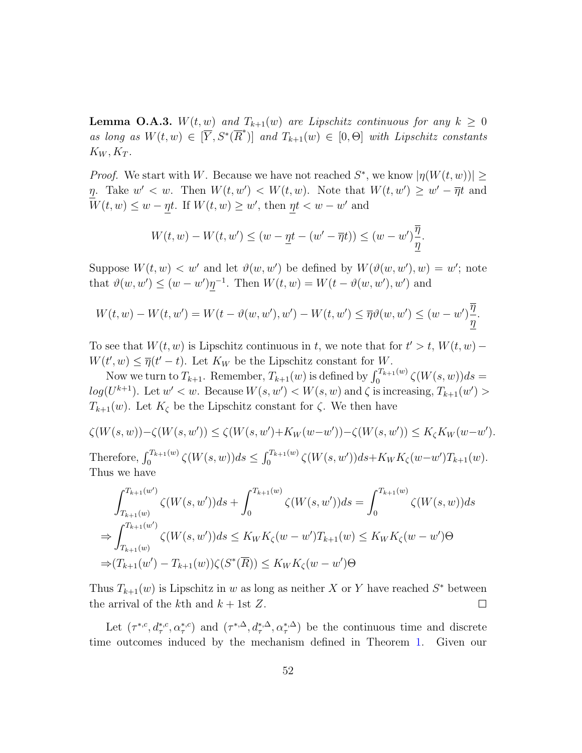**Lemma O.A.3.** *$W(t,w)$ and $T_{k+1}(w)$ are Lipschitz continuous for any $k \geq 0$ as long as $W(t,w) \in [\overline{Y}, S^*(\overline{R}^*)]$ and $T_{k+1}(w) \in [0, \Theta]$ with Lipschitz constants $K_W, K_T$.*

*Proof.* We start with $W$. Because we have not reached $S^*$, we know $|\eta(W(t,w))| \geq \underline{\eta}$. Take $w' < w$. Then $W(t,w') < W(t,w)$. Note that $W(t,w') \geq w' - \overline{\eta}t$ and $W(t,w) \leq w - \underline{\eta}t$. If $W(t,w) \geq w'$, then $\underline{\eta}t < w - w'$ and

$$W(t,w) - W(t,w') \leq (w - \underline{\eta}t - (w' - \overline{\eta}t)) \leq (w - w')\frac{\overline{\eta}}{\underline{\eta}}.$$

Suppose $W(t,w) < w'$ and let $\vartheta(w,w')$ be defined by $W(\vartheta(w,w'),w) = w'$; note that $\vartheta(w,w') \leq (w-w')\underline{\eta}^{-1}$. Then $W(t,w) = W(t - \vartheta(w,w'), w')$ and

$$W(t,w) - W(t,w') = W(t - \vartheta(w,w'), w') - W(t,w') \leq \overline{\eta}\vartheta(w,w') \leq (w-w')\frac{\overline{\eta}}{\underline{\eta}}.$$

To see that $W(t,w)$ is Lipschitz continuous in $t$, we note that for $t' > t$, $W(t,w) - W(t',w) \leq \overline{\eta}(t'-t)$. Let $K_W$ be the Lipschitz constant for $W$.

Now we turn to $T_{k+1}$. Remember, $T_{k+1}(w)$ is defined by $\int_0^{T_{k+1}(w)} \zeta(W(s,w))ds = log(U^{k+1})$. Let $w' < w$. Because $W(s,w') < W(s,w)$ and $\zeta$ is increasing, $T_{k+1}(w') > T_{k+1}(w)$. Let $K_\zeta$ be the Lipschitz constant for $\zeta$. We then have

$$\zeta(W(s,w)) - \zeta(W(s,w')) \leq \zeta(W(s,w') + K_W(w-w')) - \zeta(W(s,w')) \leq K_\zeta K_W(w-w').$$

Therefore, $\int_0^{T_{k+1}(w)} \zeta(W(s,w))ds \leq \int_0^{T_{k+1}(w)} \zeta(W(s,w'))ds + K_W K_\zeta(w-w')T_{k+1}(w)$. Thus we have

$$\begin{aligned}
&\int_{T_{k+1}(w)}^{T_{k+1}(w')} \zeta(W(s,w'))ds + \int_0^{T_{k+1}(w)} \zeta(W(s,w'))ds = \int_0^{T_{k+1}(w)} \zeta(W(s,w))ds \\
\Rightarrow &\int_{T_{k+1}(w)}^{T_{k+1}(w')} \zeta(W(s,w'))ds \leq K_W K_\zeta(w-w')T_{k+1}(w) \leq K_W K_\zeta(w-w')\Theta \\
\Rightarrow &(T_{k+1}(w') - T_{k+1}(w))\zeta(S^*(\overline{R})) \leq K_W K_\zeta(w-w')\Theta
\end{aligned}$$

Thus $T_{k+1}(w)$ is Lipschitz in $w$ as long as neither $X$ or $Y$ have reached $S^*$ between the arrival of the $k$th and $k+1$st $Z$. $\square$

Let $(\tau^{*,c}, d_\tau^{*,c}, \alpha_\tau^{*,c})$ and $(\tau^{*,\Delta}, d_\tau^{*,\Delta}, \alpha_\tau^{*,\Delta})$ be the continuous time and discrete time outcomes induced by the mechanism defined in Theorem 1. Given our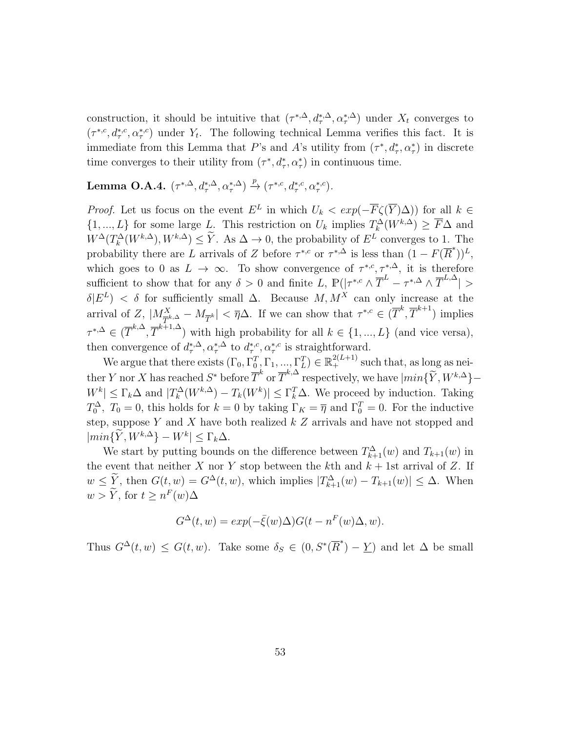construction, it should be intuitive that $(\tau^{*,\Delta}, d_\tau^{*,\Delta}, \alpha_\tau^{*,\Delta})$ under $X_t$ converges to $(\tau^{*,c}, d_\tau^{*,c}, \alpha_\tau^{*,c})$ under $Y_t$. The following technical Lemma verifies this fact. It is immediate from this Lemma that $P$'s and $A$'s utility from $(\tau^*, d_\tau^*, \alpha_\tau^*)$ in discrete time converges to their utility from $(\tau^*, d_\tau^*, \alpha_\tau^*)$ in continuous time.

**Lemma O.A.4.** $(\tau^{*,\Delta}, d_\tau^{*,\Delta}, \alpha_\tau^{*,\Delta}) \xrightarrow{p} (\tau^{*,c}, d_\tau^{*,c}, \alpha_\tau^{*,c})$.

*Proof.* Let us focus on the event $E^L$ in which $U_k < exp(-\overline{F}\zeta(\overline{Y})\Delta))$ for all $k \in \{1, ..., L\}$ for some large $L$. This restriction on $U_k$ implies $T_k^\Delta(W^{k,\Delta}) \geq \overline{F}\Delta$ and $W^\Delta(T_k^\Delta(W^{k,\Delta}), W^{k,\Delta}) \leq \widetilde{Y}$. As $\Delta \to 0$, the probability of $E^L$ converges to 1. The probability there are $L$ arrivals of $Z$ before $\tau^{*,c}$ or $\tau^{*,\Delta}$ is less than $(1 - F(\overline{R}^*))^L$, which goes to 0 as $L \to \infty$. To show convergence of $\tau^{*,c}, \tau^{*,\Delta}$, it is therefore sufficient to show that for any $\delta > 0$ and finite $L$, $\mathbb{P}(|\tau^{*,c} \wedge \overline{T}^L - \tau^{*,\Delta} \wedge \overline{T}^{L,\Delta}| > \delta | E^L) < \delta$ for sufficiently small $\Delta$. Because $M, M^X$ can only increase at the arrival of $Z$, $|M^X_{\overline{T}^{k,\Delta}} - M_{\overline{T}^k}| < \overline{\eta}\Delta$. If we can show that $\tau^{*,c} \in (\overline{T}^k, \overline{T}^{k+1})$ implies $\tau^{*,\Delta} \in (\overline{T}^{k,\Delta}, \overline{T}^{k+1,\Delta})$ with high probability for all $k \in \{1, ..., L\}$ (and vice versa), then convergence of $d_\tau^{*,\Delta}, \alpha_\tau^{*,\Delta}$ to $d_\tau^{*,c}, \alpha_\tau^{*,c}$ is straightforward.

We argue that there exists $(\Gamma_0, \Gamma_0^T, \Gamma_1, ..., \Gamma_L^T) \in \mathbb{R}_+^{2(L+1)}$ such that, as long as neither $Y$ nor $X$ has reached $S^*$ before $\overline{T}^k$ or $\overline{T}^{k,\Delta}$ respectively, we have $|min\{\widetilde{Y}, W^{k,\Delta}\} - W^k| \leq \Gamma_k\Delta$ and $|T_k^\Delta(W^{k,\Delta}) - T_k(W^k)| \leq \Gamma_k^T\Delta$. We proceed by induction. Taking $T_0^\Delta$, $T_0 = 0$, this holds for $k = 0$ by taking $\Gamma_K = \overline{\eta}$ and $\Gamma_0^T = 0$. For the inductive step, suppose $Y$ and $X$ have both realized $k$ $Z$ arrivals and have not stopped and $|min\{\widetilde{Y}, W^{k,\Delta}\} - W^k| \leq \Gamma_k\Delta$.

We start by putting bounds on the difference between $T_{k+1}^\Delta(w)$ and $T_{k+1}(w)$ in the event that neither $X$ nor $Y$ stop between the $k$th and $k+1$st arrival of $Z$. If $w \leq \widetilde{Y}$, then $G(t, w) = G^\Delta(t, w)$, which implies $|T_{k+1}^\Delta(w) - T_{k+1}(w)| \leq \Delta$. When $w > \widetilde{Y}$, for $t \geq n^F(w)\Delta$

$$G^\Delta(t, w) = exp(-\bar{\xi}(w)\Delta)G(t - n^F(w)\Delta, w).$$

Thus $G^\Delta(t, w) \leq G(t, w)$. Take some $\delta_S \in (0, S^*(\overline{R}^*) - \underline{Y})$ and let $\Delta$ be small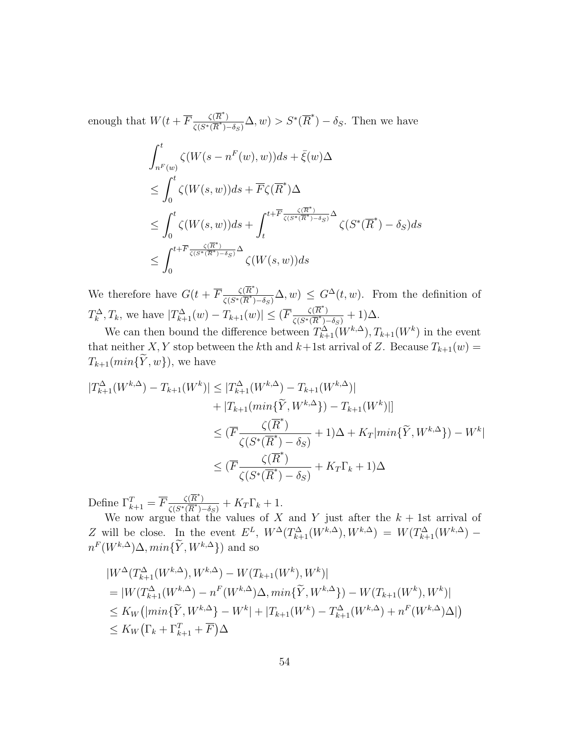enough that $W(t + \overline{F}\frac{\zeta(\overline{R}^*)}{\zeta(S^*(\overline{R}^*)-\delta_S)}\Delta, w) > S^*(\overline{R}^*) - \delta_S$. Then we have

$$
\begin{aligned}
&\int_{n^F(w)}^{t} \zeta(W(s - n^F(w), w))ds + \bar{\xi}(w)\Delta \\
&\leq \int_0^t \zeta(W(s,w))ds + \overline{F}\zeta(\overline{R}^*)\Delta \\
&\leq \int_0^t \zeta(W(s,w))ds + \int_t^{t+\overline{F}\frac{\zeta(\overline{R}^*)}{\zeta(S^*(\overline{R}^*)-\delta_S)}\Delta} \zeta(S^*(\overline{R}^*) - \delta_S)ds \\
&\leq \int_0^{t+\overline{F}\frac{\zeta(\overline{R}^*)}{\zeta(S^*(\overline{R}^*)-\delta_S)}\Delta} \zeta(W(s,w))ds
\end{aligned}
$$

We therefore have $G(t + \overline{F}\frac{\zeta(\overline{R}^*)}{\zeta(S^*(\overline{R}^*)-\delta_S)}\Delta, w) \leq G^\Delta(t, w)$. From the definition of $T_k^\Delta, T_k$, we have $|T_{k+1}^\Delta(w) - T_{k+1}(w)| \leq (\overline{F}\frac{\zeta(\overline{R}^*)}{\zeta(S^*(\overline{R}^*)-\delta_S)} + 1)\Delta$.

We can then bound the difference between $T_{k+1}^\Delta(W^{k,\Delta}), T_{k+1}(W^k)$ in the event that neither $X, Y$ stop between the $k$th and $k$+1st arrival of $Z$. Because $T_{k+1}(w) = T_{k+1}(min\{\widetilde{Y}, w\})$, we have

$$
\begin{aligned}
|T_{k+1}^\Delta(W^{k,\Delta}) - T_{k+1}(W^k)| &\leq |T_{k+1}^\Delta(W^{k,\Delta}) - T_{k+1}(W^{k,\Delta})| \\
&\quad + |T_{k+1}(min\{\widetilde{Y}, W^{k,\Delta}\}) - T_{k+1}(W^k)|] \\
&\leq (\overline{F}\frac{\zeta(\overline{R}^*)}{\zeta(S^*(\overline{R}^*)-\delta_S)} + 1)\Delta + K_T|min\{\widetilde{Y}, W^{k,\Delta}\}) - W^k| \\
&\leq (\overline{F}\frac{\zeta(\overline{R}^*)}{\zeta(S^*(\overline{R}^*)-\delta_S)} + K_T\Gamma_k + 1)\Delta
\end{aligned}
$$

Define $\Gamma_{k+1}^T = \overline{F}\frac{\zeta(\overline{R}^*)}{\zeta(S^*(\overline{R}^*)-\delta_S)} + K_T\Gamma_k + 1$.

We now argue that the values of $X$ and $Y$ just after the $k+1$st arrival of $Z$ will be close. In the event $E^L$, $W^\Delta(T_{k+1}^\Delta(W^{k,\Delta}), W^{k,\Delta}) = W(T_{k+1}^\Delta(W^{k,\Delta}) - n^F(W^{k,\Delta})\Delta, min\{\widetilde{Y}, W^{k,\Delta}\})$ and so

$$
\begin{aligned}
&|W^\Delta(T_{k+1}^\Delta(W^{k,\Delta}), W^{k,\Delta}) - W(T_{k+1}(W^k), W^k)| \\
&= |W(T_{k+1}^\Delta(W^{k,\Delta}) - n^F(W^{k,\Delta})\Delta, min\{\widetilde{Y}, W^{k,\Delta}\}) - W(T_{k+1}(W^k), W^k)| \\
&\leq K_W\big(|min\{\widetilde{Y}, W^{k,\Delta}\} - W^k| + |T_{k+1}(W^k) - T_{k+1}^\Delta(W^{k,\Delta}) + n^F(W^{k,\Delta})\Delta|\big) \\
&\leq K_W\big(\Gamma_k + \Gamma_{k+1}^T + \overline{F}\big)\Delta
\end{aligned}
$$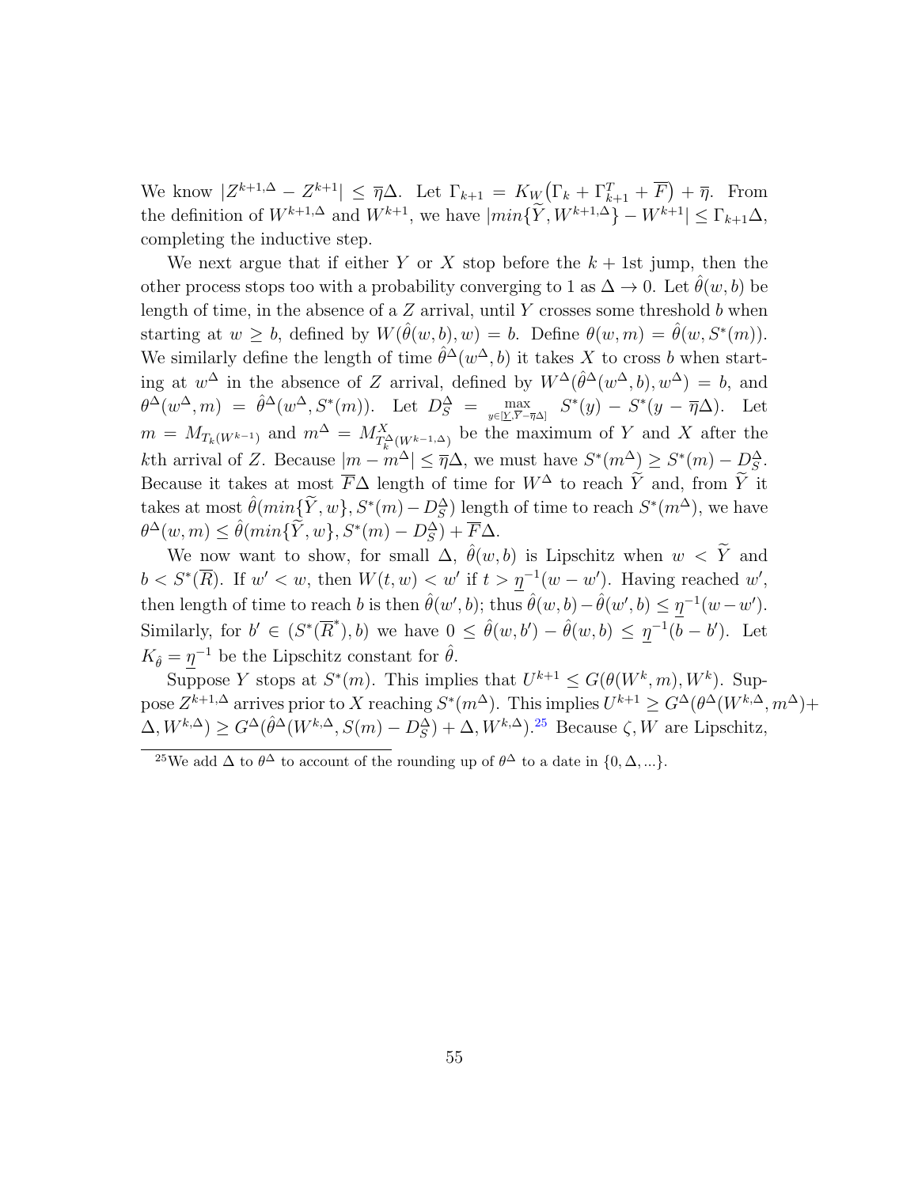We know $|Z^{k+1,\Delta} - Z^{k+1}| \leq \overline{\eta}\Delta$. Let $\Gamma_{k+1} = K_W\big(\Gamma_k + \Gamma^T_{k+1} + \overline{F}\big) + \overline{\eta}$. From the definition of $W^{k+1,\Delta}$ and $W^{k+1}$, we have $|min\{\widetilde{Y}, W^{k+1,\Delta}\} - W^{k+1}| \leq \Gamma_{k+1}\Delta$, completing the inductive step.

We next argue that if either $Y$ or $X$ stop before the $k+1$st jump, then the other process stops too with a probability converging to 1 as $\Delta \to 0$. Let $\hat{\theta}(w, b)$ be length of time, in the absence of a $Z$ arrival, until $Y$ crosses some threshold $b$ when starting at $w \geq b$, defined by $W(\hat{\theta}(w, b), w) = b$. Define $\theta(w, m) = \hat{\theta}(w, S^*(m))$. We similarly define the length of time $\hat{\theta}^\Delta(w^\Delta, b)$ it takes $X$ to cross $b$ when starting at $w^\Delta$ in the absence of $Z$ arrival, defined by $W^\Delta(\hat{\theta}^\Delta(w^\Delta, b), w^\Delta) = b$, and $\theta^\Delta(w^\Delta, m) = \hat{\theta}^\Delta(w^\Delta, S^*(m))$. Let $D^\Delta_S = \max_{y \in [\underline{Y}, \overline{Y} - \overline{\eta}\Delta]} S^*(y) - S^*(y - \overline{\eta}\Delta)$. Let $m = M_{T_k(W^{k-1})}$ and $m^\Delta = M^X_{T^\Delta_k(W^{k-1,\Delta})}$ be the maximum of $Y$ and $X$ after the $k$th arrival of $Z$. Because $|m - m^\Delta| \leq \overline{\eta}\Delta$, we must have $S^*(m^\Delta) \geq S^*(m) - D^\Delta_S$. Because it takes at most $\overline{F}\Delta$ length of time for $W^\Delta$ to reach $\widetilde{Y}$ and, from $\widetilde{Y}$ it takes at most $\hat{\theta}(min\{\widetilde{Y}, w\}, S^*(m) - D^\Delta_S)$ length of time to reach $S^*(m^\Delta)$, we have $\theta^\Delta(w, m) \leq \hat{\theta}(min\{\widetilde{Y}, w\}, S^*(m) - D^\Delta_S) + \overline{F}\Delta$.

We now want to show, for small $\Delta$, $\hat{\theta}(w, b)$ is Lipschitz when $w < \widetilde{Y}$ and $b < S^*(\overline{R})$. If $w' < w$, then $W(t, w) < w'$ if $t > \underline{\eta}^{-1}(w - w')$. Having reached $w'$, then length of time to reach $b$ is then $\hat{\theta}(w', b)$; thus $\hat{\theta}(w, b) - \hat{\theta}(w', b) \leq \underline{\eta}^{-1}(w - w')$. Similarly, for $b' \in (S^*(\overline{R}^*), b)$ we have $0 \leq \hat{\theta}(w, b') - \hat{\theta}(w, b) \leq \underline{\eta}^{-1}(b - b')$. Let $K_{\hat{\theta}} = \underline{\eta}^{-1}$ be the Lipschitz constant for $\hat{\theta}$.

Suppose $Y$ stops at $S^*(m)$. This implies that $U^{k+1} \leq G(\theta(W^k, m), W^k)$. Suppose $Z^{k+1,\Delta}$ arrives prior to $X$ reaching $S^*(m^\Delta)$. This implies $U^{k+1} \geq G^\Delta(\theta^\Delta(W^{k,\Delta}, m^\Delta) + \Delta, W^{k,\Delta}) \geq G^\Delta(\hat{\theta}^\Delta(W^{k,\Delta}, S(m) - D^\Delta_S) + \Delta, W^{k,\Delta})$.[25] Because $\zeta, W$ are Lipschitz,

[25] We add $\Delta$ to $\theta^\Delta$ to account of the rounding up of $\theta^\Delta$ to a date in $\{0, \Delta, ...\}$.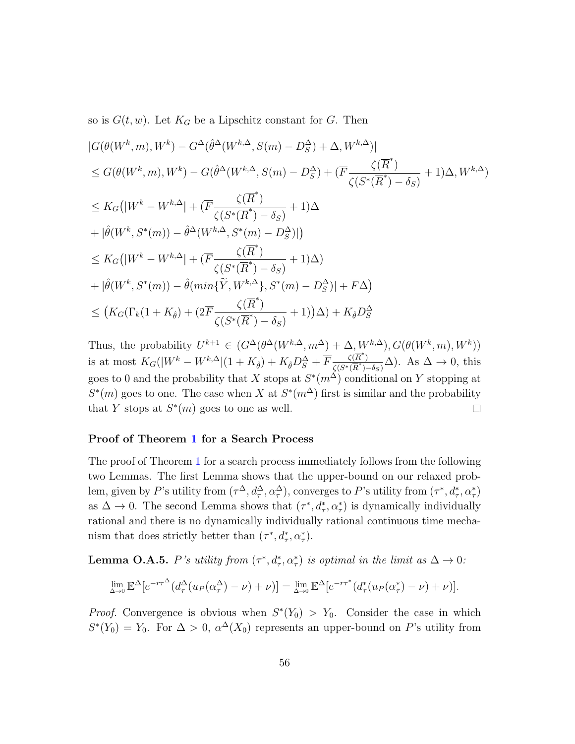so is $G(t, w)$. Let $K_G$ be a Lipschitz constant for $G$. Then

$$
\begin{aligned}
&|G(\theta(W^k, m), W^k) - G^{\Delta}(\hat{\theta}^{\Delta}(W^{k,\Delta}, S(m) - D_S^{\Delta}) + \Delta, W^{k,\Delta})| \\
&\leq G(\theta(W^k, m), W^k) - G(\hat{\theta}^{\Delta}(W^{k,\Delta}, S(m) - D_S^{\Delta}) + (\overline{F}\frac{\zeta(\overline{R}^*)}{\zeta(S^*(\overline{R}^*) - \delta_S)} + 1)\Delta, W^{k,\Delta}) \\
&\leq K_G\big(|W^k - W^{k,\Delta}| + (\overline{F}\frac{\zeta(\overline{R}^*)}{\zeta(S^*(\overline{R}^*) - \delta_S)} + 1)\Delta \\
&+ |\hat{\theta}(W^k, S^*(m)) - \hat{\theta}^{\Delta}(W^{k,\Delta}, S^*(m) - D_S^{\Delta})|\big) \\
&\leq K_G\big(|W^k - W^{k,\Delta}| + (\overline{F}\frac{\zeta(\overline{R}^*)}{\zeta(S^*(\overline{R}^*) - \delta_S)} + 1)\Delta) \\
&+ |\hat{\theta}(W^k, S^*(m)) - \hat{\theta}(min\{\widetilde{Y}, W^{k,\Delta}\}, S^*(m) - D_S^{\Delta})| + \overline{F}\Delta\big) \\
&\leq \big(K_G(\Gamma_k(1 + K_{\hat{\theta}}) + (2\overline{F}\frac{\zeta(\overline{R}^*)}{\zeta(S^*(\overline{R}^*) - \delta_S)} + 1)\big)\Delta) + K_{\hat{\theta}} D_S^{\Delta}
\end{aligned}
$$

Thus, the probability $U^{k+1} \in (G^{\Delta}(\theta^{\Delta}(W^{k,\Delta}, m^{\Delta}) + \Delta, W^{k,\Delta}), G(\theta(W^k, m), W^k))$ is at most $K_G(|W^k - W^{k,\Delta}|(1 + K_{\hat{\theta}}) + K_{\hat{\theta}} D_S^{\Delta} + \overline{F}\frac{\zeta(\overline{R}^*)}{\zeta(S^*(\overline{R}^*) - \delta_S)}\Delta)$. As $\Delta \to 0$, this goes to 0 and the probability that $X$ stops at $S^*(m^{\Delta})$ conditional on $Y$ stopping at $S^*(m)$ goes to one. The case when $X$ at $S^*(m^{\Delta})$ first is similar and the probability that $Y$ stops at $S^*(m)$ goes to one as well. □

### Proof of Theorem 1 for a Search Process

The proof of Theorem 1 for a search process immediately follows from the following two Lemmas. The first Lemma shows that the upper-bound on our relaxed problem, given by $P$'s utility from $(\tau^{\Delta}, d_{\tau}^{\Delta}, \alpha_{\tau}^{\Delta})$, converges to $P$'s utility from $(\tau^*, d_{\tau}^*, \alpha_{\tau}^*)$ as $\Delta \to 0$. The second Lemma shows that $(\tau^*, d_{\tau}^*, \alpha_{\tau}^*)$ is dynamically individually rational and there is no dynamically individually rational continuous time mechanism that does strictly better than $(\tau^*, d_{\tau}^*, \alpha_{\tau}^*)$.

**Lemma O.A.5.** *$P$'s utility from $(\tau^*, d_{\tau}^*, \alpha_{\tau}^*)$ is optimal in the limit as $\Delta \to 0$:*

$$\lim_{\Delta \to 0} \mathbb{E}^{\Delta}[e^{-r\tau^{\Delta}}(d_{\tau}^{\Delta}(u_P(\alpha_{\tau}^{\Delta}) - \nu) + \nu)] = \lim_{\Delta \to 0} \mathbb{E}^{\Delta}[e^{-r\tau^*}(d_{\tau}^*(u_P(\alpha_{\tau}^*) - \nu) + \nu)].$$

*Proof.* Convergence is obvious when $S^*(Y_0) > Y_0$. Consider the case in which $S^*(Y_0) = Y_0$. For $\Delta > 0$, $\alpha^{\Delta}(X_0)$ represents an upper-bound on $P$'s utility from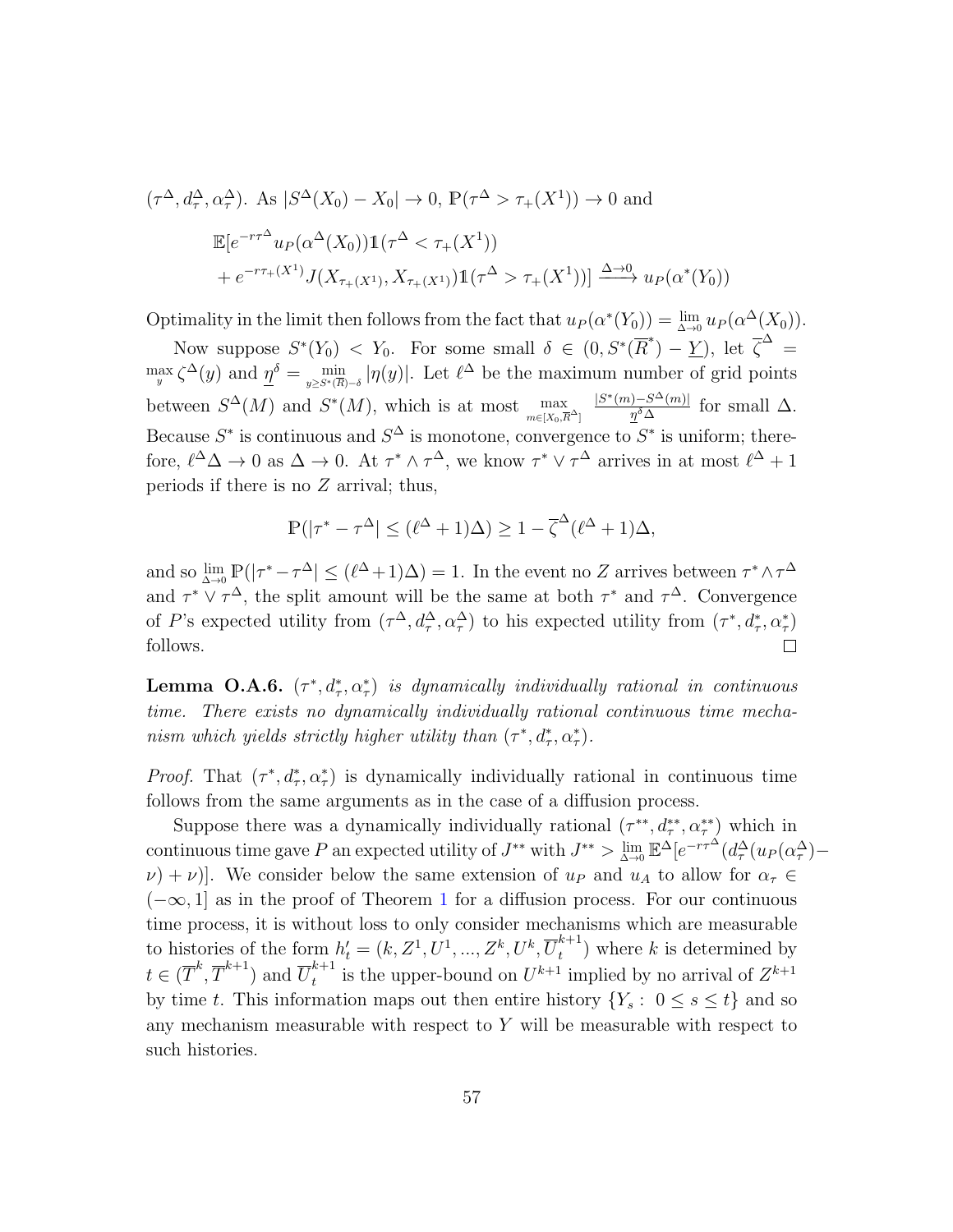$(\tau^\Delta, d^\Delta_\tau, \alpha^\Delta_\tau)$. As $|S^\Delta(X_0) - X_0| \to 0$, $\mathbb{P}(\tau^\Delta > \tau_+(X^1)) \to 0$ and

$$\mathbb{E}[e^{-r\tau^\Delta} u_P(\alpha^\Delta(X_0))\mathbb{1}(\tau^\Delta < \tau_+(X^1)) + e^{-r\tau_+(X^1)} J(X_{\tau_+(X^1)}, X_{\tau_+(X^1)})\mathbb{1}(\tau^\Delta > \tau_+(X^1))] \xrightarrow{\Delta \to 0} u_P(\alpha^*(Y_0))$$

Optimality in the limit then follows from the fact that $u_P(\alpha^*(Y_0)) = \lim_{\Delta\to 0} u_P(\alpha^\Delta(X_0))$.

Now suppose $S^*(Y_0) < Y_0$. For some small $\delta \in (0, S^*(\overline{R}^*) - \underline{Y})$, let $\overline{\zeta}^\Delta = \max_y \zeta^\Delta(y)$ and $\underline{\eta}^\delta = \min_{y \geq S^*(\overline{R}) - \delta} |\eta(y)|$. Let $\ell^\Delta$ be the maximum number of grid points between $S^\Delta(M)$ and $S^*(M)$, which is at most $\max_{m \in [X_0, \overline{R}^\Delta]} \frac{|S^*(m) - S^\Delta(m)|}{\underline{\eta}^\delta \Delta}$ for small $\Delta$. Because $S^*$ is continuous and $S^\Delta$ is monotone, convergence to $S^*$ is uniform; therefore, $\ell^\Delta \Delta \to 0$ as $\Delta \to 0$. At $\tau^* \wedge \tau^\Delta$, we know $\tau^* \vee \tau^\Delta$ arrives in at most $\ell^\Delta + 1$ periods if there is no $Z$ arrival; thus,

$$\mathbb{P}(|\tau^* - \tau^\Delta| \leq (\ell^\Delta + 1)\Delta) \geq 1 - \overline{\zeta}^\Delta(\ell^\Delta + 1)\Delta,$$

and so $\lim_{\Delta\to 0} \mathbb{P}(|\tau^* - \tau^\Delta| \leq (\ell^\Delta + 1)\Delta) = 1$. In the event no $Z$ arrives between $\tau^* \wedge \tau^\Delta$ and $\tau^* \vee \tau^\Delta$, the split amount will be the same at both $\tau^*$ and $\tau^\Delta$. Convergence of $P$'s expected utility from $(\tau^\Delta, d^\Delta_\tau, \alpha^\Delta_\tau)$ to his expected utility from $(\tau^*, d^*_\tau, \alpha^*_\tau)$ follows. $\square$

**Lemma O.A.6.** *$(\tau^*, d^*_\tau, \alpha^*_\tau)$ is dynamically individually rational in continuous time. There exists no dynamically individually rational continuous time mechanism which yields strictly higher utility than $(\tau^*, d^*_\tau, \alpha^*_\tau)$.*

*Proof.* That $(\tau^*, d^*_\tau, \alpha^*_\tau)$ is dynamically individually rational in continuous time follows from the same arguments as in the case of a diffusion process.

Suppose there was a dynamically individually rational $(\tau^{**}, d^{**}_\tau, \alpha^{**}_\tau)$ which in continuous time gave $P$ an expected utility of $J^{**}$ with $J^{**} > \lim_{\Delta\to 0} \mathbb{E}^\Delta[e^{-r\tau^\Delta}(d^\Delta_\tau(u_P(\alpha^\Delta_\tau) - \nu) + \nu)]$. We consider below the same extension of $u_P$ and $u_A$ to allow for $\alpha_\tau \in (-\infty, 1]$ as in the proof of Theorem 1 for a diffusion process. For our continuous time process, it is without loss to only consider mechanisms which are measurable to histories of the form $h'_t = (k, Z^1, U^1, ..., Z^k, U^k, \overline{U}^{k+1}_t)$ where $k$ is determined by $t \in (\overline{T}^k, \overline{T}^{k+1})$ and $\overline{U}^{k+1}_t$ is the upper-bound on $U^{k+1}$ implied by no arrival of $Z^{k+1}$ by time $t$. This information maps out then entire history $\{Y_s : 0 \leq s \leq t\}$ and so any mechanism measurable with respect to $Y$ will be measurable with respect to such histories.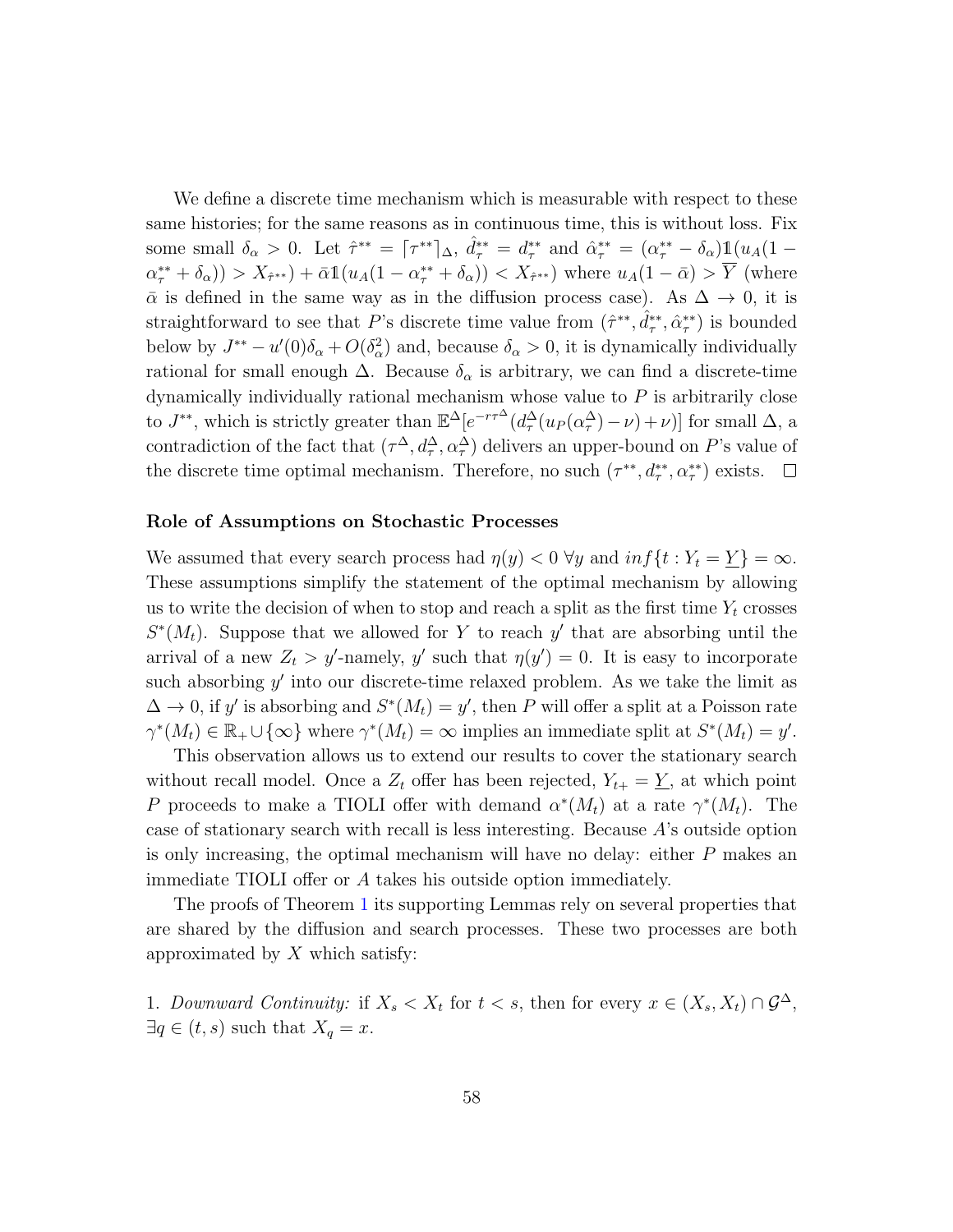We define a discrete time mechanism which is measurable with respect to these same histories; for the same reasons as in continuous time, this is without loss. Fix some small $\delta_\alpha > 0$. Let $\hat{\tau}^{**} = \lceil \tau^{**} \rceil_\Delta$, $\hat{d}^{**}_\tau = d^{**}_\tau$ and $\hat{\alpha}^{**}_\tau = (\alpha^{**}_\tau - \delta_\alpha)\mathbb{1}(u_A(1 - \alpha^{**}_\tau + \delta_\alpha)) > X_{\hat{\tau}^{**}}) + \bar{\alpha}\mathbb{1}(u_A(1 - \alpha^{**}_\tau + \delta_\alpha)) < X_{\hat{\tau}^{**}})$ where $u_A(1 - \bar{\alpha}) > \overline{Y}$ (where $\bar{\alpha}$ is defined in the same way as in the diffusion process case). As $\Delta \to 0$, it is straightforward to see that $P$'s discrete time value from $(\hat{\tau}^{**}, \hat{d}^{**}_\tau, \hat{\alpha}^{**}_\tau)$ is bounded below by $J^{**} - u'(0)\delta_\alpha + O(\delta_\alpha^2)$ and, because $\delta_\alpha > 0$, it is dynamically individually rational for small enough $\Delta$. Because $\delta_\alpha$ is arbitrary, we can find a discrete-time dynamically individually rational mechanism whose value to $P$ is arbitrarily close to $J^{**}$, which is strictly greater than $\mathbb{E}^\Delta[e^{-r\tau^\Delta}(d^\Delta_\tau(u_P(\alpha^\Delta_\tau) - \nu) + \nu)]$ for small $\Delta$, a contradiction of the fact that $(\tau^\Delta, d^\Delta_\tau, \alpha^\Delta_\tau)$ delivers an upper-bound on $P$'s value of the discrete time optimal mechanism. Therefore, no such $(\tau^{**}, d^{**}_\tau, \alpha^{**}_\tau)$ exists. $\square$

#### Role of Assumptions on Stochastic Processes

We assumed that every search process had $\eta(y) < 0\ \forall y$ and $inf\{t : Y_t = \underline{Y}\} = \infty$. These assumptions simplify the statement of the optimal mechanism by allowing us to write the decision of when to stop and reach a split as the first time $Y_t$ crosses $S^*(M_t)$. Suppose that we allowed for $Y$ to reach $y'$ that are absorbing until the arrival of a new $Z_t > y'$-namely, $y'$ such that $\eta(y') = 0$. It is easy to incorporate such absorbing $y'$ into our discrete-time relaxed problem. As we take the limit as $\Delta \to 0$, if $y'$ is absorbing and $S^*(M_t) = y'$, then $P$ will offer a split at a Poisson rate $\gamma^*(M_t) \in \mathbb{R}_+ \cup \{\infty\}$ where $\gamma^*(M_t) = \infty$ implies an immediate split at $S^*(M_t) = y'$.

This observation allows us to extend our results to cover the stationary search without recall model. Once a $Z_t$ offer has been rejected, $Y_{t+} = \underline{Y}$, at which point $P$ proceeds to make a TIOLI offer with demand $\alpha^*(M_t)$ at a rate $\gamma^*(M_t)$. The case of stationary search with recall is less interesting. Because $A$'s outside option is only increasing, the optimal mechanism will have no delay: either $P$ makes an immediate TIOLI offer or $A$ takes his outside option immediately.

The proofs of Theorem 1 its supporting Lemmas rely on several properties that are shared by the diffusion and search processes. These two processes are both approximated by $X$ which satisfy:

1. *Downward Continuity:* if $X_s < X_t$ for $t < s$, then for every $x \in (X_s, X_t) \cap \mathcal{G}^\Delta$, $\exists q \in (t, s)$ such that $X_q = x$.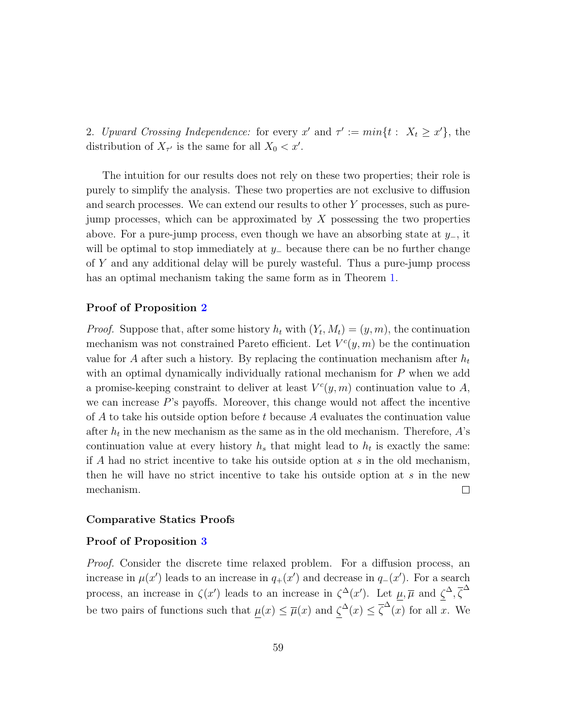2. *Upward Crossing Independence:* for every $x'$ and $\tau' := min\{t : X_t \geq x'\}$, the distribution of $X_{\tau'}$ is the same for all $X_0 < x'$.

The intuition for our results does not rely on these two properties; their role is purely to simplify the analysis. These two properties are not exclusive to diffusion and search processes. We can extend our results to other $Y$ processes, such as pure-jump processes, which can be approximated by $X$ possessing the two properties above. For a pure-jump process, even though we have an absorbing state at $y_-$, it will be optimal to stop immediately at $y_-$ because there can be no further change of $Y$ and any additional delay will be purely wasteful. Thus a pure-jump process has an optimal mechanism taking the same form as in Theorem 1.

### Proof of Proposition 2

*Proof.* Suppose that, after some history $h_t$ with $(Y_t, M_t) = (y, m)$, the continuation mechanism was not constrained Pareto efficient. Let $V^c(y, m)$ be the continuation value for $A$ after such a history. By replacing the continuation mechanism after $h_t$ with an optimal dynamically individually rational mechanism for $P$ when we add a promise-keeping constraint to deliver at least $V^c(y, m)$ continuation value to $A$, we can increase $P$'s payoffs. Moreover, this change would not affect the incentive of $A$ to take his outside option before $t$ because $A$ evaluates the continuation value after $h_t$ in the new mechanism as the same as in the old mechanism. Therefore, $A$'s continuation value at every history $h_s$ that might lead to $h_t$ is exactly the same: if $A$ had no strict incentive to take his outside option at $s$ in the old mechanism, then he will have no strict incentive to take his outside option at $s$ in the new mechanism. $\square$

### Comparative Statics Proofs

### Proof of Proposition 3

*Proof.* Consider the discrete time relaxed problem. For a diffusion process, an increase in $\mu(x')$ leads to an increase in $q_+(x')$ and decrease in $q_-(x')$. For a search process, an increase in $\zeta(x')$ leads to an increase in $\zeta^\Delta(x')$. Let $\underline{\mu}, \overline{\mu}$ and $\underline{\zeta}^\Delta, \overline{\zeta}^\Delta$ be two pairs of functions such that $\underline{\mu}(x) \leq \overline{\mu}(x)$ and $\underline{\zeta}^\Delta(x) \leq \overline{\zeta}^\Delta(x)$ for all $x$. We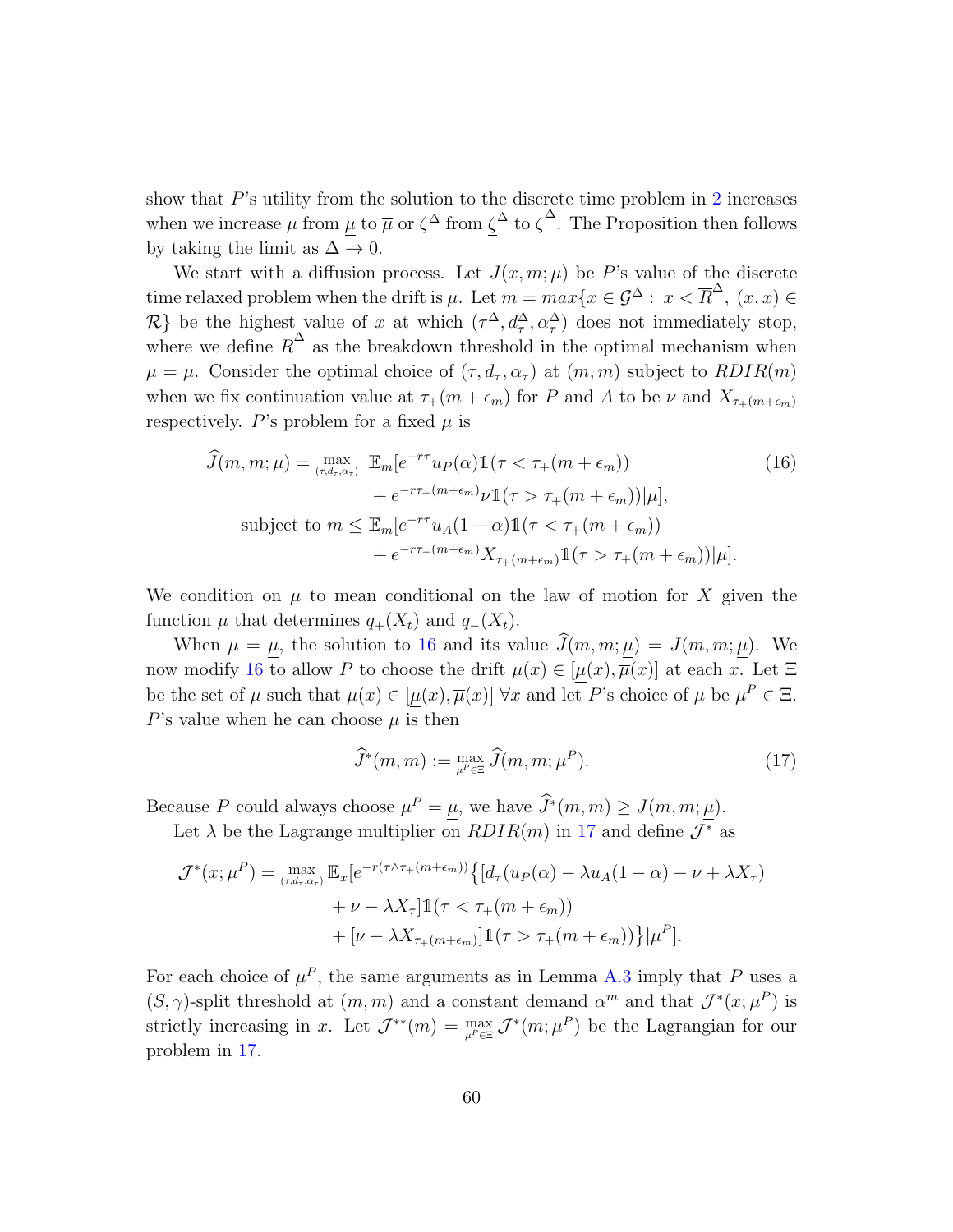show that $P$'s utility from the solution to the discrete time problem in 2 increases when we increase $\mu$ from $\underline{\mu}$ to $\overline{\mu}$ or $\zeta^\Delta$ from $\underline{\zeta}^\Delta$ to $\overline{\zeta}^\Delta$. The Proposition then follows by taking the limit as $\Delta \to 0$.

We start with a diffusion process. Let $J(x, m; \mu)$ be $P$'s value of the discrete time relaxed problem when the drift is $\mu$. Let $m = max\{x \in \mathcal{G}^\Delta : \ x < \overline{R}^\Delta, \ (x, x) \in \mathcal{R}\}$ be the highest value of $x$ at which $(\tau^\Delta, d^\Delta_\tau, \alpha^\Delta_\tau)$ does not immediately stop, where we define $\overline{R}^\Delta$ as the breakdown threshold in the optimal mechanism when $\mu = \underline{\mu}$. Consider the optimal choice of $(\tau, d_\tau, \alpha_\tau)$ at $(m, m)$ subject to $RDIR(m)$ when we fix continuation value at $\tau_+(m + \epsilon_m)$ for $P$ and $A$ to be $\nu$ and $X_{\tau_+(m+\epsilon_m)}$ respectively. $P$'s problem for a fixed $\mu$ is

$$
\begin{aligned}
\widehat{J}(m, m; \mu) = \max_{(\tau, d_\tau, \alpha_\tau)} \ & \mathbb{E}_m[e^{-r\tau} u_P(\alpha) \mathbb{1}(\tau < \tau_+(m + \epsilon_m)) \\
& + e^{-r\tau_+(m+\epsilon_m)} \nu \mathbb{1}(\tau > \tau_+(m + \epsilon_m)) | \mu], \\
\text{subject to } m \leq \ & \mathbb{E}_m[e^{-r\tau} u_A(1 - \alpha) \mathbb{1}(\tau < \tau_+(m + \epsilon_m)) \\
& + e^{-r\tau_+(m+\epsilon_m)} X_{\tau_+(m+\epsilon_m)} \mathbb{1}(\tau > \tau_+(m + \epsilon_m)) | \mu].
\end{aligned}
\tag{16}
$$

We condition on $\mu$ to mean conditional on the law of motion for $X$ given the function $\mu$ that determines $q_+(X_t)$ and $q_-(X_t)$.

When $\mu = \underline{\mu}$, the solution to 16 and its value $\widehat{J}(m, m; \underline{\mu}) = J(m, m; \underline{\mu})$. We now modify 16 to allow $P$ to choose the drift $\mu(x) \in [\underline{\mu}(x), \overline{\mu}(x)]$ at each $x$. Let $\Xi$ be the set of $\mu$ such that $\mu(x) \in [\underline{\mu}(x), \overline{\mu}(x)] \ \forall x$ and let $P$'s choice of $\mu$ be $\mu^P \in \Xi$. $P$'s value when he can choose $\mu$ is then

$$
\widehat{J}^*(m, m) := \max_{\mu^P \in \Xi} \widehat{J}(m, m; \mu^P). \tag{17}
$$

Because $P$ could always choose $\mu^P = \underline{\mu}$, we have $\widehat{J}^*(m, m) \geq J(m, m; \underline{\mu})$.

Let $\lambda$ be the Lagrange multiplier on $RDIR(m)$ in 17 and define $\mathcal{J}^*$ as

$$
\begin{aligned}
\mathcal{J}^*(x; \mu^P) = \max_{(\tau, d_\tau, \alpha_\tau)} \mathbb{E}_x[e^{-r(\tau \wedge \tau_+(m+\epsilon_m))} \big\{ & [d_\tau(u_P(\alpha) - \lambda u_A(1 - \alpha) - \nu + \lambda X_\tau) \\
& + \nu - \lambda X_\tau] \mathbb{1}(\tau < \tau_+(m + \epsilon_m)) \\
& + [\nu - \lambda X_{\tau_+(m+\epsilon_m)}] \mathbb{1}(\tau > \tau_+(m + \epsilon_m)) \big\} | \mu^P].
\end{aligned}
$$

For each choice of $\mu^P$, the same arguments as in Lemma A.3 imply that $P$ uses a $(S, \gamma)$-split threshold at $(m, m)$ and a constant demand $\alpha^m$ and that $\mathcal{J}^*(x; \mu^P)$ is strictly increasing in $x$. Let $\mathcal{J}^{**}(m) = \max_{\mu^P \in \Xi} \mathcal{J}^*(m; \mu^P)$ be the Lagrangian for our problem in 17.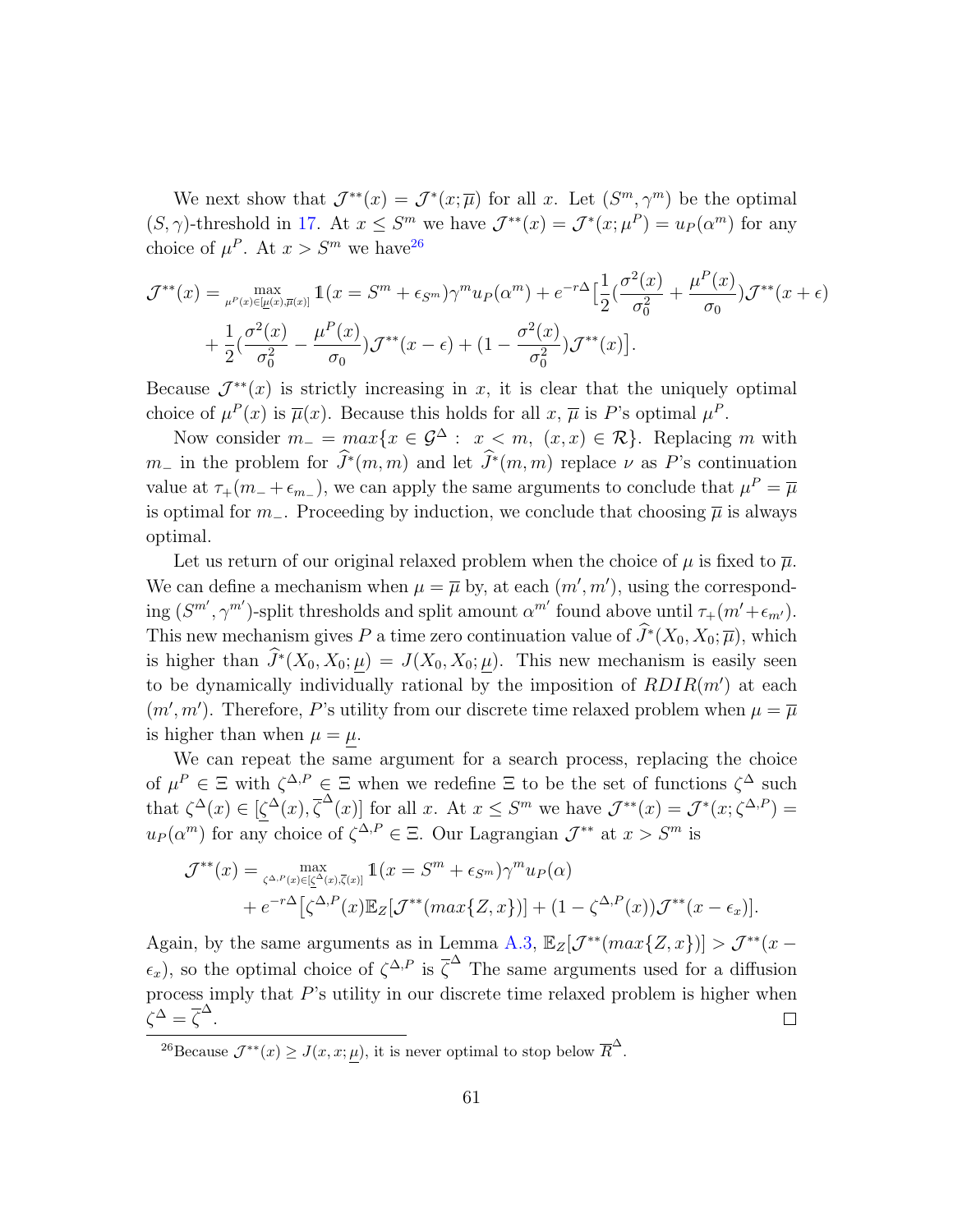We next show that $\mathcal{J}^{**}(x) = \mathcal{J}^*(x; \overline{\mu})$ for all $x$. Let $(S^m, \gamma^m)$ be the optimal $(S, \gamma)$-threshold in 17. At $x \leq S^m$ we have $\mathcal{J}^{**}(x) = \mathcal{J}^*(x; \mu^P) = u_P(\alpha^m)$ for any choice of $\mu^P$. At $x > S^m$ we have[26]

$$\mathcal{J}^{**}(x) = \max_{\mu^P(x) \in [\underline{\mu}(x), \overline{\mu}(x)]} \mathbb{1}(x = S^m + \epsilon_{S^m})\gamma^m u_P(\alpha^m) + e^{-r\Delta}\Big[\frac{1}{2}(\frac{\sigma^2(x)}{\sigma_0^2} + \frac{\mu^P(x)}{\sigma_0})\mathcal{J}^{**}(x+\epsilon)$$
$$+ \frac{1}{2}(\frac{\sigma^2(x)}{\sigma_0^2} - \frac{\mu^P(x)}{\sigma_0})\mathcal{J}^{**}(x-\epsilon) + (1 - \frac{\sigma^2(x)}{\sigma_0^2})\mathcal{J}^{**}(x)\Big].$$

Because $\mathcal{J}^{**}(x)$ is strictly increasing in $x$, it is clear that the uniquely optimal choice of $\mu^P(x)$ is $\overline{\mu}(x)$. Because this holds for all $x$, $\overline{\mu}$ is $P$'s optimal $\mu^P$.

Now consider $m_- = max\{x \in \mathcal{G}^\Delta : \ x < m, \ (x, x) \in \mathcal{R}\}$. Replacing $m$ with $m_-$ in the problem for $\widehat{J}^*(m, m)$ and let $\widehat{J}^*(m, m)$ replace $\nu$ as $P$'s continuation value at $\tau_+(m_- + \epsilon_{m_-})$, we can apply the same arguments to conclude that $\mu^P = \overline{\mu}$ is optimal for $m_-$. Proceeding by induction, we conclude that choosing $\overline{\mu}$ is always optimal.

Let us return of our original relaxed problem when the choice of $\mu$ is fixed to $\overline{\mu}$. We can define a mechanism when $\mu = \overline{\mu}$ by, at each $(m', m')$, using the corresponding $(S^{m'}, \gamma^{m'})$-split thresholds and split amount $\alpha^{m'}$ found above until $\tau_+(m' + \epsilon_{m'})$. This new mechanism gives $P$ a time zero continuation value of $\widehat{J}^*(X_0, X_0; \overline{\mu})$, which is higher than $\widehat{J}^*(X_0, X_0; \underline{\mu}) = J(X_0, X_0; \underline{\mu})$. This new mechanism is easily seen to be dynamically individually rational by the imposition of $RDIR(m')$ at each $(m', m')$. Therefore, $P$'s utility from our discrete time relaxed problem when $\mu = \overline{\mu}$ is higher than when $\mu = \underline{\mu}$.

We can repeat the same argument for a search process, replacing the choice of $\mu^P \in \Xi$ with $\zeta^{\Delta, P} \in \Xi$ when we redefine $\Xi$ to be the set of functions $\zeta^\Delta$ such that $\zeta^\Delta(x) \in [\underline{\zeta}^\Delta(x), \overline{\zeta}^\Delta(x)]$ for all $x$. At $x \leq S^m$ we have $\mathcal{J}^{**}(x) = \mathcal{J}^*(x; \zeta^{\Delta, P}) = u_P(\alpha^m)$ for any choice of $\zeta^{\Delta, P} \in \Xi$. Our Lagrangian $\mathcal{J}^{**}$ at $x > S^m$ is

$$\mathcal{J}^{**}(x) = \max_{\zeta^{\Delta, P}(x) \in [\underline{\zeta}^\Delta(x), \overline{\zeta}(x)]} \mathbb{1}(x = S^m + \epsilon_{S^m})\gamma^m u_P(\alpha)$$
$$+ e^{-r\Delta}\big[\zeta^{\Delta, P}(x)\mathbb{E}_Z[\mathcal{J}^{**}(max\{Z, x\})] + (1 - \zeta^{\Delta, P}(x))\mathcal{J}^{**}(x - \epsilon_x)\big].$$

Again, by the same arguments as in Lemma A.3, $\mathbb{E}_Z[\mathcal{J}^{**}(max\{Z, x\})] > \mathcal{J}^{**}(x - \epsilon_x)$, so the optimal choice of $\zeta^{\Delta, P}$ is $\overline{\zeta}^\Delta$ The same arguments used for a diffusion process imply that $P$'s utility in our discrete time relaxed problem is higher when $\zeta^\Delta = \overline{\zeta}^\Delta$. □

[26] Because $\mathcal{J}^{**}(x) \geq J(x, x; \underline{\mu})$, it is never optimal to stop below $\overline{R}^\Delta$.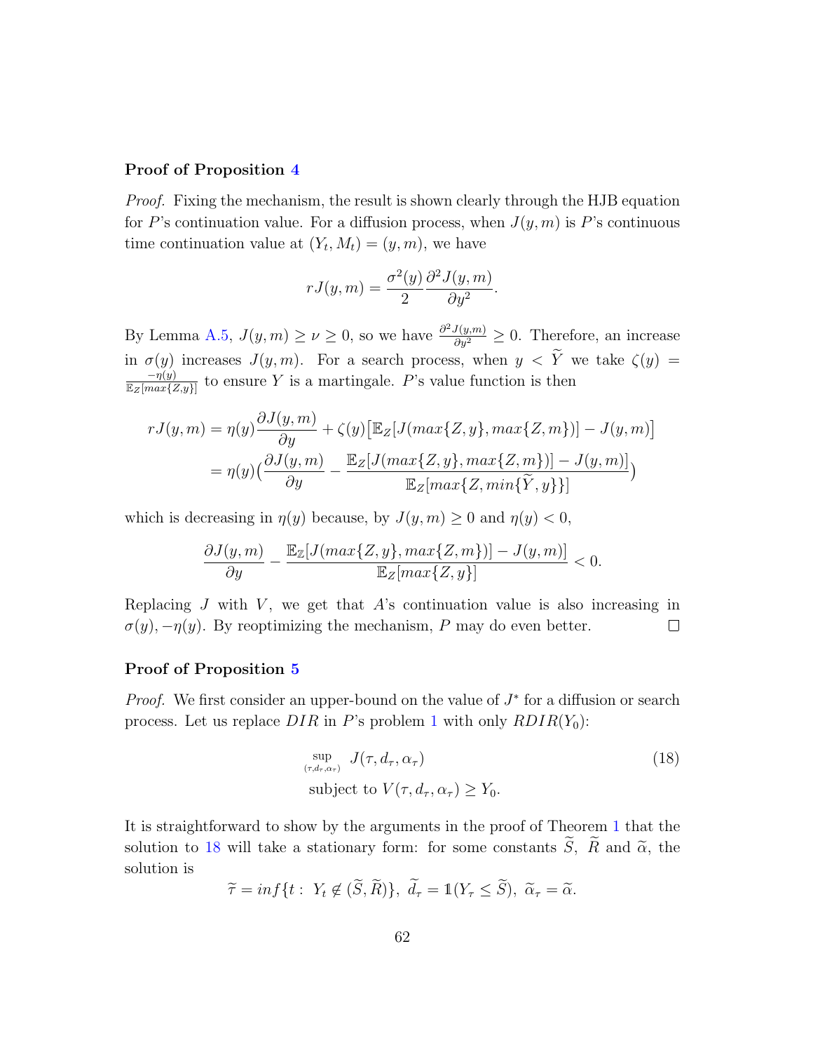### Proof of Proposition 4

*Proof.* Fixing the mechanism, the result is shown clearly through the HJB equation for $P$'s continuation value. For a diffusion process, when $J(y,m)$ is $P$'s continuous time continuation value at $(Y_t, M_t) = (y, m)$, we have

$$rJ(y,m) = \frac{\sigma^2(y)}{2}\frac{\partial^2 J(y,m)}{\partial y^2}.$$

By Lemma A.5, $J(y,m) \geq \nu \geq 0$, so we have $\frac{\partial^2 J(y,m)}{\partial y^2} \geq 0$. Therefore, an increase in $\sigma(y)$ increases $J(y,m)$. For a search process, when $y < \widetilde{Y}$ we take $\zeta(y) = \frac{-\eta(y)}{\mathbb{E}_Z[max\{Z,y\}]}$ to ensure $Y$ is a martingale. $P$'s value function is then

$$\begin{aligned}
rJ(y,m) &= \eta(y)\frac{\partial J(y,m)}{\partial y} + \zeta(y)\big[\mathbb{E}_Z[J(max\{Z,y\}, max\{Z,m\})] - J(y,m)\big] \\
&= \eta(y)\Big(\frac{\partial J(y,m)}{\partial y} - \frac{\mathbb{E}_Z[J(max\{Z,y\}, max\{Z,m\})] - J(y,m)]}{\mathbb{E}_Z[max\{Z, min\{\widetilde{Y}, y\}\}]}\Big)
\end{aligned}$$

which is decreasing in $\eta(y)$ because, by $J(y,m) \geq 0$ and $\eta(y) < 0$,

$$\frac{\partial J(y,m)}{\partial y} - \frac{\mathbb{E}_{\mathbb{Z}}[J(max\{Z,y\}, max\{Z,m\})] - J(y,m)]}{\mathbb{E}_Z[max\{Z,y\}]} < 0.$$

Replacing $J$ with $V$, we get that $A$'s continuation value is also increasing in $\sigma(y), -\eta(y)$. By reoptimizing the mechanism, $P$ may do even better. $\square$

### Proof of Proposition 5

*Proof.* We first consider an upper-bound on the value of $J^*$ for a diffusion or search process. Let us replace $DIR$ in $P$'s problem 1 with only $RDIR(Y_0)$:

$$\begin{aligned}
&\sup_{(\tau, d_\tau, \alpha_\tau)} \; J(\tau, d_\tau, \alpha_\tau) \\
&\text{subject to } V(\tau, d_\tau, \alpha_\tau) \geq Y_0.
\end{aligned} \tag{18}$$

It is straightforward to show by the arguments in the proof of Theorem 1 that the solution to 18 will take a stationary form: for some constants $\widetilde{S}$, $\widetilde{R}$ and $\widetilde{\alpha}$, the solution is

$$\widetilde{\tau} = inf\{t: \; Y_t \notin (\widetilde{S}, \widetilde{R})\}, \; \widetilde{d}_\tau = \mathbb{1}(Y_\tau \leq \widetilde{S}), \; \widetilde{\alpha}_\tau = \widetilde{\alpha}.$$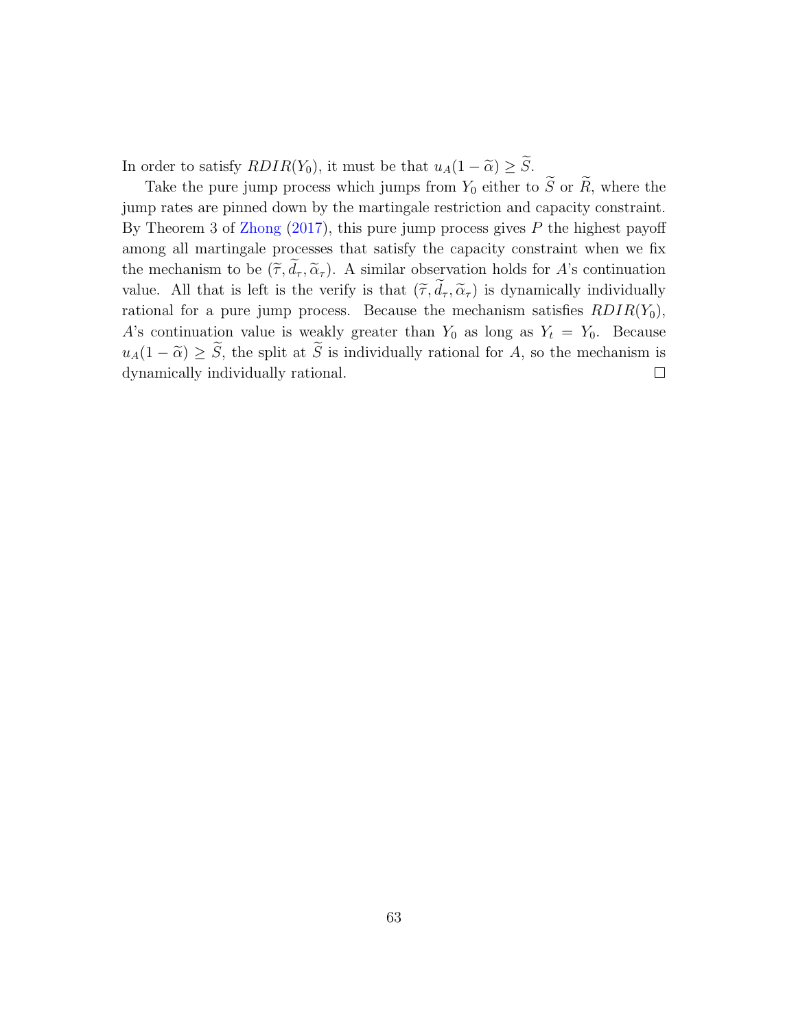In order to satisfy $RDIR(Y_0)$, it must be that $u_A(1 - \widetilde{\alpha}) \geq \widetilde{S}$.

Take the pure jump process which jumps from $Y_0$ either to $\widetilde{S}$ or $\widetilde{R}$, where the jump rates are pinned down by the martingale restriction and capacity constraint. By Theorem 3 of Zhong (2017), this pure jump process gives $P$ the highest payoff among all martingale processes that satisfy the capacity constraint when we fix the mechanism to be $(\widetilde{\tau}, \widetilde{d}_\tau, \widetilde{\alpha}_\tau)$. A similar observation holds for $A$'s continuation value. All that is left is the verify is that $(\widetilde{\tau}, \widetilde{d}_\tau, \widetilde{\alpha}_\tau)$ is dynamically individually rational for a pure jump process. Because the mechanism satisfies $RDIR(Y_0)$, $A$'s continuation value is weakly greater than $Y_0$ as long as $Y_t = Y_0$. Because $u_A(1 - \widetilde{\alpha}) \geq \widetilde{S}$, the split at $\widetilde{S}$ is individually rational for $A$, so the mechanism is dynamically individually rational. □